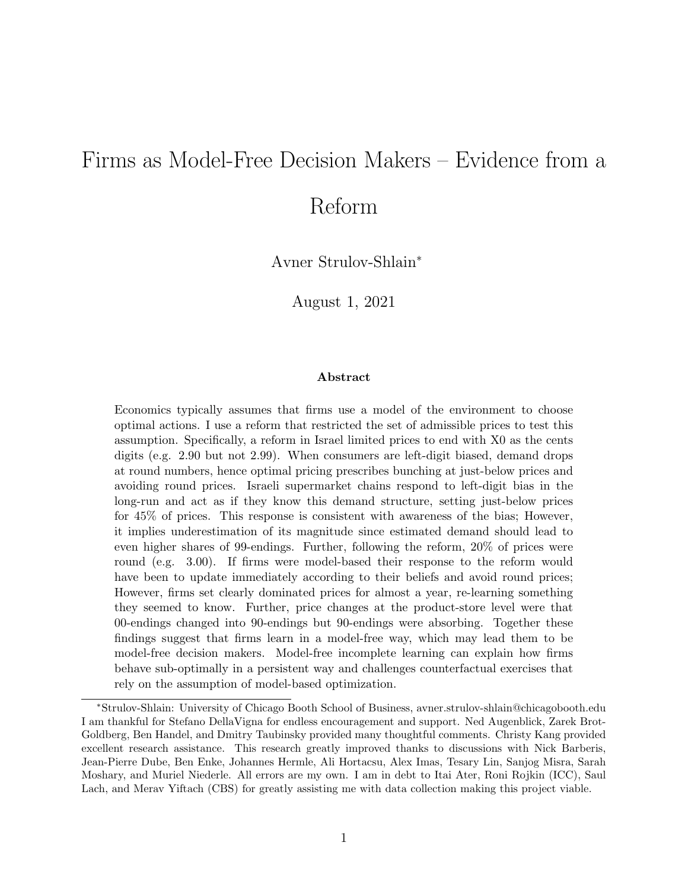# Firms as Model-Free Decision Makers – Evidence from a Reform

Avner Strulov-Shlain*

August 1, 2021

**Abstract**

Economics typically assumes that firms use a model of the environment to choose optimal actions. I use a reform that restricted the set of admissible prices to test this assumption. Specifically, a reform in Israel limited prices to end with X0 as the cents digits (e.g. 2.90 but not 2.99). When consumers are left-digit biased, demand drops at round numbers, hence optimal pricing prescribes bunching at just-below prices and avoiding round prices. Israeli supermarket chains respond to left-digit bias in the long-run and act as if they know this demand structure, setting just-below prices for 45% of prices. This response is consistent with awareness of the bias; However, it implies underestimation of its magnitude since estimated demand should lead to even higher shares of 99-endings. Further, following the reform, 20% of prices were round (e.g. 3.00). If firms were model-based their response to the reform would have been to update immediately according to their beliefs and avoid round prices; However, firms set clearly dominated prices for almost a year, re-learning something they seemed to know. Further, price changes at the product-store level were that 00-endings changed into 90-endings but 90-endings were absorbing. Together these findings suggest that firms learn in a model-free way, which may lead them to be model-free decision makers. Model-free incomplete learning can explain how firms behave sub-optimally in a persistent way and challenges counterfactual exercises that rely on the assumption of model-based optimization.

*Strulov-Shlain: University of Chicago Booth School of Business, avner.strulov-shlain@chicagobooth.edu I am thankful for Stefano DellaVigna for endless encouragement and support. Ned Augenblick, Zarek Brot-Goldberg, Ben Handel, and Dmitry Taubinsky provided many thoughtful comments. Christy Kang provided excellent research assistance. This research greatly improved thanks to discussions with Nick Barberis, Jean-Pierre Dube, Ben Enke, Johannes Hermle, Ali Hortacsu, Alex Imas, Tesary Lin, Sanjog Misra, Sarah Moshary, and Muriel Niederle. All errors are my own. I am in debt to Itai Ater, Roni Rojkin (ICC), Saul Lach, and Merav Yiftach (CBS) for greatly assisting me with data collection making this project viable.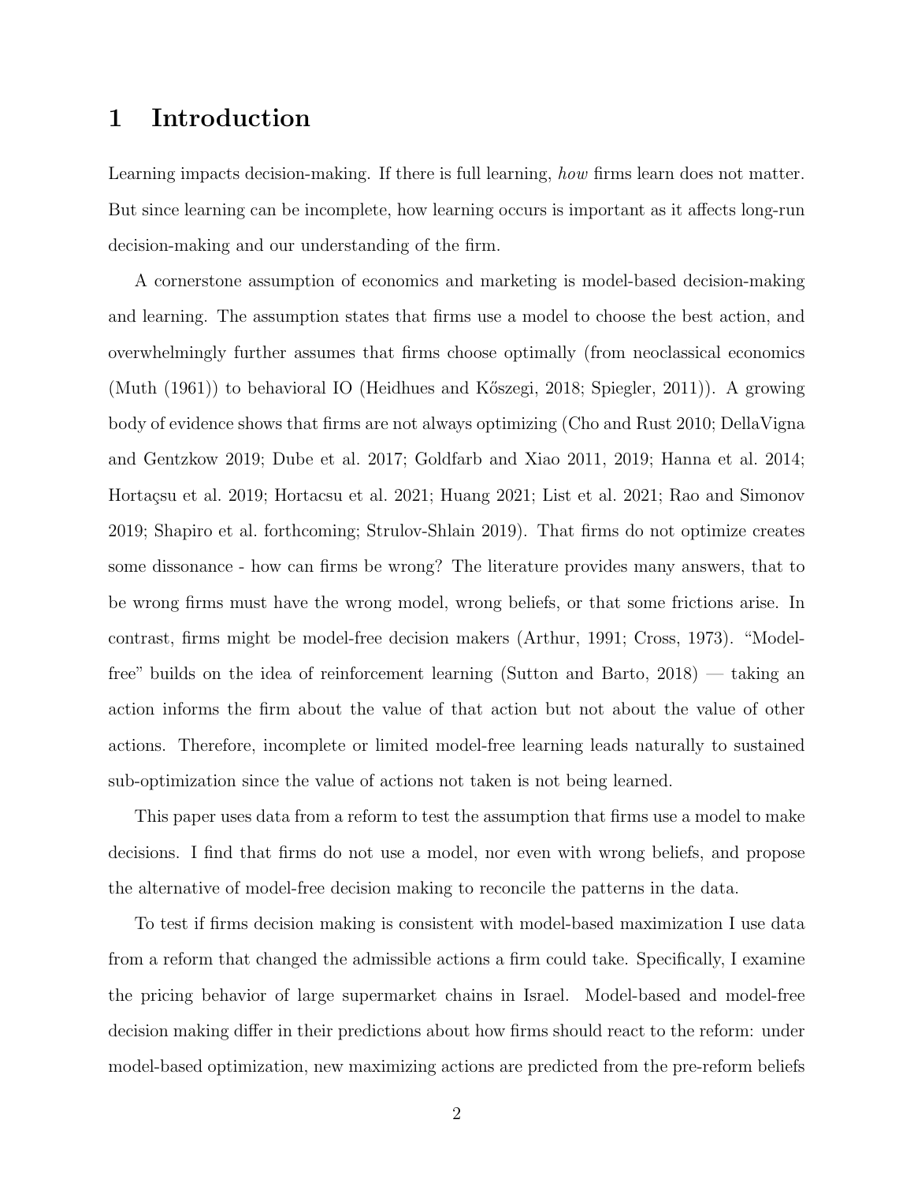# 1 Introduction

Learning impacts decision-making. If there is full learning, *how* firms learn does not matter. But since learning can be incomplete, how learning occurs is important as it affects long-run decision-making and our understanding of the firm.

A cornerstone assumption of economics and marketing is model-based decision-making and learning. The assumption states that firms use a model to choose the best action, and overwhelmingly further assumes that firms choose optimally (from neoclassical economics (Muth (1961)) to behavioral IO (Heidhues and Kőszegi, 2018; Spiegler, 2011)). A growing body of evidence shows that firms are not always optimizing (Cho and Rust 2010; DellaVigna and Gentzkow 2019; Dube et al. 2017; Goldfarb and Xiao 2011, 2019; Hanna et al. 2014; Hortaçsu et al. 2019; Hortacsu et al. 2021; Huang 2021; List et al. 2021; Rao and Simonov 2019; Shapiro et al. forthcoming; Strulov-Shlain 2019). That firms do not optimize creates some dissonance - how can firms be wrong? The literature provides many answers, that to be wrong firms must have the wrong model, wrong beliefs, or that some frictions arise. In contrast, firms might be model-free decision makers (Arthur, 1991; Cross, 1973). "Model-free" builds on the idea of reinforcement learning (Sutton and Barto, 2018) — taking an action informs the firm about the value of that action but not about the value of other actions. Therefore, incomplete or limited model-free learning leads naturally to sustained sub-optimization since the value of actions not taken is not being learned.

This paper uses data from a reform to test the assumption that firms use a model to make decisions. I find that firms do not use a model, nor even with wrong beliefs, and propose the alternative of model-free decision making to reconcile the patterns in the data.

To test if firms decision making is consistent with model-based maximization I use data from a reform that changed the admissible actions a firm could take. Specifically, I examine the pricing behavior of large supermarket chains in Israel. Model-based and model-free decision making differ in their predictions about how firms should react to the reform: under model-based optimization, new maximizing actions are predicted from the pre-reform beliefs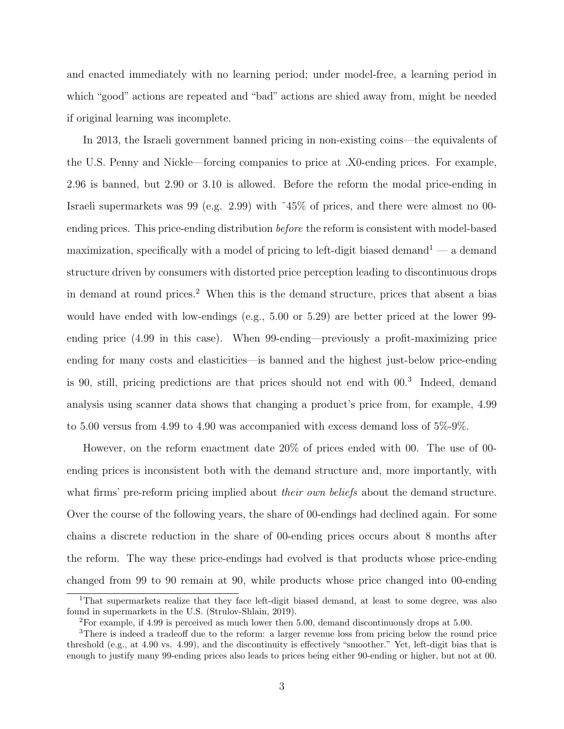and enacted immediately with no learning period; under model-free, a learning period in which "good" actions are repeated and "bad" actions are shied away from, might be needed if original learning was incomplete.

In 2013, the Israeli government banned pricing in non-existing coins—the equivalents of the U.S. Penny and Nickle—forcing companies to price at .X0-ending prices. For example, 2.96 is banned, but 2.90 or 3.10 is allowed. Before the reform the modal price-ending in Israeli supermarkets was 99 (e.g. 2.99) with ~45% of prices, and there were almost no 00-ending prices. This price-ending distribution *before* the reform is consistent with model-based maximization, specifically with a model of pricing to left-digit biased demand[1] — a demand structure driven by consumers with distorted price perception leading to discontinuous drops in demand at round prices.[2] When this is the demand structure, prices that absent a bias would have ended with low-endings (e.g., 5.00 or 5.29) are better priced at the lower 99-ending price (4.99 in this case). When 99-ending—previously a profit-maximizing price ending for many costs and elasticities—is banned and the highest just-below price-ending is 90, still, pricing predictions are that prices should not end with 00.[3] Indeed, demand analysis using scanner data shows that changing a product's price from, for example, 4.99 to 5.00 versus from 4.99 to 4.90 was accompanied with excess demand loss of 5%-9%.

However, on the reform enactment date 20% of prices ended with 00. The use of 00-ending prices is inconsistent both with the demand structure and, more importantly, with what firms' pre-reform pricing implied about *their own beliefs* about the demand structure. Over the course of the following years, the share of 00-endings had declined again. For some chains a discrete reduction in the share of 00-ending prices occurs about 8 months after the reform. The way these price-endings had evolved is that products whose price-ending changed from 99 to 90 remain at 90, while products whose price changed into 00-ending

[1] That supermarkets realize that they face left-digit biased demand, at least to some degree, was also found in supermarkets in the U.S. (Strulov-Shlain, 2019).

[2] For example, if 4.99 is perceived as much lower then 5.00, demand discontinuously drops at 5.00.

[3] There is indeed a tradeoff due to the reform: a larger revenue loss from pricing below the round price threshold (e.g., at 4.90 vs. 4.99), and the discontinuity is effectively "smoother." Yet, left-digit bias that is enough to justify many 99-ending prices also leads to prices being either 90-ending or higher, but not at 00.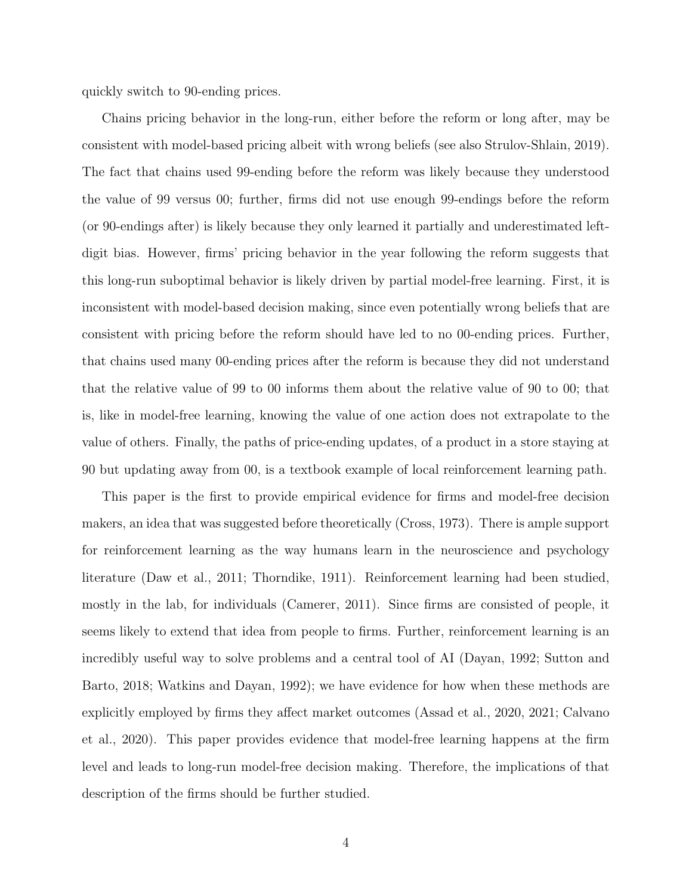quickly switch to 90-ending prices.

Chains pricing behavior in the long-run, either before the reform or long after, may be consistent with model-based pricing albeit with wrong beliefs (see also Strulov-Shlain, 2019). The fact that chains used 99-ending before the reform was likely because they understood the value of 99 versus 00; further, firms did not use enough 99-endings before the reform (or 90-endings after) is likely because they only learned it partially and underestimated left-digit bias. However, firms' pricing behavior in the year following the reform suggests that this long-run suboptimal behavior is likely driven by partial model-free learning. First, it is inconsistent with model-based decision making, since even potentially wrong beliefs that are consistent with pricing before the reform should have led to no 00-ending prices. Further, that chains used many 00-ending prices after the reform is because they did not understand that the relative value of 99 to 00 informs them about the relative value of 90 to 00; that is, like in model-free learning, knowing the value of one action does not extrapolate to the value of others. Finally, the paths of price-ending updates, of a product in a store staying at 90 but updating away from 00, is a textbook example of local reinforcement learning path.

This paper is the first to provide empirical evidence for firms and model-free decision makers, an idea that was suggested before theoretically (Cross, 1973). There is ample support for reinforcement learning as the way humans learn in the neuroscience and psychology literature (Daw et al., 2011; Thorndike, 1911). Reinforcement learning had been studied, mostly in the lab, for individuals (Camerer, 2011). Since firms are consisted of people, it seems likely to extend that idea from people to firms. Further, reinforcement learning is an incredibly useful way to solve problems and a central tool of AI (Dayan, 1992; Sutton and Barto, 2018; Watkins and Dayan, 1992); we have evidence for how when these methods are explicitly employed by firms they affect market outcomes (Assad et al., 2020, 2021; Calvano et al., 2020). This paper provides evidence that model-free learning happens at the firm level and leads to long-run model-free decision making. Therefore, the implications of that description of the firms should be further studied.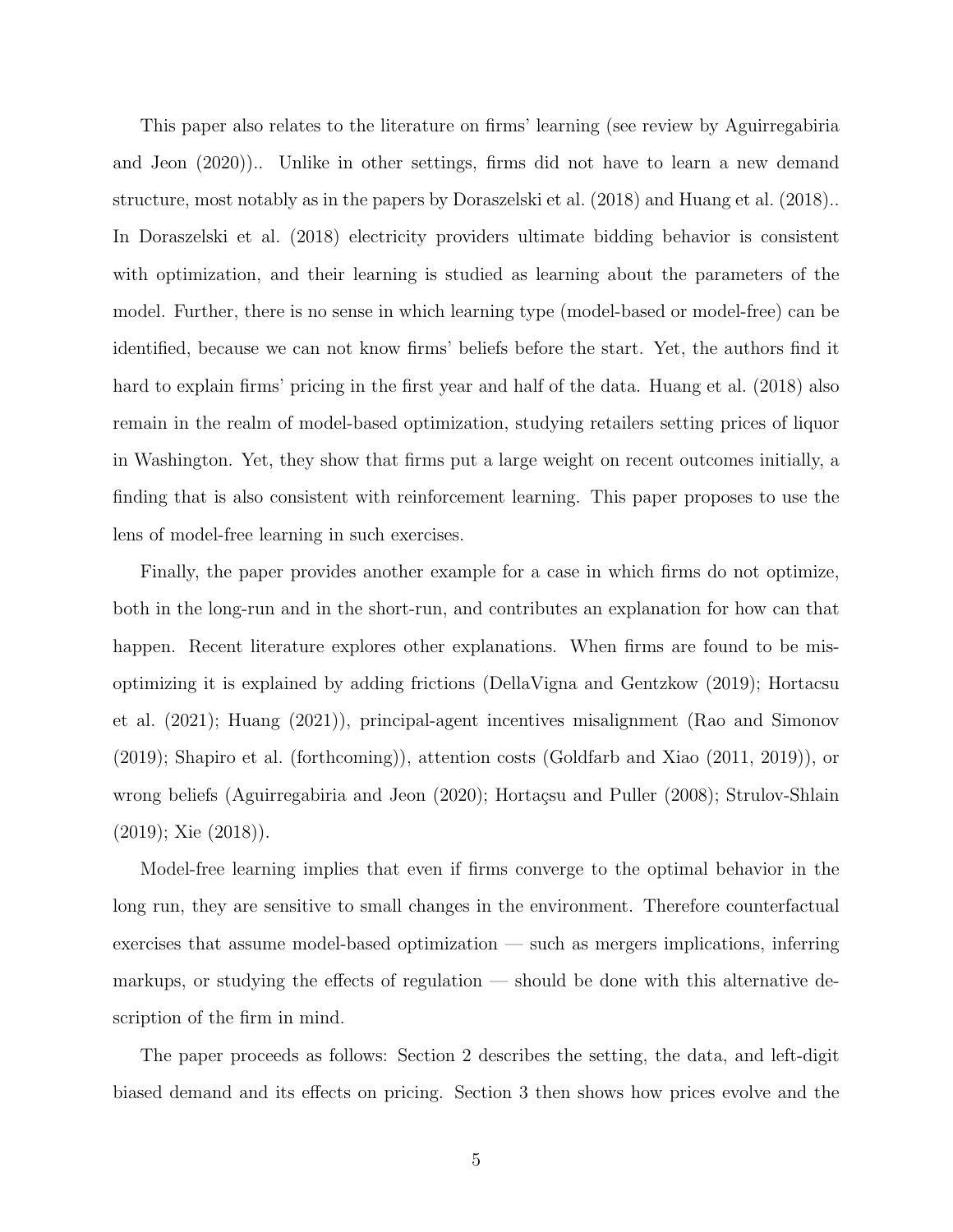This paper also relates to the literature on firms' learning (see review by Aguirregabiria and Jeon (2020)).. Unlike in other settings, firms did not have to learn a new demand structure, most notably as in the papers by Doraszelski et al. (2018) and Huang et al. (2018).. In Doraszelski et al. (2018) electricity providers ultimate bidding behavior is consistent with optimization, and their learning is studied as learning about the parameters of the model. Further, there is no sense in which learning type (model-based or model-free) can be identified, because we can not know firms' beliefs before the start. Yet, the authors find it hard to explain firms' pricing in the first year and half of the data. Huang et al. (2018) also remain in the realm of model-based optimization, studying retailers setting prices of liquor in Washington. Yet, they show that firms put a large weight on recent outcomes initially, a finding that is also consistent with reinforcement learning. This paper proposes to use the lens of model-free learning in such exercises.

Finally, the paper provides another example for a case in which firms do not optimize, both in the long-run and in the short-run, and contributes an explanation for how can that happen. Recent literature explores other explanations. When firms are found to be mis-optimizing it is explained by adding frictions (DellaVigna and Gentzkow (2019); Hortacsu et al. (2021); Huang (2021)), principal-agent incentives misalignment (Rao and Simonov (2019); Shapiro et al. (forthcoming)), attention costs (Goldfarb and Xiao (2011, 2019)), or wrong beliefs (Aguirregabiria and Jeon (2020); Hortaçsu and Puller (2008); Strulov-Shlain (2019); Xie (2018)).

Model-free learning implies that even if firms converge to the optimal behavior in the long run, they are sensitive to small changes in the environment. Therefore counterfactual exercises that assume model-based optimization — such as mergers implications, inferring markups, or studying the effects of regulation — should be done with this alternative description of the firm in mind.

The paper proceeds as follows: Section 2 describes the setting, the data, and left-digit biased demand and its effects on pricing. Section 3 then shows how prices evolve and the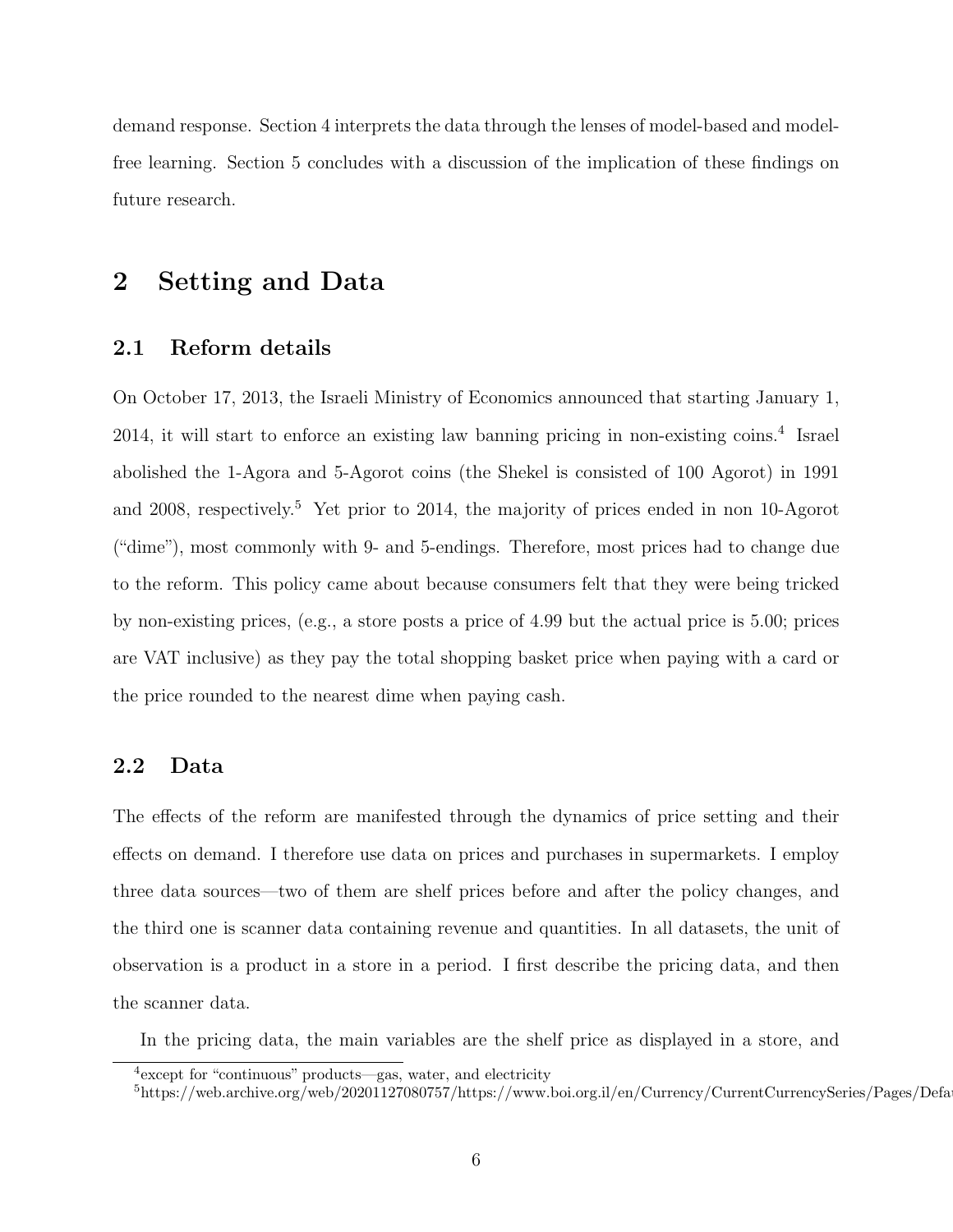demand response. Section 4 interprets the data through the lenses of model-based and model-free learning. Section 5 concludes with a discussion of the implication of these findings on future research.

## 2 Setting and Data

### 2.1 Reform details

On October 17, 2013, the Israeli Ministry of Economics announced that starting January 1, 2014, it will start to enforce an existing law banning pricing in non-existing coins.[4] Israel abolished the 1-Agora and 5-Agorot coins (the Shekel is consisted of 100 Agorot) in 1991 and 2008, respectively.[5] Yet prior to 2014, the majority of prices ended in non 10-Agorot ("dime"), most commonly with 9- and 5-endings. Therefore, most prices had to change due to the reform. This policy came about because consumers felt that they were being tricked by non-existing prices, (e.g., a store posts a price of 4.99 but the actual price is 5.00; prices are VAT inclusive) as they pay the total shopping basket price when paying with a card or the price rounded to the nearest dime when paying cash.

### 2.2 Data

The effects of the reform are manifested through the dynamics of price setting and their effects on demand. I therefore use data on prices and purchases in supermarkets. I employ three data sources—two of them are shelf prices before and after the policy changes, and the third one is scanner data containing revenue and quantities. In all datasets, the unit of observation is a product in a store in a period. I first describe the pricing data, and then the scanner data.

In the pricing data, the main variables are the shelf price as displayed in a store, and

[4] except for "continuous" products—gas, water, and electricity

[5] https://web.archive.org/web/20201127080757/https://www.boi.org.il/en/Currency/CurrentCurrencySeries/Pages/Defa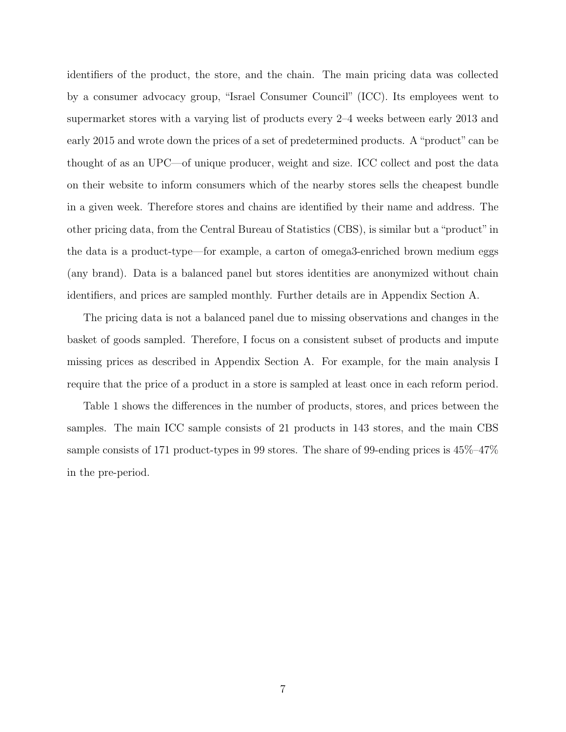identifiers of the product, the store, and the chain. The main pricing data was collected by a consumer advocacy group, "Israel Consumer Council" (ICC). Its employees went to supermarket stores with a varying list of products every 2–4 weeks between early 2013 and early 2015 and wrote down the prices of a set of predetermined products. A "product" can be thought of as an UPC—of unique producer, weight and size. ICC collect and post the data on their website to inform consumers which of the nearby stores sells the cheapest bundle in a given week. Therefore stores and chains are identified by their name and address. The other pricing data, from the Central Bureau of Statistics (CBS), is similar but a "product" in the data is a product-type—for example, a carton of omega3-enriched brown medium eggs (any brand). Data is a balanced panel but stores identities are anonymized without chain identifiers, and prices are sampled monthly. Further details are in Appendix Section A.

The pricing data is not a balanced panel due to missing observations and changes in the basket of goods sampled. Therefore, I focus on a consistent subset of products and impute missing prices as described in Appendix Section A. For example, for the main analysis I require that the price of a product in a store is sampled at least once in each reform period.

Table 1 shows the differences in the number of products, stores, and prices between the samples. The main ICC sample consists of 21 products in 143 stores, and the main CBS sample consists of 171 product-types in 99 stores. The share of 99-ending prices is 45%–47% in the pre-period.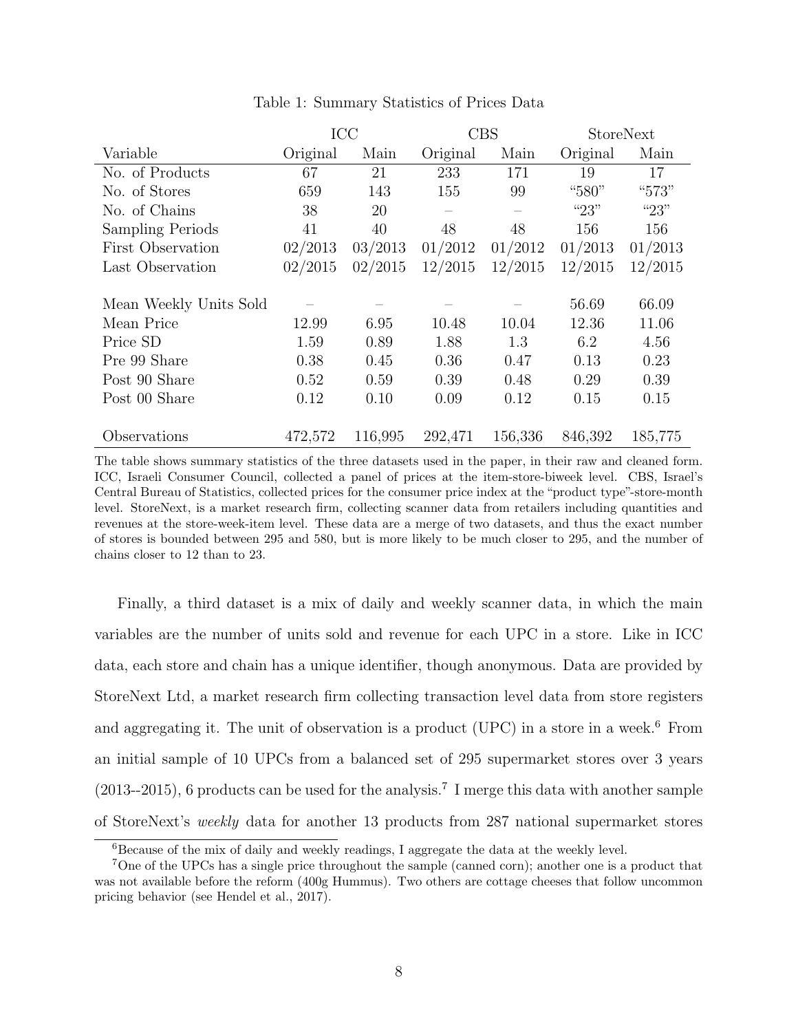Table 1: Summary Statistics of Prices Data

| | ICC | | CBS | | StoreNext | |
|---|---|---|---|---|---|---|
| Variable | Original | Main | Original | Main | Original | Main |
| No. of Products | 67 | 21 | 233 | 171 | 19 | 17 |
| No. of Stores | 659 | 143 | 155 | 99 | "580" | "573" |
| No. of Chains | 38 | 20 | – | – | "23" | "23" |
| Sampling Periods | 41 | 40 | 48 | 48 | 156 | 156 |
| First Observation | 02/2013 | 03/2013 | 01/2012 | 01/2012 | 01/2013 | 01/2013 |
| Last Observation | 02/2015 | 02/2015 | 12/2015 | 12/2015 | 12/2015 | 12/2015 |
| Mean Weekly Units Sold | – | – | – | – | 56.69 | 66.09 |
| Mean Price | 12.99 | 6.95 | 10.48 | 10.04 | 12.36 | 11.06 |
| Price SD | 1.59 | 0.89 | 1.88 | 1.3 | 6.2 | 4.56 |
| Pre 99 Share | 0.38 | 0.45 | 0.36 | 0.47 | 0.13 | 0.23 |
| Post 90 Share | 0.52 | 0.59 | 0.39 | 0.48 | 0.29 | 0.39 |
| Post 00 Share | 0.12 | 0.10 | 0.09 | 0.12 | 0.15 | 0.15 |
| Observations | 472,572 | 116,995 | 292,471 | 156,336 | 846,392 | 185,775 |

The table shows summary statistics of the three datasets used in the paper, in their raw and cleaned form. ICC, Israeli Consumer Council, collected a panel of prices at the item-store-biweek level. CBS, Israel's Central Bureau of Statistics, collected prices for the consumer price index at the "product type"-store-month level. StoreNext, is a market research firm, collecting scanner data from retailers including quantities and revenues at the store-week-item level. These data are a merge of two datasets, and thus the exact number of stores is bounded between 295 and 580, but is more likely to be much closer to 295, and the number of chains closer to 12 than to 23.

Finally, a third dataset is a mix of daily and weekly scanner data, in which the main variables are the number of units sold and revenue for each UPC in a store. Like in ICC data, each store and chain has a unique identifier, though anonymous. Data are provided by StoreNext Ltd, a market research firm collecting transaction level data from store registers and aggregating it. The unit of observation is a product (UPC) in a store in a week.[6] From an initial sample of 10 UPCs from a balanced set of 295 supermarket stores over 3 years (2013--2015), 6 products can be used for the analysis.[7] I merge this data with another sample of StoreNext's *weekly* data for another 13 products from 287 national supermarket stores

[6] Because of the mix of daily and weekly readings, I aggregate the data at the weekly level.

[7] One of the UPCs has a single price throughout the sample (canned corn); another one is a product that was not available before the reform (400g Hummus). Two others are cottage cheeses that follow uncommon pricing behavior (see Hendel et al., 2017).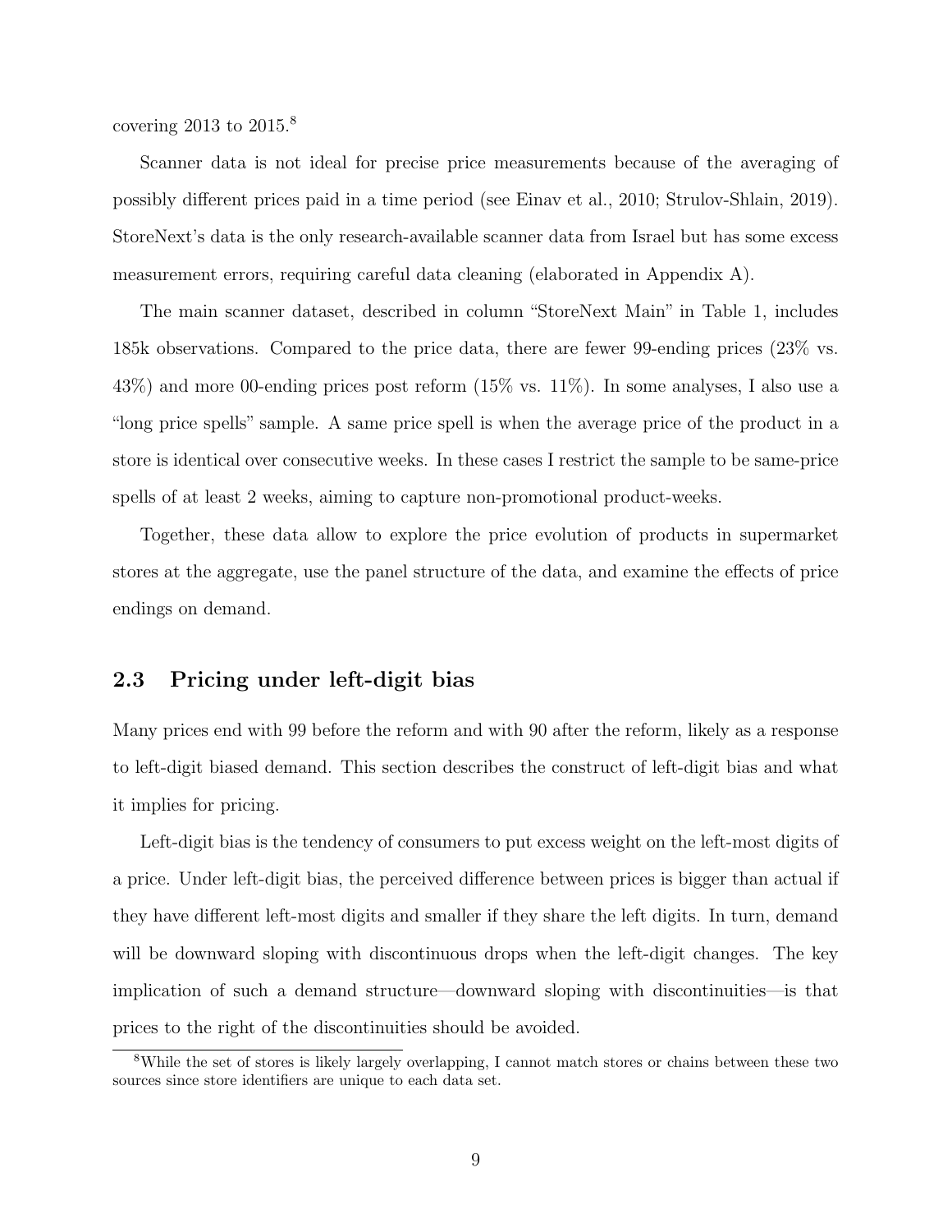covering 2013 to 2015.[8]

Scanner data is not ideal for precise price measurements because of the averaging of possibly different prices paid in a time period (see Einav et al., 2010; Strulov-Shlain, 2019). StoreNext's data is the only research-available scanner data from Israel but has some excess measurement errors, requiring careful data cleaning (elaborated in Appendix A).

The main scanner dataset, described in column "StoreNext Main" in Table 1, includes 185k observations. Compared to the price data, there are fewer 99-ending prices (23% vs. 43%) and more 00-ending prices post reform (15% vs. 11%). In some analyses, I also use a "long price spells" sample. A same price spell is when the average price of the product in a store is identical over consecutive weeks. In these cases I restrict the sample to be same-price spells of at least 2 weeks, aiming to capture non-promotional product-weeks.

Together, these data allow to explore the price evolution of products in supermarket stores at the aggregate, use the panel structure of the data, and examine the effects of price endings on demand.

## 2.3 Pricing under left-digit bias

Many prices end with 99 before the reform and with 90 after the reform, likely as a response to left-digit biased demand. This section describes the construct of left-digit bias and what it implies for pricing.

Left-digit bias is the tendency of consumers to put excess weight on the left-most digits of a price. Under left-digit bias, the perceived difference between prices is bigger than actual if they have different left-most digits and smaller if they share the left digits. In turn, demand will be downward sloping with discontinuous drops when the left-digit changes. The key implication of such a demand structure—downward sloping with discontinuities—is that prices to the right of the discontinuities should be avoided.

[8]While the set of stores is likely largely overlapping, I cannot match stores or chains between these two sources since store identifiers are unique to each data set.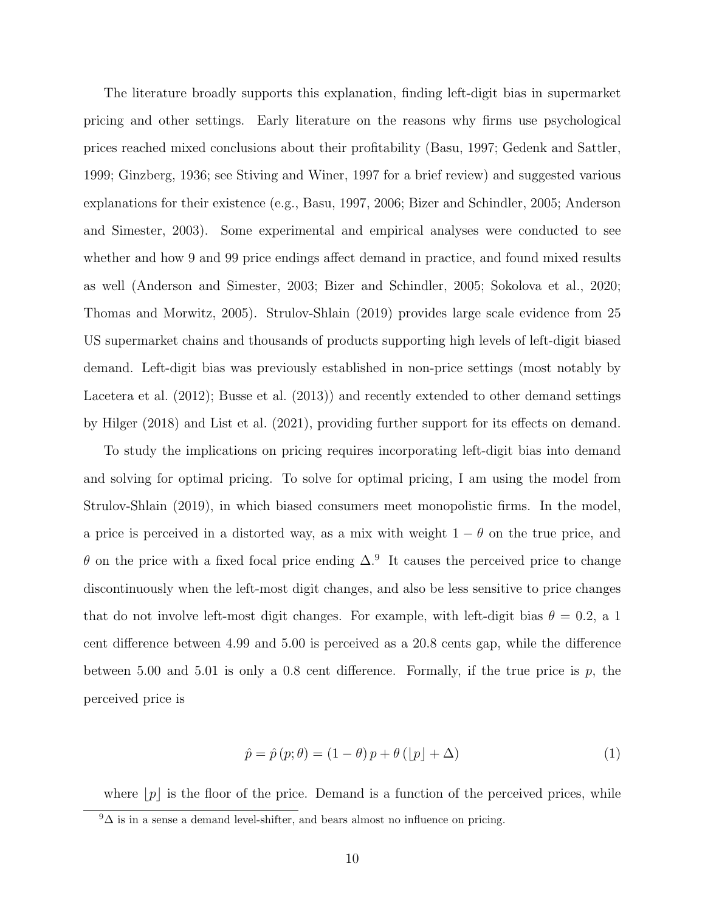The literature broadly supports this explanation, finding left-digit bias in supermarket pricing and other settings. Early literature on the reasons why firms use psychological prices reached mixed conclusions about their profitability (Basu, 1997; Gedenk and Sattler, 1999; Ginzberg, 1936; see Stiving and Winer, 1997 for a brief review) and suggested various explanations for their existence (e.g., Basu, 1997, 2006; Bizer and Schindler, 2005; Anderson and Simester, 2003). Some experimental and empirical analyses were conducted to see whether and how 9 and 99 price endings affect demand in practice, and found mixed results as well (Anderson and Simester, 2003; Bizer and Schindler, 2005; Sokolova et al., 2020; Thomas and Morwitz, 2005). Strulov-Shlain (2019) provides large scale evidence from 25 US supermarket chains and thousands of products supporting high levels of left-digit biased demand. Left-digit bias was previously established in non-price settings (most notably by Lacetera et al. (2012); Busse et al. (2013)) and recently extended to other demand settings by Hilger (2018) and List et al. (2021), providing further support for its effects on demand.

To study the implications on pricing requires incorporating left-digit bias into demand and solving for optimal pricing. To solve for optimal pricing, I am using the model from Strulov-Shlain (2019), in which biased consumers meet monopolistic firms. In the model, a price is perceived in a distorted way, as a mix with weight $1-\theta$ on the true price, and $\theta$ on the price with a fixed focal price ending $\Delta$.[9] It causes the perceived price to change discontinuously when the left-most digit changes, and also be less sensitive to price changes that do not involve left-most digit changes. For example, with left-digit bias $\theta = 0.2$, a 1 cent difference between 4.99 and 5.00 is perceived as a 20.8 cents gap, while the difference between 5.00 and 5.01 is only a 0.8 cent difference. Formally, if the true price is $p$, the perceived price is

$$\hat{p} = \hat{p}\left(p;\theta\right) = \left(1-\theta\right)p + \theta\left(\lfloor p \rfloor + \Delta\right) \tag{1}$$

where $\lfloor p \rfloor$ is the floor of the price. Demand is a function of the perceived prices, while

[9] $\Delta$ is in a sense a demand level-shifter, and bears almost no influence on pricing.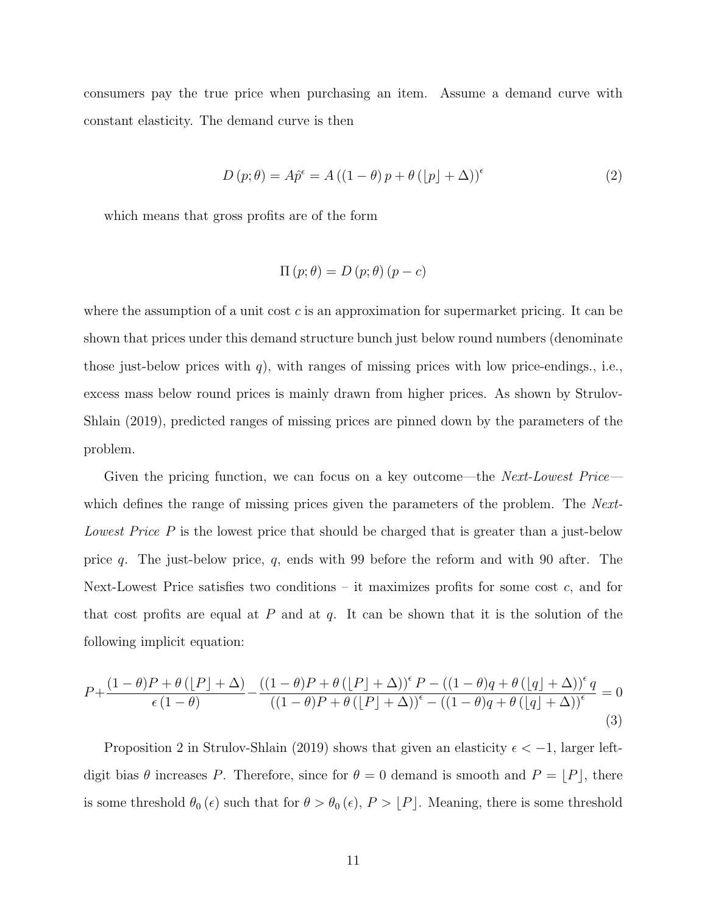consumers pay the true price when purchasing an item. Assume a demand curve with constant elasticity. The demand curve is then

$$D(p;\theta) = A\hat{p}^{\epsilon} = A\left((1-\theta)p + \theta\left(\lfloor p \rfloor + \Delta\right)\right)^{\epsilon} \tag{2}$$

which means that gross profits are of the form

$$\Pi(p;\theta) = D(p;\theta)(p-c)$$

where the assumption of a unit cost $c$ is an approximation for supermarket pricing. It can be shown that prices under this demand structure bunch just below round numbers (denominate those just-below prices with $q$), with ranges of missing prices with low price-endings., i.e., excess mass below round prices is mainly drawn from higher prices. As shown by Strulov-Shlain (2019), predicted ranges of missing prices are pinned down by the parameters of the problem.

Given the pricing function, we can focus on a key outcome—the *Next-Lowest Price*—which defines the range of missing prices given the parameters of the problem. The *Next-Lowest Price* $P$ is the lowest price that should be charged that is greater than a just-below price $q$. The just-below price, $q$, ends with 99 before the reform and with 90 after. The Next-Lowest Price satisfies two conditions – it maximizes profits for some cost $c$, and for that cost profits are equal at $P$ and at $q$. It can be shown that it is the solution of the following implicit equation:

$$P + \frac{(1-\theta)P + \theta\left(\lfloor P \rfloor + \Delta\right)}{\epsilon(1-\theta)} - \frac{\left((1-\theta)P + \theta\left(\lfloor P \rfloor + \Delta\right)\right)^{\epsilon} P - \left((1-\theta)q + \theta\left(\lfloor q \rfloor + \Delta\right)\right)^{\epsilon} q}{\left((1-\theta)P + \theta\left(\lfloor P \rfloor + \Delta\right)\right)^{\epsilon} - \left((1-\theta)q + \theta\left(\lfloor q \rfloor + \Delta\right)\right)^{\epsilon}} = 0 \tag{3}$$

Proposition 2 in Strulov-Shlain (2019) shows that given an elasticity $\epsilon < -1$, larger left-digit bias $\theta$ increases $P$. Therefore, since for $\theta = 0$ demand is smooth and $P = \lfloor P \rfloor$, there is some threshold $\theta_0(\epsilon)$ such that for $\theta > \theta_0(\epsilon)$, $P > \lfloor P \rfloor$. Meaning, there is some threshold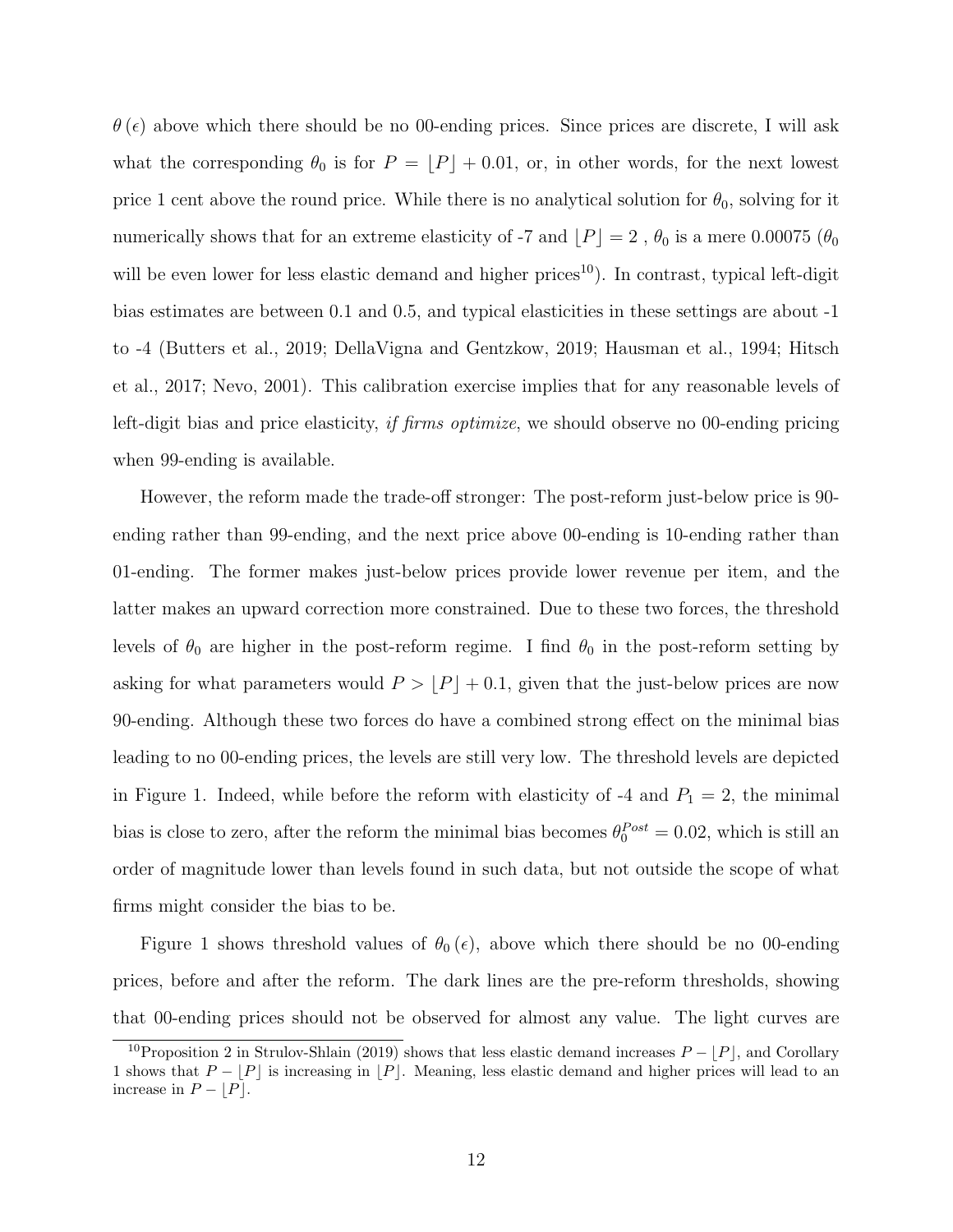$\theta(\epsilon)$ above which there should be no 00-ending prices. Since prices are discrete, I will ask what the corresponding $\theta_0$ is for $P = \lfloor P \rfloor + 0.01$, or, in other words, for the next lowest price 1 cent above the round price. While there is no analytical solution for $\theta_0$, solving for it numerically shows that for an extreme elasticity of -7 and $\lfloor P \rfloor = 2$ , $\theta_0$ is a mere 0.00075 ($\theta_0$ will be even lower for less elastic demand and higher prices[10]). In contrast, typical left-digit bias estimates are between 0.1 and 0.5, and typical elasticities in these settings are about -1 to -4 (Butters et al., 2019; DellaVigna and Gentzkow, 2019; Hausman et al., 1994; Hitsch et al., 2017; Nevo, 2001). This calibration exercise implies that for any reasonable levels of left-digit bias and price elasticity, *if firms optimize*, we should observe no 00-ending pricing when 99-ending is available.

However, the reform made the trade-off stronger: The post-reform just-below price is 90-ending rather than 99-ending, and the next price above 00-ending is 10-ending rather than 01-ending. The former makes just-below prices provide lower revenue per item, and the latter makes an upward correction more constrained. Due to these two forces, the threshold levels of $\theta_0$ are higher in the post-reform regime. I find $\theta_0$ in the post-reform setting by asking for what parameters would $P > \lfloor P \rfloor + 0.1$, given that the just-below prices are now 90-ending. Although these two forces do have a combined strong effect on the minimal bias leading to no 00-ending prices, the levels are still very low. The threshold levels are depicted in Figure 1. Indeed, while before the reform with elasticity of -4 and $P_1 = 2$, the minimal bias is close to zero, after the reform the minimal bias becomes $\theta_0^{Post} = 0.02$, which is still an order of magnitude lower than levels found in such data, but not outside the scope of what firms might consider the bias to be.

Figure 1 shows threshold values of $\theta_0(\epsilon)$, above which there should be no 00-ending prices, before and after the reform. The dark lines are the pre-reform thresholds, showing that 00-ending prices should not be observed for almost any value. The light curves are

[10] Proposition 2 in Strulov-Shlain (2019) shows that less elastic demand increases $P - \lfloor P \rfloor$, and Corollary 1 shows that $P - \lfloor P \rfloor$ is increasing in $\lfloor P \rfloor$. Meaning, less elastic demand and higher prices will lead to an increase in $P - \lfloor P \rfloor$.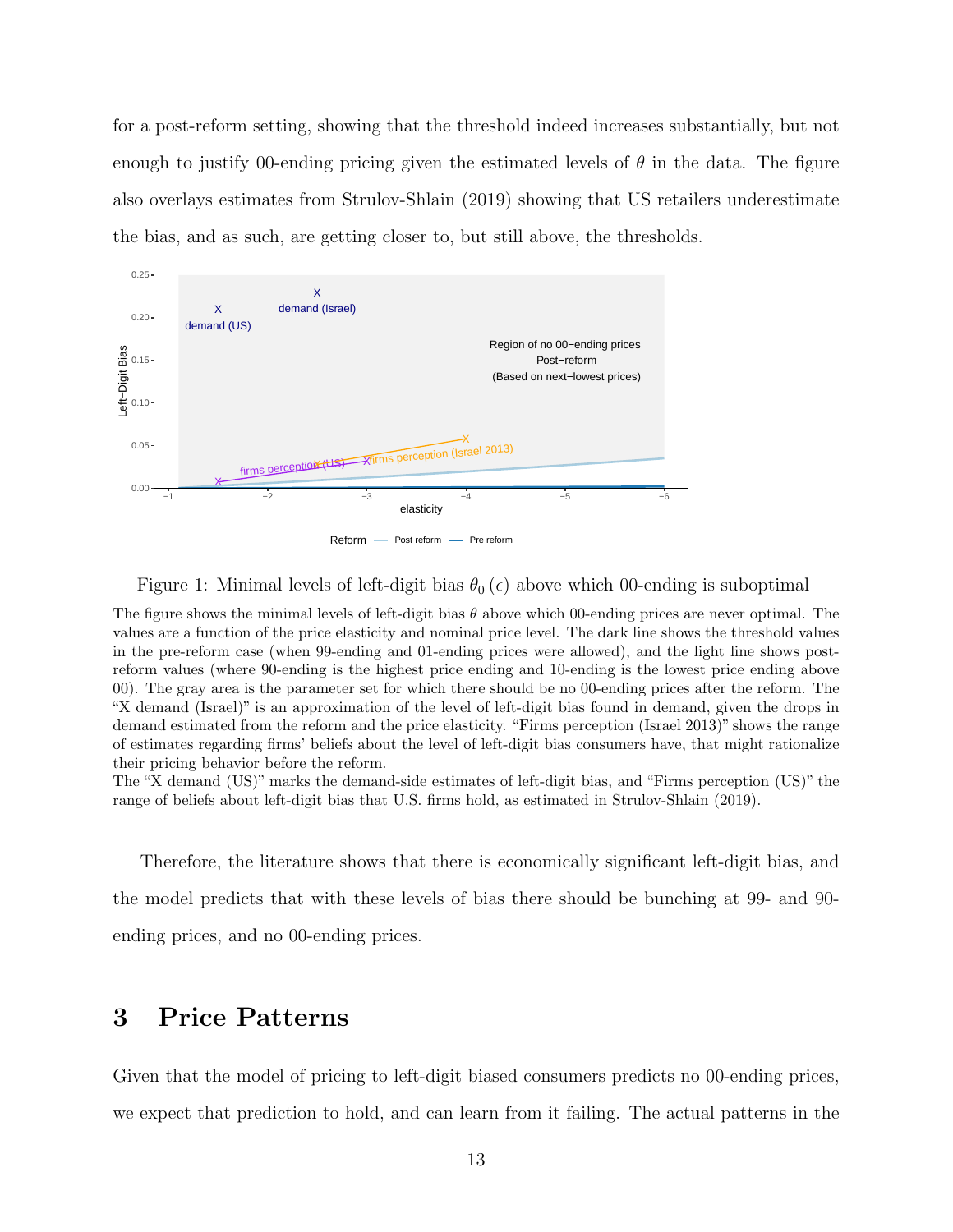for a post-reform setting, showing that the threshold indeed increases substantially, but not enough to justify 00-ending pricing given the estimated levels of $\theta$ in the data. The figure also overlays estimates from Strulov-Shlain (2019) showing that US retailers underestimate the bias, and as such, are getting closer to, but still above, the thresholds.

Figure 1: Minimal levels of left-digit bias $\theta_0(\epsilon)$ above which 00-ending is suboptimal

The figure shows the minimal levels of left-digit bias $\theta$ above which 00-ending prices are never optimal. The values are a function of the price elasticity and nominal price level. The dark line shows the threshold values in the pre-reform case (when 99-ending and 01-ending prices were allowed), and the light line shows post-reform values (where 90-ending is the highest price ending and 10-ending is the lowest price ending above 00). The gray area is the parameter set for which there should be no 00-ending prices after the reform. The "X demand (Israel)" is an approximation of the level of left-digit bias found in demand, given the drops in demand estimated from the reform and the price elasticity. "Firms perception (Israel 2013)" shows the range of estimates regarding firms' beliefs about the level of left-digit bias consumers have, that might rationalize their pricing behavior before the reform.
The "X demand (US)" marks the demand-side estimates of left-digit bias, and "Firms perception (US)" the range of beliefs about left-digit bias that U.S. firms hold, as estimated in Strulov-Shlain (2019).

Therefore, the literature shows that there is economically significant left-digit bias, and the model predicts that with these levels of bias there should be bunching at 99- and 90-ending prices, and no 00-ending prices.

# 3 Price Patterns

Given that the model of pricing to left-digit biased consumers predicts no 00-ending prices, we expect that prediction to hold, and can learn from it failing. The actual patterns in the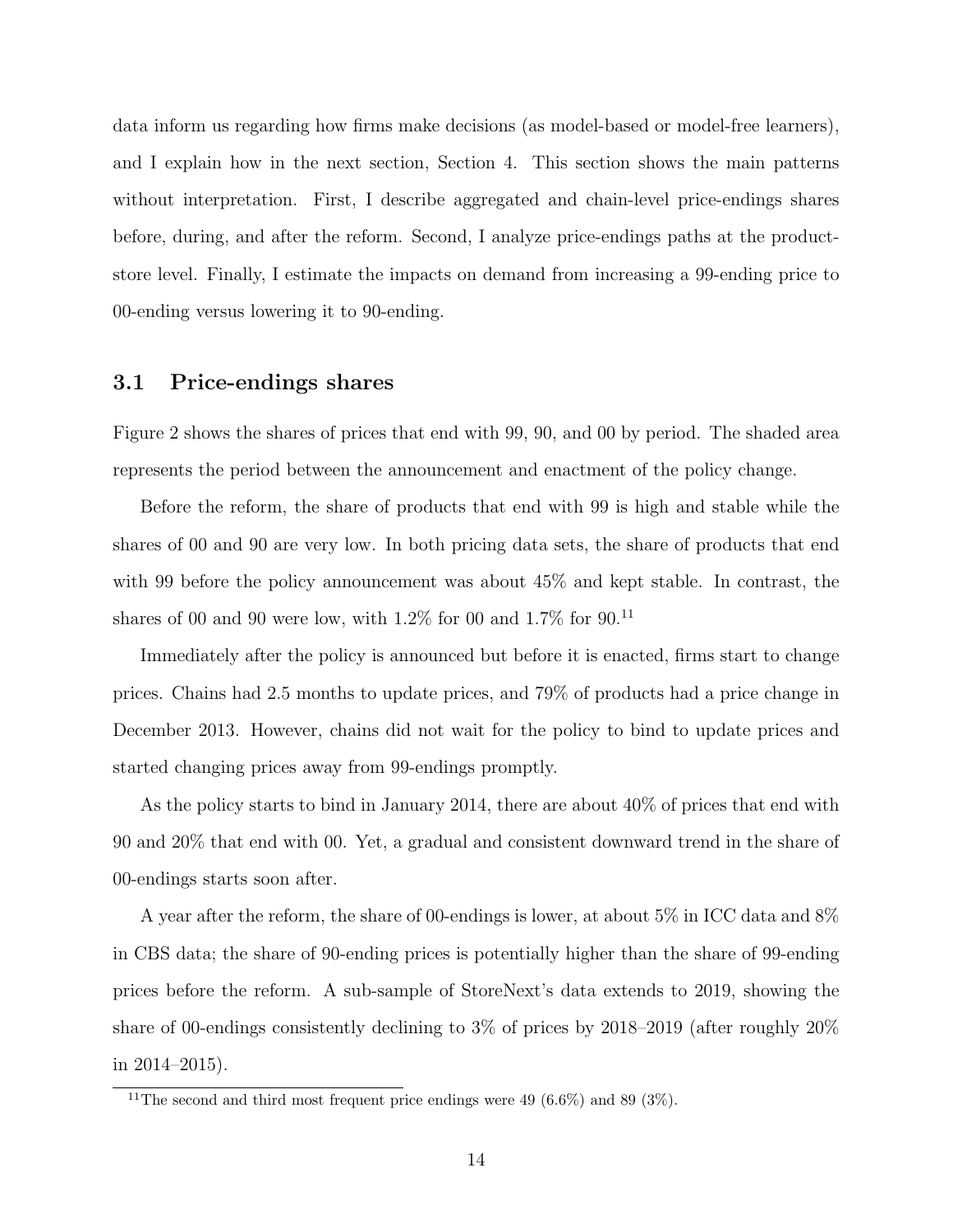data inform us regarding how firms make decisions (as model-based or model-free learners), and I explain how in the next section, Section 4. This section shows the main patterns without interpretation. First, I describe aggregated and chain-level price-endings shares before, during, and after the reform. Second, I analyze price-endings paths at the product-store level. Finally, I estimate the impacts on demand from increasing a 99-ending price to 00-ending versus lowering it to 90-ending.

## 3.1 Price-endings shares

Figure 2 shows the shares of prices that end with 99, 90, and 00 by period. The shaded area represents the period between the announcement and enactment of the policy change.

Before the reform, the share of products that end with 99 is high and stable while the shares of 00 and 90 are very low. In both pricing data sets, the share of products that end with 99 before the policy announcement was about 45% and kept stable. In contrast, the shares of 00 and 90 were low, with 1.2% for 00 and 1.7% for 90.[11]

Immediately after the policy is announced but before it is enacted, firms start to change prices. Chains had 2.5 months to update prices, and 79% of products had a price change in December 2013. However, chains did not wait for the policy to bind to update prices and started changing prices away from 99-endings promptly.

As the policy starts to bind in January 2014, there are about 40% of prices that end with 90 and 20% that end with 00. Yet, a gradual and consistent downward trend in the share of 00-endings starts soon after.

A year after the reform, the share of 00-endings is lower, at about 5% in ICC data and 8% in CBS data; the share of 90-ending prices is potentially higher than the share of 99-ending prices before the reform. A sub-sample of StoreNext's data extends to 2019, showing the share of 00-endings consistently declining to 3% of prices by 2018–2019 (after roughly 20% in 2014–2015).

[11] The second and third most frequent price endings were 49 (6.6%) and 89 (3%).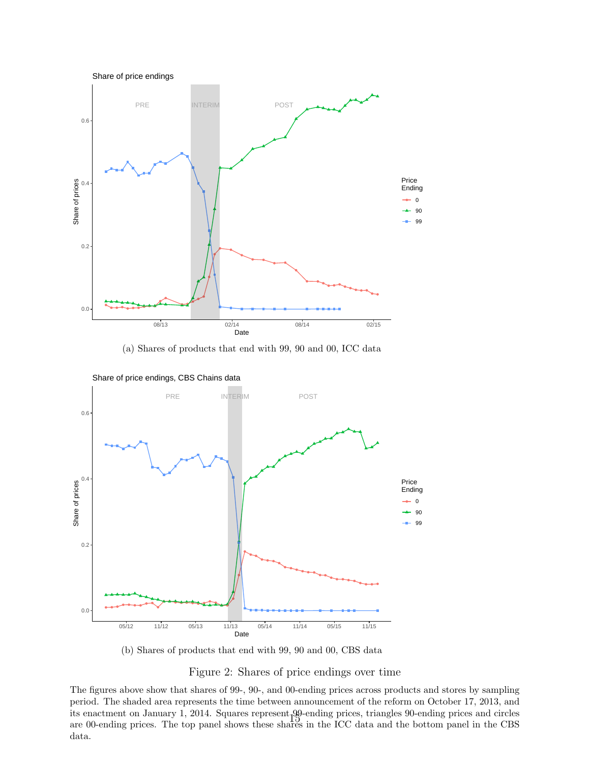(a) Shares of products that end with 99, 90 and 00, ICC data

(b) Shares of products that end with 99, 90 and 00, CBS data

Figure 2: Shares of price endings over time

The figures above show that shares of 99-, 90-, and 00-ending prices across products and stores by sampling period. The shaded area represents the time between announcement of the reform on October 17, 2013, and its enactment on January 1, 2014. Squares represent 99-ending prices, triangles 90-ending prices and circles are 00-ending prices. The top panel shows these shares in the ICC data and the bottom panel in the CBS data.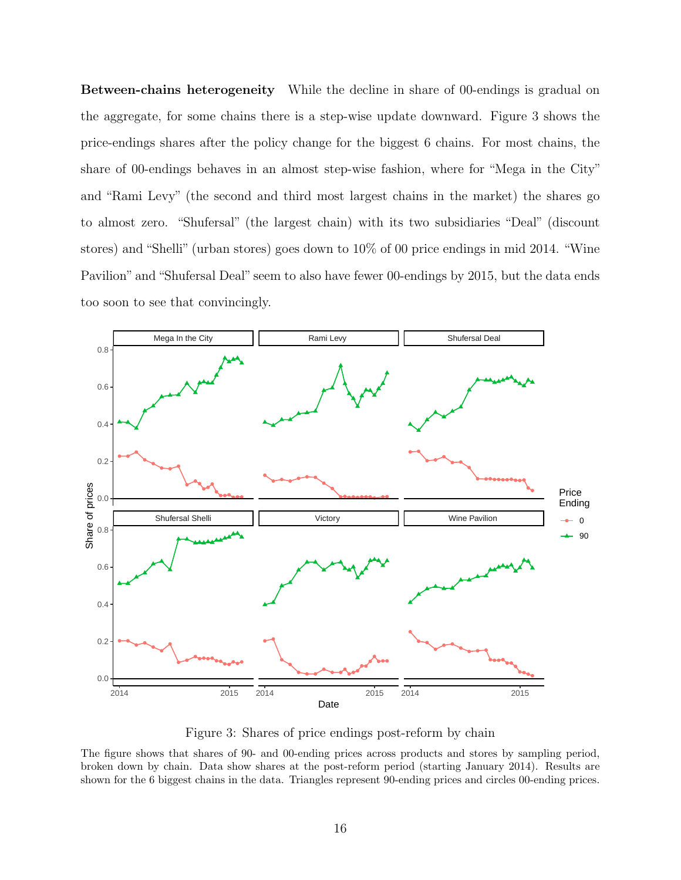**Between-chains heterogeneity** While the decline in share of 00-endings is gradual on the aggregate, for some chains there is a step-wise update downward. Figure 3 shows the price-endings shares after the policy change for the biggest 6 chains. For most chains, the share of 00-endings behaves in an almost step-wise fashion, where for "Mega in the City" and "Rami Levy" (the second and third most largest chains in the market) the shares go to almost zero. "Shufersal" (the largest chain) with its two subsidiaries "Deal" (discount stores) and "Shelli" (urban stores) goes down to 10% of 00 price endings in mid 2014. "Wine Pavilion" and "Shufersal Deal" seem to also have fewer 00-endings by 2015, but the data ends too soon to see that convincingly.

Figure 3: Shares of price endings post-reform by chain

The figure shows that shares of 90- and 00-ending prices across products and stores by sampling period, broken down by chain. Data show shares at the post-reform period (starting January 2014). Results are shown for the 6 biggest chains in the data. Triangles represent 90-ending prices and circles 00-ending prices.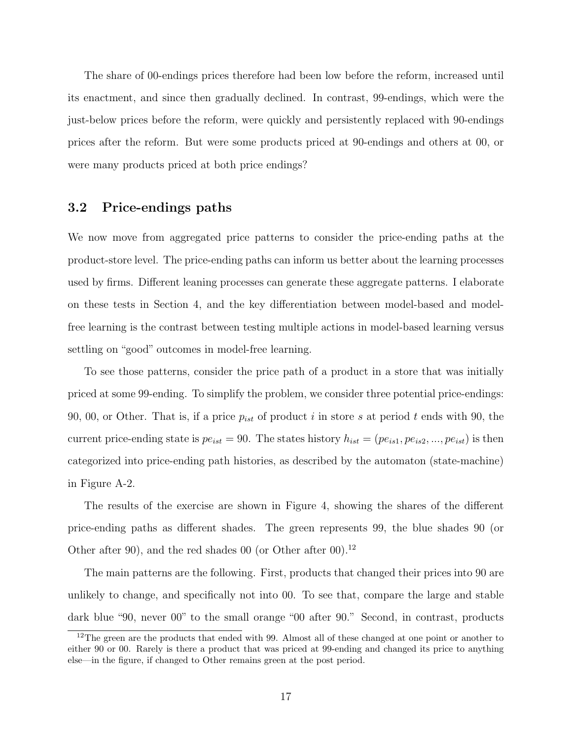The share of 00-endings prices therefore had been low before the reform, increased until its enactment, and since then gradually declined. In contrast, 99-endings, which were the just-below prices before the reform, were quickly and persistently replaced with 90-endings prices after the reform. But were some products priced at 90-endings and others at 00, or were many products priced at both price endings?

### 3.2 Price-endings paths

We now move from aggregated price patterns to consider the price-ending paths at the product-store level. The price-ending paths can inform us better about the learning processes used by firms. Different leaning processes can generate these aggregate patterns. I elaborate on these tests in Section 4, and the key differentiation between model-based and model-free learning is the contrast between testing multiple actions in model-based learning versus settling on "good" outcomes in model-free learning.

To see those patterns, consider the price path of a product in a store that was initially priced at some 99-ending. To simplify the problem, we consider three potential price-endings: 90, 00, or Other. That is, if a price $p_{ist}$ of product $i$ in store $s$ at period $t$ ends with 90, the current price-ending state is $pe_{ist} = 90$. The states history $h_{ist} = (pe_{is1}, pe_{is2}, ..., pe_{ist})$ is then categorized into price-ending path histories, as described by the automaton (state-machine) in Figure A-2.

The results of the exercise are shown in Figure 4, showing the shares of the different price-ending paths as different shades. The green represents 99, the blue shades 90 (or Other after 90), and the red shades 00 (or Other after 00).[12]

The main patterns are the following. First, products that changed their prices into 90 are unlikely to change, and specifically not into 00. To see that, compare the large and stable dark blue "90, never 00" to the small orange "00 after 90." Second, in contrast, products

[12] The green are the products that ended with 99. Almost all of these changed at one point or another to either 90 or 00. Rarely is there a product that was priced at 99-ending and changed its price to anything else—in the figure, if changed to Other remains green at the post period.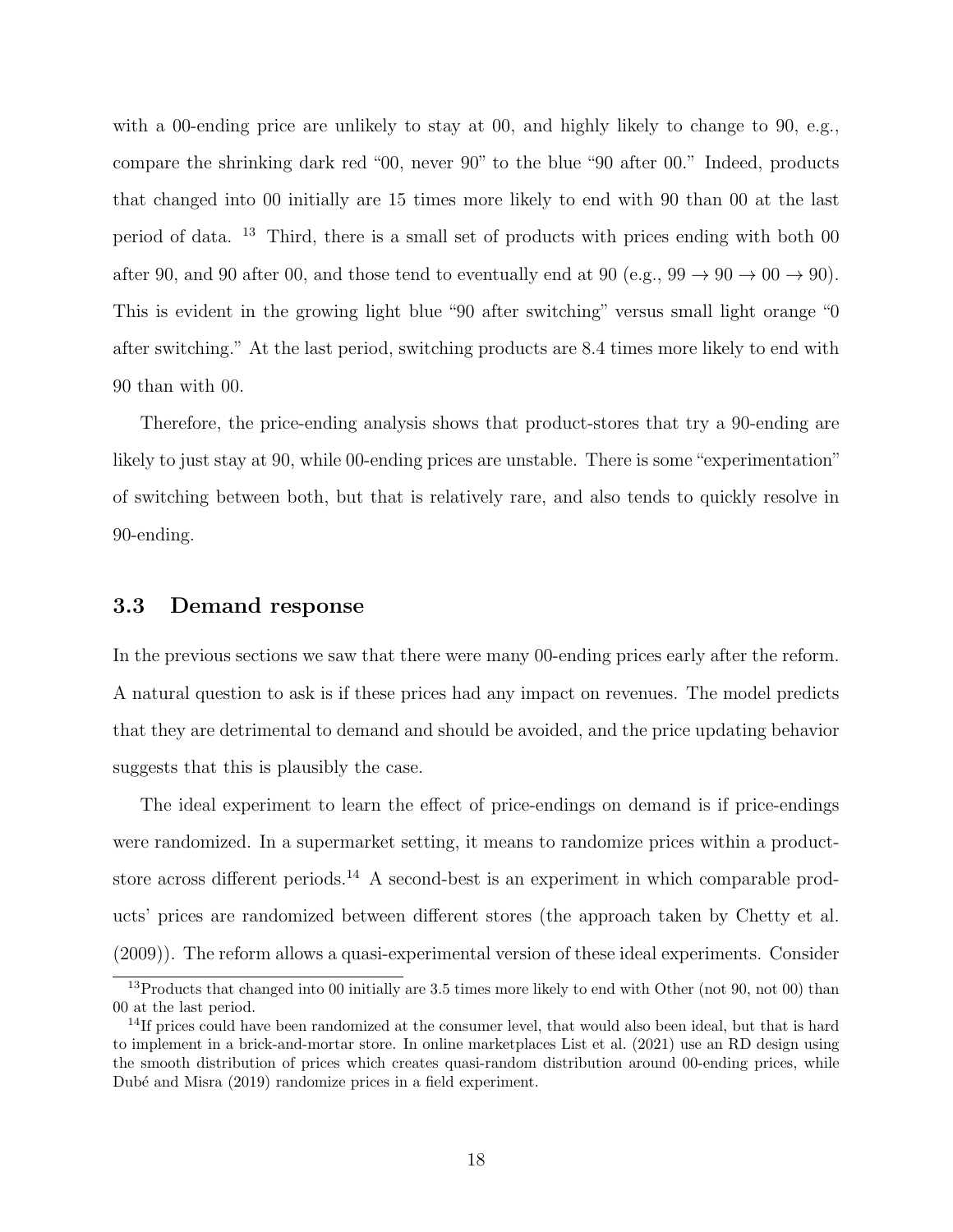with a 00-ending price are unlikely to stay at 00, and highly likely to change to 90, e.g., compare the shrinking dark red "00, never 90" to the blue "90 after 00." Indeed, products that changed into 00 initially are 15 times more likely to end with 90 than 00 at the last period of data. [13] Third, there is a small set of products with prices ending with both 00 after 90, and 90 after 00, and those tend to eventually end at 90 (e.g., 99 → 90 → 00 → 90). This is evident in the growing light blue "90 after switching" versus small light orange "0 after switching." At the last period, switching products are 8.4 times more likely to end with 90 than with 00.

Therefore, the price-ending analysis shows that product-stores that try a 90-ending are likely to just stay at 90, while 00-ending prices are unstable. There is some "experimentation" of switching between both, but that is relatively rare, and also tends to quickly resolve in 90-ending.

### 3.3 Demand response

In the previous sections we saw that there were many 00-ending prices early after the reform. A natural question to ask is if these prices had any impact on revenues. The model predicts that they are detrimental to demand and should be avoided, and the price updating behavior suggests that this is plausibly the case.

The ideal experiment to learn the effect of price-endings on demand is if price-endings were randomized. In a supermarket setting, it means to randomize prices within a product-store across different periods.[14] A second-best is an experiment in which comparable products' prices are randomized between different stores (the approach taken by Chetty et al. (2009)). The reform allows a quasi-experimental version of these ideal experiments. Consider

[13] Products that changed into 00 initially are 3.5 times more likely to end with Other (not 90, not 00) than 00 at the last period.

[14] If prices could have been randomized at the consumer level, that would also been ideal, but that is hard to implement in a brick-and-mortar store. In online marketplaces List et al. (2021) use an RD design using the smooth distribution of prices which creates quasi-random distribution around 00-ending prices, while Dubé and Misra (2019) randomize prices in a field experiment.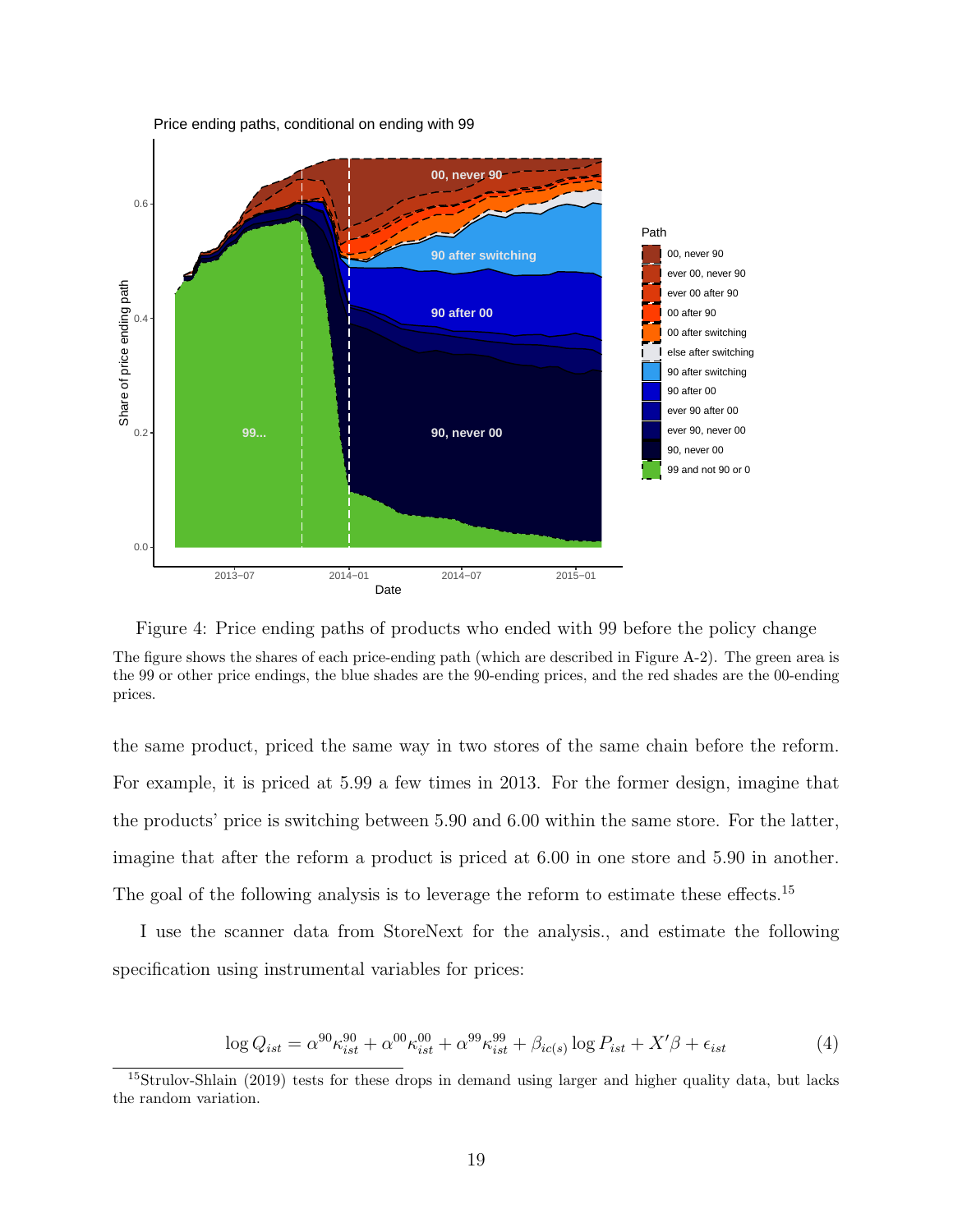Figure 4: Price ending paths of products who ended with 99 before the policy change

The figure shows the shares of each price-ending path (which are described in Figure A-2). The green area is the 99 or other price endings, the blue shades are the 90-ending prices, and the red shades are the 00-ending prices.

the same product, priced the same way in two stores of the same chain before the reform. For example, it is priced at 5.99 a few times in 2013. For the former design, imagine that the products' price is switching between 5.90 and 6.00 within the same store. For the latter, imagine that after the reform a product is priced at 6.00 in one store and 5.90 in another. The goal of the following analysis is to leverage the reform to estimate these effects.[15]

I use the scanner data from StoreNext for the analysis., and estimate the following specification using instrumental variables for prices:

$$\log Q_{ist} = \alpha^{90}\kappa^{90}_{ist} + \alpha^{00}\kappa^{00}_{ist} + \alpha^{99}\kappa^{99}_{ist} + \beta_{ic(s)} \log P_{ist} + X'\beta + \epsilon_{ist} \tag{4}$$

[15] Strulov-Shlain (2019) tests for these drops in demand using larger and higher quality data, but lacks the random variation.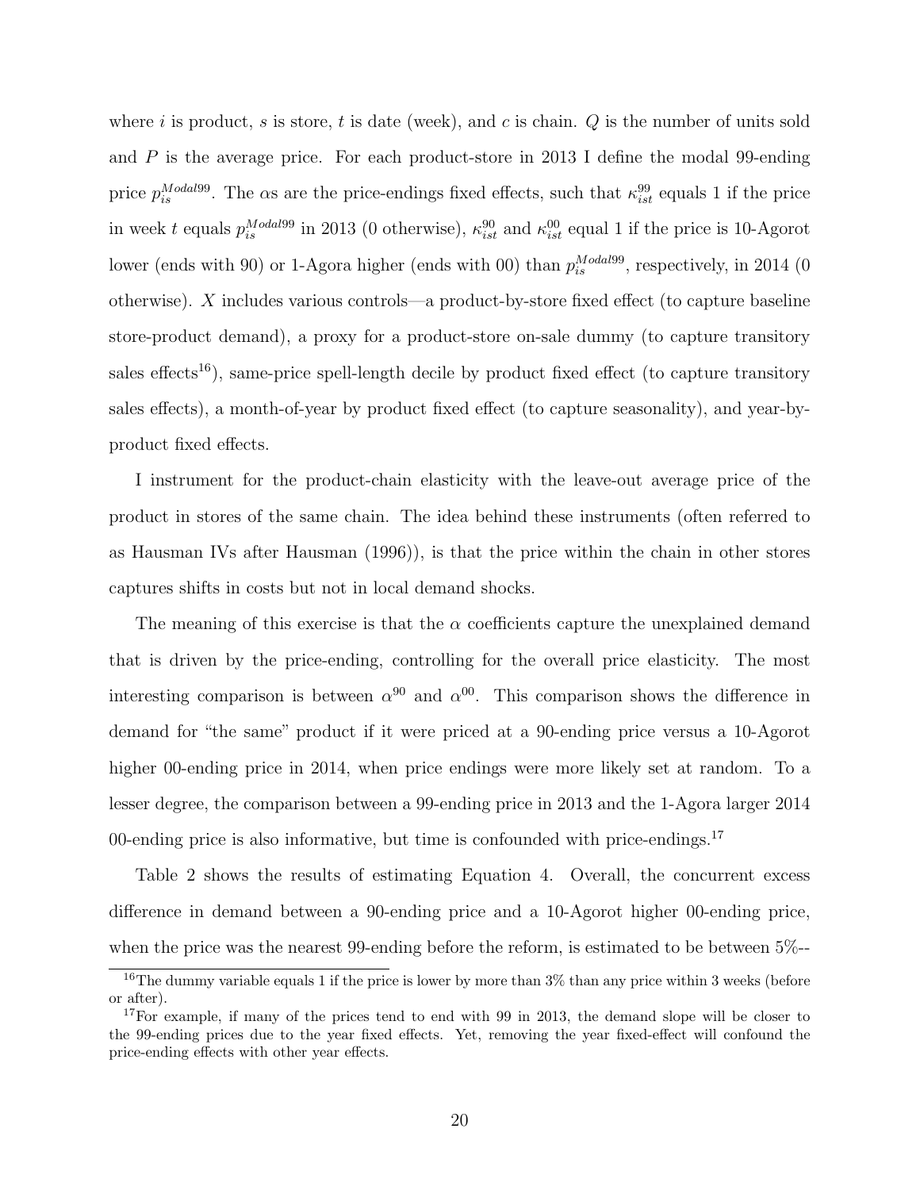where $i$ is product, $s$ is store, $t$ is date (week), and $c$ is chain. $Q$ is the number of units sold and $P$ is the average price. For each product-store in 2013 I define the modal 99-ending price $p_{is}^{Modal99}$. The $\alpha$s are the price-endings fixed effects, such that $\kappa_{ist}^{99}$ equals 1 if the price in week $t$ equals $p_{is}^{Modal99}$ in 2013 (0 otherwise), $\kappa_{ist}^{90}$ and $\kappa_{ist}^{00}$ equal 1 if the price is 10-Agorot lower (ends with 90) or 1-Agora higher (ends with 00) than $p_{is}^{Modal99}$, respectively, in 2014 (0 otherwise). $X$ includes various controls—a product-by-store fixed effect (to capture baseline store-product demand), a proxy for a product-store on-sale dummy (to capture transitory sales effects[16]), same-price spell-length decile by product fixed effect (to capture transitory sales effects), a month-of-year by product fixed effect (to capture seasonality), and year-by-product fixed effects.

I instrument for the product-chain elasticity with the leave-out average price of the product in stores of the same chain. The idea behind these instruments (often referred to as Hausman IVs after Hausman (1996)), is that the price within the chain in other stores captures shifts in costs but not in local demand shocks.

The meaning of this exercise is that the $\alpha$ coefficients capture the unexplained demand that is driven by the price-ending, controlling for the overall price elasticity. The most interesting comparison is between $\alpha^{90}$ and $\alpha^{00}$. This comparison shows the difference in demand for "the same" product if it were priced at a 90-ending price versus a 10-Agorot higher 00-ending price in 2014, when price endings were more likely set at random. To a lesser degree, the comparison between a 99-ending price in 2013 and the 1-Agora larger 2014 00-ending price is also informative, but time is confounded with price-endings.[17]

Table 2 shows the results of estimating Equation 4. Overall, the concurrent excess difference in demand between a 90-ending price and a 10-Agorot higher 00-ending price, when the price was the nearest 99-ending before the reform, is estimated to be between 5%--

[16] The dummy variable equals 1 if the price is lower by more than 3% than any price within 3 weeks (before or after).

[17] For example, if many of the prices tend to end with 99 in 2013, the demand slope will be closer to the 99-ending prices due to the year fixed effects. Yet, removing the year fixed-effect will confound the price-ending effects with other year effects.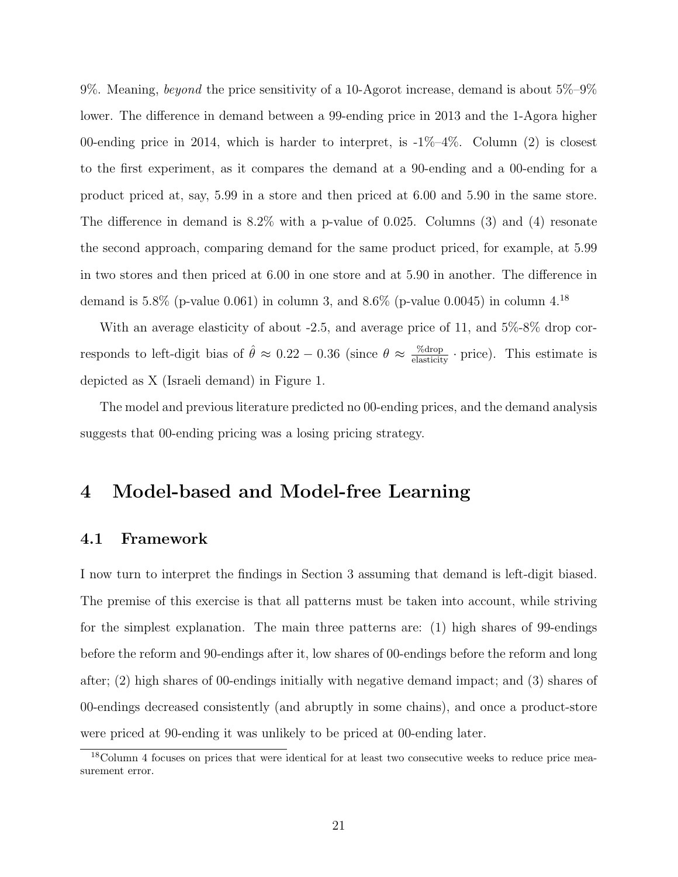9%. Meaning, *beyond* the price sensitivity of a 10-Agorot increase, demand is about 5%–9% lower. The difference in demand between a 99-ending price in 2013 and the 1-Agora higher 00-ending price in 2014, which is harder to interpret, is -1%–4%. Column (2) is closest to the first experiment, as it compares the demand at a 90-ending and a 00-ending for a product priced at, say, 5.99 in a store and then priced at 6.00 and 5.90 in the same store. The difference in demand is 8.2% with a p-value of 0.025. Columns (3) and (4) resonate the second approach, comparing demand for the same product priced, for example, at 5.99 in two stores and then priced at 6.00 in one store and at 5.90 in another. The difference in demand is 5.8% (p-value 0.061) in column 3, and 8.6% (p-value 0.0045) in column 4.[18]

With an average elasticity of about -2.5, and average price of 11, and 5%-8% drop corresponds to left-digit bias of $\hat{\theta} \approx 0.22 - 0.36$ (since $\theta \approx \frac{\%\text{drop}}{\text{elasticity}} \cdot \text{price}$). This estimate is depicted as X (Israeli demand) in Figure 1.

The model and previous literature predicted no 00-ending prices, and the demand analysis suggests that 00-ending pricing was a losing pricing strategy.

# 4 Model-based and Model-free Learning

## 4.1 Framework

I now turn to interpret the findings in Section 3 assuming that demand is left-digit biased. The premise of this exercise is that all patterns must be taken into account, while striving for the simplest explanation. The main three patterns are: (1) high shares of 99-endings before the reform and 90-endings after it, low shares of 00-endings before the reform and long after; (2) high shares of 00-endings initially with negative demand impact; and (3) shares of 00-endings decreased consistently (and abruptly in some chains), and once a product-store were priced at 90-ending it was unlikely to be priced at 00-ending later.

[18] Column 4 focuses on prices that were identical for at least two consecutive weeks to reduce price measurement error.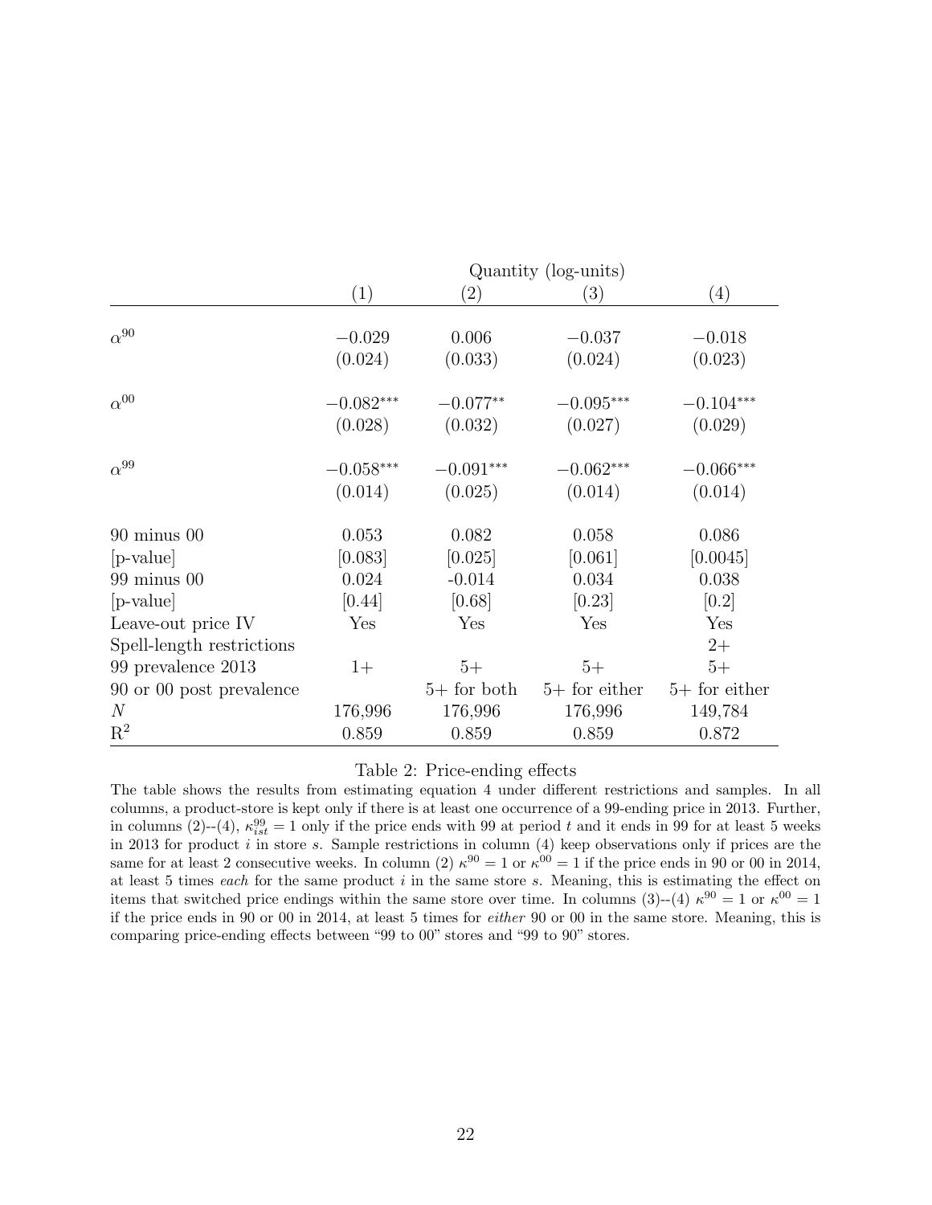| | Quantity (log-units) | | | |
|---|---|---|---|---|
| | (1) | (2) | (3) | (4) |
| $\alpha^{90}$ | $-0.029$ | $0.006$ | $-0.037$ | $-0.018$ |
| | (0.024) | (0.033) | (0.024) | (0.023) |
| $\alpha^{00}$ | $-0.082^{***}$ | $-0.077^{**}$ | $-0.095^{***}$ | $-0.104^{***}$ |
| | (0.028) | (0.032) | (0.027) | (0.029) |
| $\alpha^{99}$ | $-0.058^{***}$ | $-0.091^{***}$ | $-0.062^{***}$ | $-0.066^{***}$ |
| | (0.014) | (0.025) | (0.014) | (0.014) |
| 90 minus 00 | 0.053 | 0.082 | 0.058 | 0.086 |
| [p-value] | [0.083] | [0.025] | [0.061] | [0.0045] |
| 99 minus 00 | 0.024 | -0.014 | 0.034 | 0.038 |
| [p-value] | [0.44] | [0.68] | [0.23] | [0.2] |
| Leave-out price IV | Yes | Yes | Yes | Yes |
| Spell-length restrictions | | | | 2+ |
| 99 prevalence 2013 | 1+ | 5+ | 5+ | 5+ |
| 90 or 00 post prevalence | | 5+ for both | 5+ for either | 5+ for either |
| $N$ | 176,996 | 176,996 | 176,996 | 149,784 |
| $R^2$ | 0.859 | 0.859 | 0.859 | 0.872 |

Table 2: Price-ending effects

The table shows the results from estimating equation 4 under different restrictions and samples. In all columns, a product-store is kept only if there is at least one occurrence of a 99-ending price in 2013. Further, in columns (2)–(4), $\kappa^{99}_{ist} = 1$ only if the price ends with 99 at period $t$ and it ends in 99 for at least 5 weeks in 2013 for product $i$ in store $s$. Sample restrictions in column (4) keep observations only if prices are the same for at least 2 consecutive weeks. In column (2) $\kappa^{90} = 1$ or $\kappa^{00} = 1$ if the price ends in 90 or 00 in 2014, at least 5 times *each* for the same product $i$ in the same store $s$. Meaning, this is estimating the effect on items that switched price endings within the same store over time. In columns (3)–(4) $\kappa^{90} = 1$ or $\kappa^{00} = 1$ if the price ends in 90 or 00 in 2014, at least 5 times for *either* 90 or 00 in the same store. Meaning, this is comparing price-ending effects between "99 to 00" stores and "99 to 90" stores.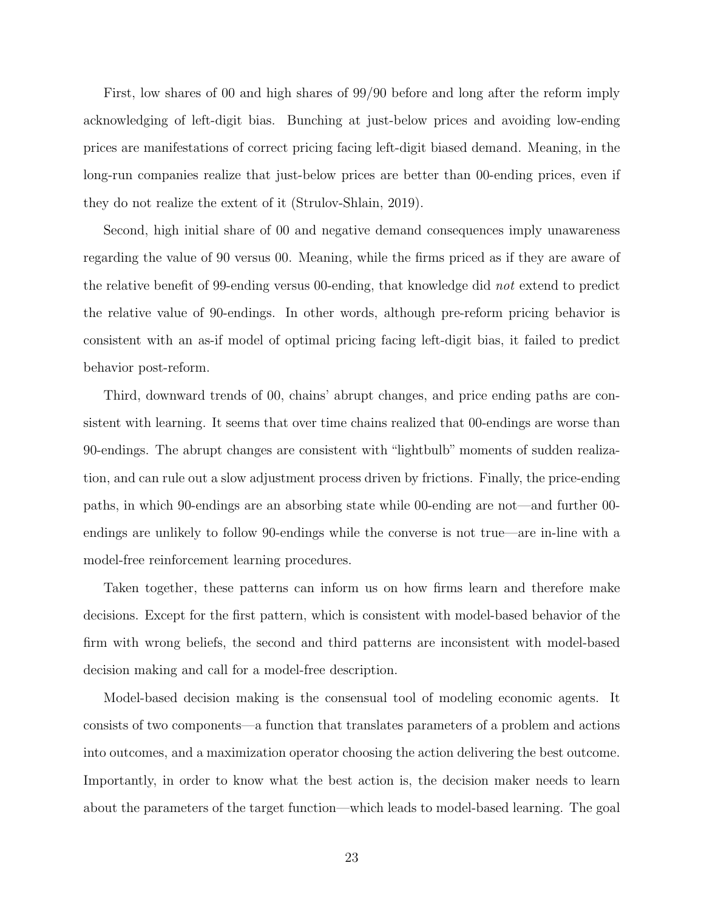First, low shares of 00 and high shares of 99/90 before and long after the reform imply acknowledging of left-digit bias. Bunching at just-below prices and avoiding low-ending prices are manifestations of correct pricing facing left-digit biased demand. Meaning, in the long-run companies realize that just-below prices are better than 00-ending prices, even if they do not realize the extent of it (Strulov-Shlain, 2019).

Second, high initial share of 00 and negative demand consequences imply unawareness regarding the value of 90 versus 00. Meaning, while the firms priced as if they are aware of the relative benefit of 99-ending versus 00-ending, that knowledge did *not* extend to predict the relative value of 90-endings. In other words, although pre-reform pricing behavior is consistent with an as-if model of optimal pricing facing left-digit bias, it failed to predict behavior post-reform.

Third, downward trends of 00, chains' abrupt changes, and price ending paths are consistent with learning. It seems that over time chains realized that 00-endings are worse than 90-endings. The abrupt changes are consistent with "lightbulb" moments of sudden realization, and can rule out a slow adjustment process driven by frictions. Finally, the price-ending paths, in which 90-endings are an absorbing state while 00-ending are not—and further 00-endings are unlikely to follow 90-endings while the converse is not true—are in-line with a model-free reinforcement learning procedures.

Taken together, these patterns can inform us on how firms learn and therefore make decisions. Except for the first pattern, which is consistent with model-based behavior of the firm with wrong beliefs, the second and third patterns are inconsistent with model-based decision making and call for a model-free description.

Model-based decision making is the consensual tool of modeling economic agents. It consists of two components—a function that translates parameters of a problem and actions into outcomes, and a maximization operator choosing the action delivering the best outcome. Importantly, in order to know what the best action is, the decision maker needs to learn about the parameters of the target function—which leads to model-based learning. The goal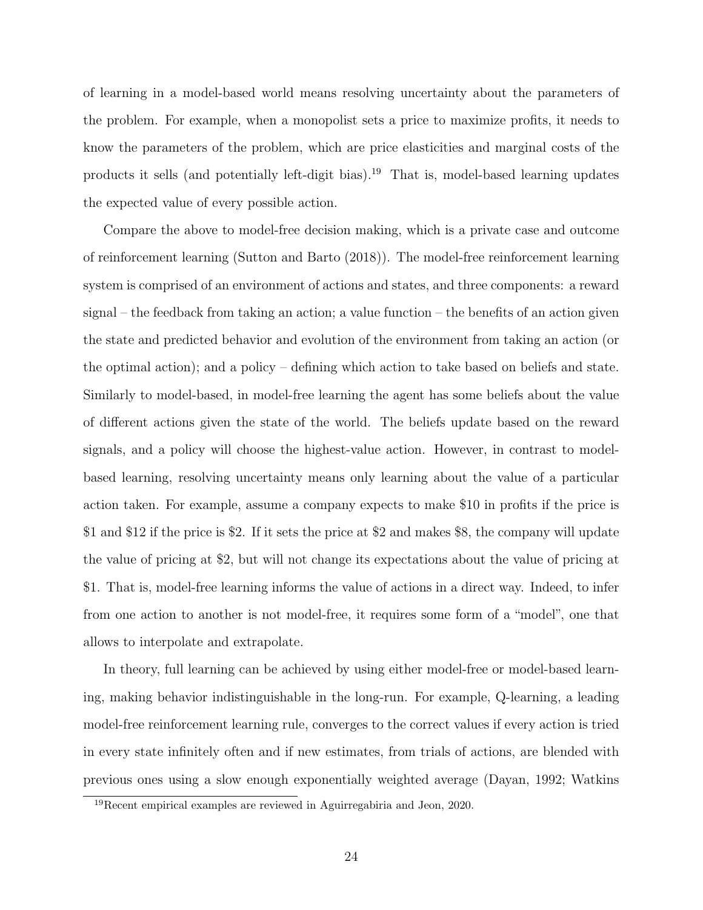of learning in a model-based world means resolving uncertainty about the parameters of the problem. For example, when a monopolist sets a price to maximize profits, it needs to know the parameters of the problem, which are price elasticities and marginal costs of the products it sells (and potentially left-digit bias).[19] That is, model-based learning updates the expected value of every possible action.

Compare the above to model-free decision making, which is a private case and outcome of reinforcement learning (Sutton and Barto (2018)). The model-free reinforcement learning system is comprised of an environment of actions and states, and three components: a reward signal – the feedback from taking an action; a value function – the benefits of an action given the state and predicted behavior and evolution of the environment from taking an action (or the optimal action); and a policy – defining which action to take based on beliefs and state. Similarly to model-based, in model-free learning the agent has some beliefs about the value of different actions given the state of the world. The beliefs update based on the reward signals, and a policy will choose the highest-value action. However, in contrast to model-based learning, resolving uncertainty means only learning about the value of a particular action taken. For example, assume a company expects to make \$10 in profits if the price is \$1 and \$12 if the price is \$2. If it sets the price at \$2 and makes \$8, the company will update the value of pricing at \$2, but will not change its expectations about the value of pricing at \$1. That is, model-free learning informs the value of actions in a direct way. Indeed, to infer from one action to another is not model-free, it requires some form of a "model", one that allows to interpolate and extrapolate.

In theory, full learning can be achieved by using either model-free or model-based learning, making behavior indistinguishable in the long-run. For example, Q-learning, a leading model-free reinforcement learning rule, converges to the correct values if every action is tried in every state infinitely often and if new estimates, from trials of actions, are blended with previous ones using a slow enough exponentially weighted average (Dayan, 1992; Watkins

[19] Recent empirical examples are reviewed in Aguirregabiria and Jeon, 2020.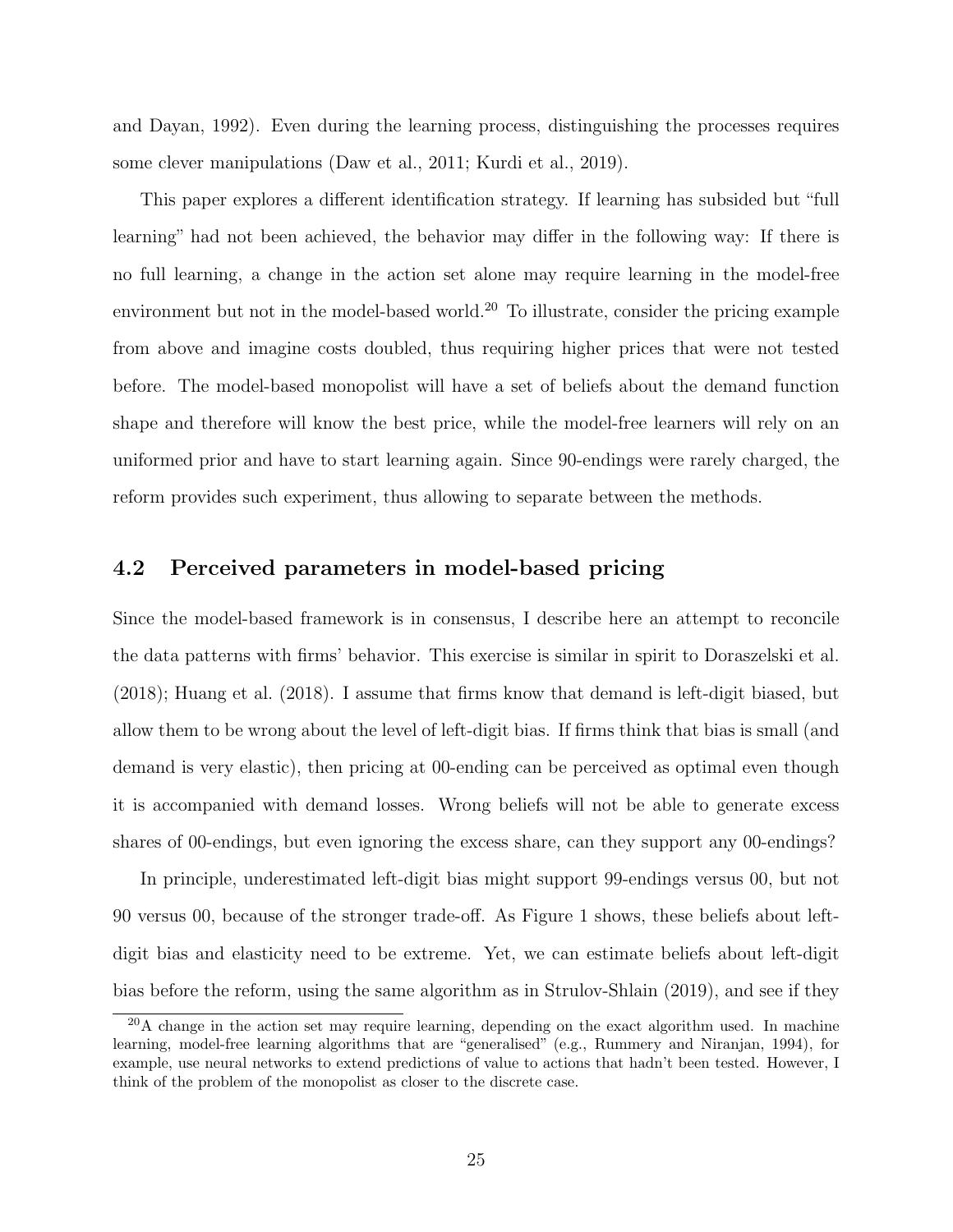and Dayan, 1992). Even during the learning process, distinguishing the processes requires some clever manipulations (Daw et al., 2011; Kurdi et al., 2019).

This paper explores a different identification strategy. If learning has subsided but "full learning" had not been achieved, the behavior may differ in the following way: If there is no full learning, a change in the action set alone may require learning in the model-free environment but not in the model-based world.[20] To illustrate, consider the pricing example from above and imagine costs doubled, thus requiring higher prices that were not tested before. The model-based monopolist will have a set of beliefs about the demand function shape and therefore will know the best price, while the model-free learners will rely on an uniformed prior and have to start learning again. Since 90-endings were rarely charged, the reform provides such experiment, thus allowing to separate between the methods.

## 4.2 Perceived parameters in model-based pricing

Since the model-based framework is in consensus, I describe here an attempt to reconcile the data patterns with firms' behavior. This exercise is similar in spirit to Doraszelski et al. (2018); Huang et al. (2018). I assume that firms know that demand is left-digit biased, but allow them to be wrong about the level of left-digit bias. If firms think that bias is small (and demand is very elastic), then pricing at 00-ending can be perceived as optimal even though it is accompanied with demand losses. Wrong beliefs will not be able to generate excess shares of 00-endings, but even ignoring the excess share, can they support any 00-endings?

In principle, underestimated left-digit bias might support 99-endings versus 00, but not 90 versus 00, because of the stronger trade-off. As Figure 1 shows, these beliefs about left-digit bias and elasticity need to be extreme. Yet, we can estimate beliefs about left-digit bias before the reform, using the same algorithm as in Strulov-Shlain (2019), and see if they

[20] A change in the action set may require learning, depending on the exact algorithm used. In machine learning, model-free learning algorithms that are "generalised" (e.g., Rummery and Niranjan, 1994), for example, use neural networks to extend predictions of value to actions that hadn't been tested. However, I think of the problem of the monopolist as closer to the discrete case.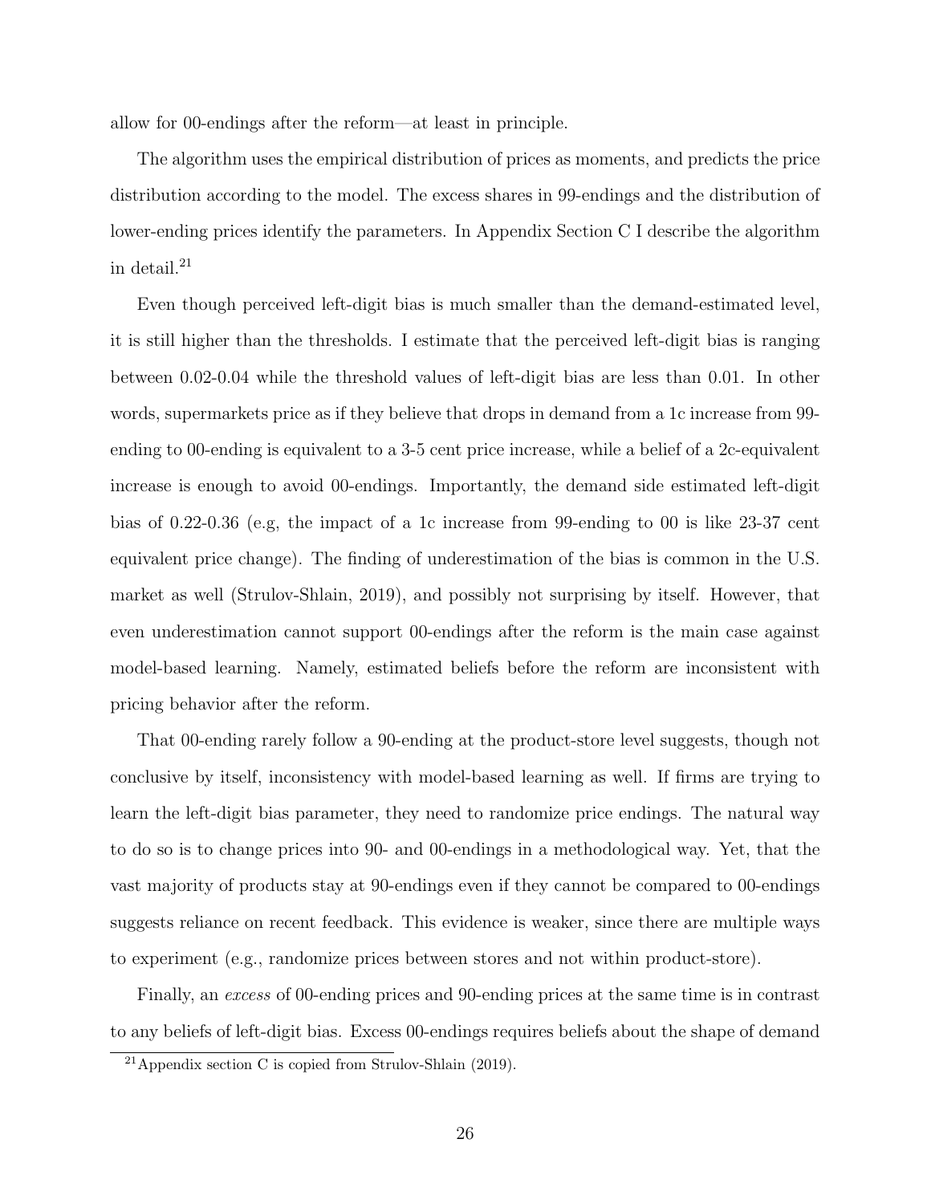allow for 00-endings after the reform—at least in principle.

The algorithm uses the empirical distribution of prices as moments, and predicts the price distribution according to the model. The excess shares in 99-endings and the distribution of lower-ending prices identify the parameters. In Appendix Section C I describe the algorithm in detail.[21]

Even though perceived left-digit bias is much smaller than the demand-estimated level, it is still higher than the thresholds. I estimate that the perceived left-digit bias is ranging between 0.02-0.04 while the threshold values of left-digit bias are less than 0.01. In other words, supermarkets price as if they believe that drops in demand from a 1c increase from 99-ending to 00-ending is equivalent to a 3-5 cent price increase, while a belief of a 2c-equivalent increase is enough to avoid 00-endings. Importantly, the demand side estimated left-digit bias of 0.22-0.36 (e.g, the impact of a 1c increase from 99-ending to 00 is like 23-37 cent equivalent price change). The finding of underestimation of the bias is common in the U.S. market as well (Strulov-Shlain, 2019), and possibly not surprising by itself. However, that even underestimation cannot support 00-endings after the reform is the main case against model-based learning. Namely, estimated beliefs before the reform are inconsistent with pricing behavior after the reform.

That 00-ending rarely follow a 90-ending at the product-store level suggests, though not conclusive by itself, inconsistency with model-based learning as well. If firms are trying to learn the left-digit bias parameter, they need to randomize price endings. The natural way to do so is to change prices into 90- and 00-endings in a methodological way. Yet, that the vast majority of products stay at 90-endings even if they cannot be compared to 00-endings suggests reliance on recent feedback. This evidence is weaker, since there are multiple ways to experiment (e.g., randomize prices between stores and not within product-store).

Finally, an *excess* of 00-ending prices and 90-ending prices at the same time is in contrast to any beliefs of left-digit bias. Excess 00-endings requires beliefs about the shape of demand

[21] Appendix section C is copied from Strulov-Shlain (2019).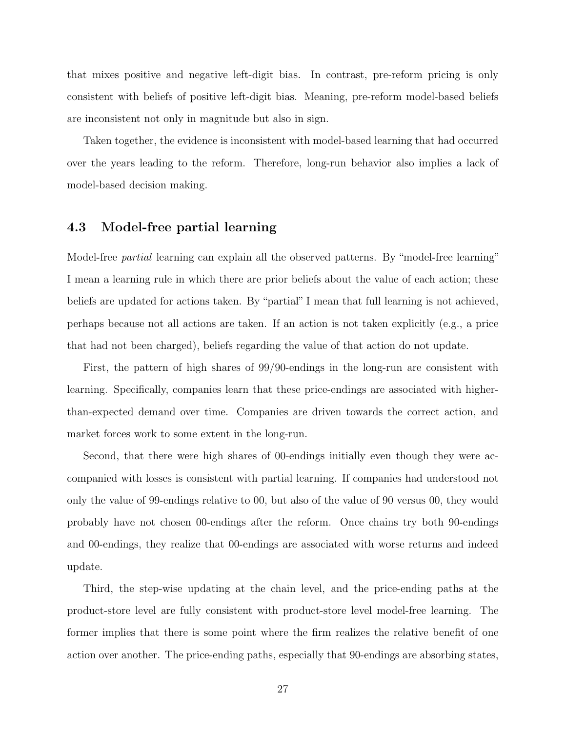that mixes positive and negative left-digit bias. In contrast, pre-reform pricing is only consistent with beliefs of positive left-digit bias. Meaning, pre-reform model-based beliefs are inconsistent not only in magnitude but also in sign.

Taken together, the evidence is inconsistent with model-based learning that had occurred over the years leading to the reform. Therefore, long-run behavior also implies a lack of model-based decision making.

### 4.3 Model-free partial learning

Model-free *partial* learning can explain all the observed patterns. By "model-free learning" I mean a learning rule in which there are prior beliefs about the value of each action; these beliefs are updated for actions taken. By "partial" I mean that full learning is not achieved, perhaps because not all actions are taken. If an action is not taken explicitly (e.g., a price that had not been charged), beliefs regarding the value of that action do not update.

First, the pattern of high shares of 99/90-endings in the long-run are consistent with learning. Specifically, companies learn that these price-endings are associated with higher-than-expected demand over time. Companies are driven towards the correct action, and market forces work to some extent in the long-run.

Second, that there were high shares of 00-endings initially even though they were accompanied with losses is consistent with partial learning. If companies had understood not only the value of 99-endings relative to 00, but also of the value of 90 versus 00, they would probably have not chosen 00-endings after the reform. Once chains try both 90-endings and 00-endings, they realize that 00-endings are associated with worse returns and indeed update.

Third, the step-wise updating at the chain level, and the price-ending paths at the product-store level are fully consistent with product-store level model-free learning. The former implies that there is some point where the firm realizes the relative benefit of one action over another. The price-ending paths, especially that 90-endings are absorbing states,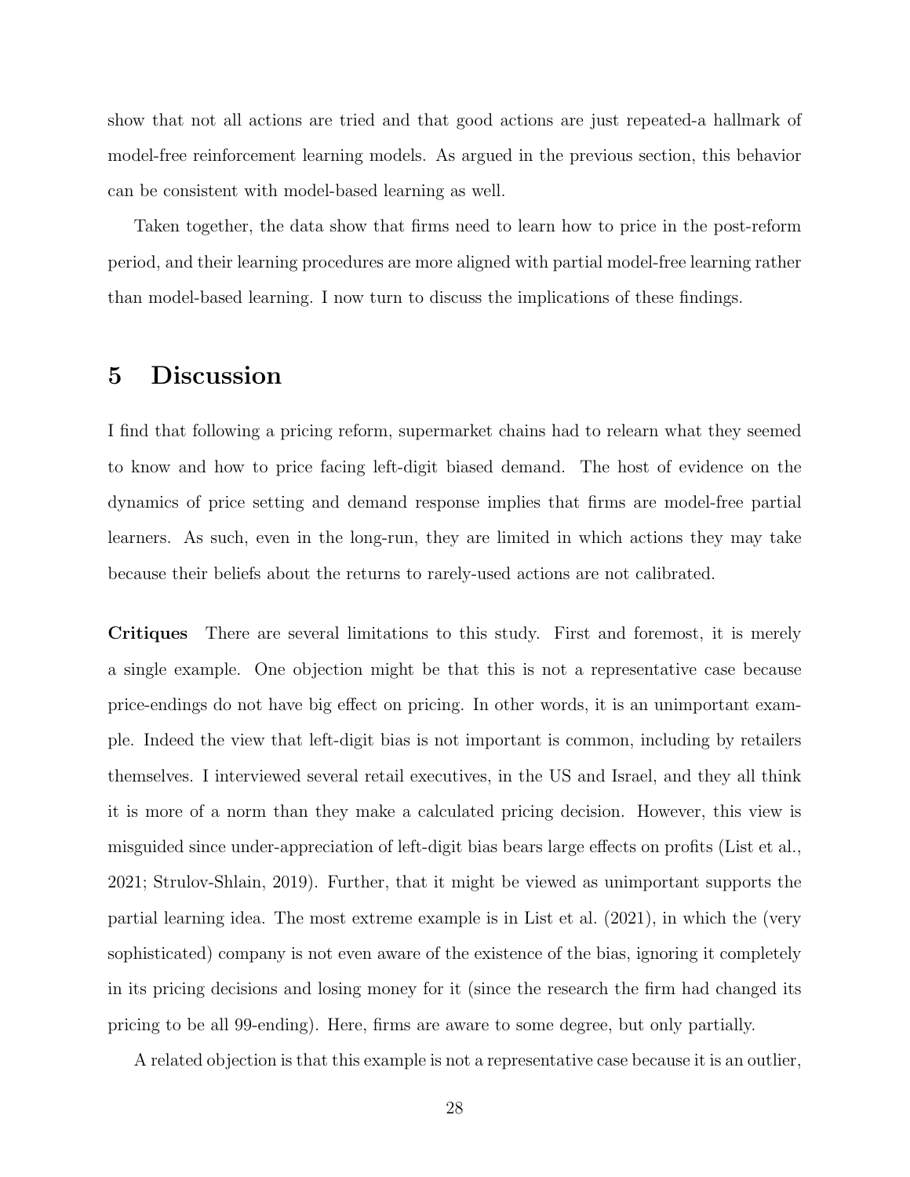show that not all actions are tried and that good actions are just repeated-a hallmark of model-free reinforcement learning models. As argued in the previous section, this behavior can be consistent with model-based learning as well.

Taken together, the data show that firms need to learn how to price in the post-reform period, and their learning procedures are more aligned with partial model-free learning rather than model-based learning. I now turn to discuss the implications of these findings.

# 5 Discussion

I find that following a pricing reform, supermarket chains had to relearn what they seemed to know and how to price facing left-digit biased demand. The host of evidence on the dynamics of price setting and demand response implies that firms are model-free partial learners. As such, even in the long-run, they are limited in which actions they may take because their beliefs about the returns to rarely-used actions are not calibrated.

**Critiques** There are several limitations to this study. First and foremost, it is merely a single example. One objection might be that this is not a representative case because price-endings do not have big effect on pricing. In other words, it is an unimportant example. Indeed the view that left-digit bias is not important is common, including by retailers themselves. I interviewed several retail executives, in the US and Israel, and they all think it is more of a norm than they make a calculated pricing decision. However, this view is misguided since under-appreciation of left-digit bias bears large effects on profits (List et al., 2021; Strulov-Shlain, 2019). Further, that it might be viewed as unimportant supports the partial learning idea. The most extreme example is in List et al. (2021), in which the (very sophisticated) company is not even aware of the existence of the bias, ignoring it completely in its pricing decisions and losing money for it (since the research the firm had changed its pricing to be all 99-ending). Here, firms are aware to some degree, but only partially.

A related objection is that this example is not a representative case because it is an outlier,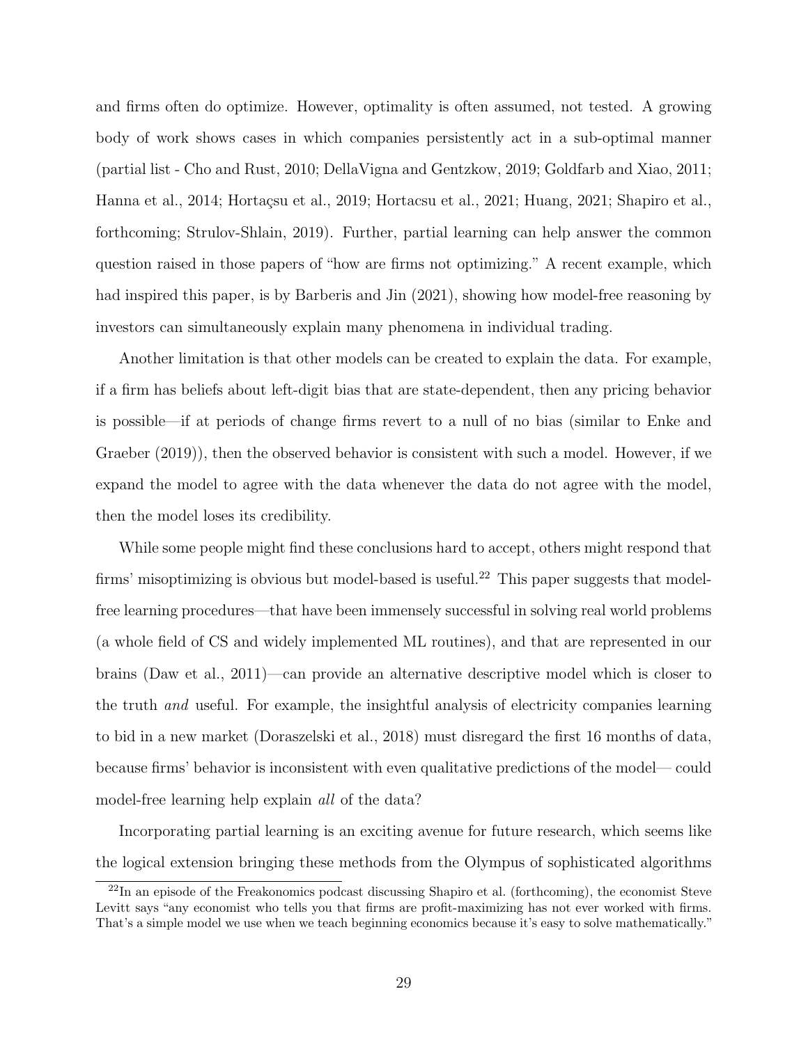and firms often do optimize. However, optimality is often assumed, not tested. A growing body of work shows cases in which companies persistently act in a sub-optimal manner (partial list - Cho and Rust, 2010; DellaVigna and Gentzkow, 2019; Goldfarb and Xiao, 2011; Hanna et al., 2014; Hortaçsu et al., 2019; Hortacsu et al., 2021; Huang, 2021; Shapiro et al., forthcoming; Strulov-Shlain, 2019). Further, partial learning can help answer the common question raised in those papers of "how are firms not optimizing." A recent example, which had inspired this paper, is by Barberis and Jin (2021), showing how model-free reasoning by investors can simultaneously explain many phenomena in individual trading.

Another limitation is that other models can be created to explain the data. For example, if a firm has beliefs about left-digit bias that are state-dependent, then any pricing behavior is possible—if at periods of change firms revert to a null of no bias (similar to Enke and Graeber (2019)), then the observed behavior is consistent with such a model. However, if we expand the model to agree with the data whenever the data do not agree with the model, then the model loses its credibility.

While some people might find these conclusions hard to accept, others might respond that firms' misoptimizing is obvious but model-based is useful.[22] This paper suggests that model-free learning procedures—that have been immensely successful in solving real world problems (a whole field of CS and widely implemented ML routines), and that are represented in our brains (Daw et al., 2011)—can provide an alternative descriptive model which is closer to the truth *and* useful. For example, the insightful analysis of electricity companies learning to bid in a new market (Doraszelski et al., 2018) must disregard the first 16 months of data, because firms' behavior is inconsistent with even qualitative predictions of the model— could model-free learning help explain *all* of the data?

Incorporating partial learning is an exciting avenue for future research, which seems like the logical extension bringing these methods from the Olympus of sophisticated algorithms

[22] In an episode of the Freakonomics podcast discussing Shapiro et al. (forthcoming), the economist Steve Levitt says "any economist who tells you that firms are profit-maximizing has not ever worked with firms. That's a simple model we use when we teach beginning economics because it's easy to solve mathematically."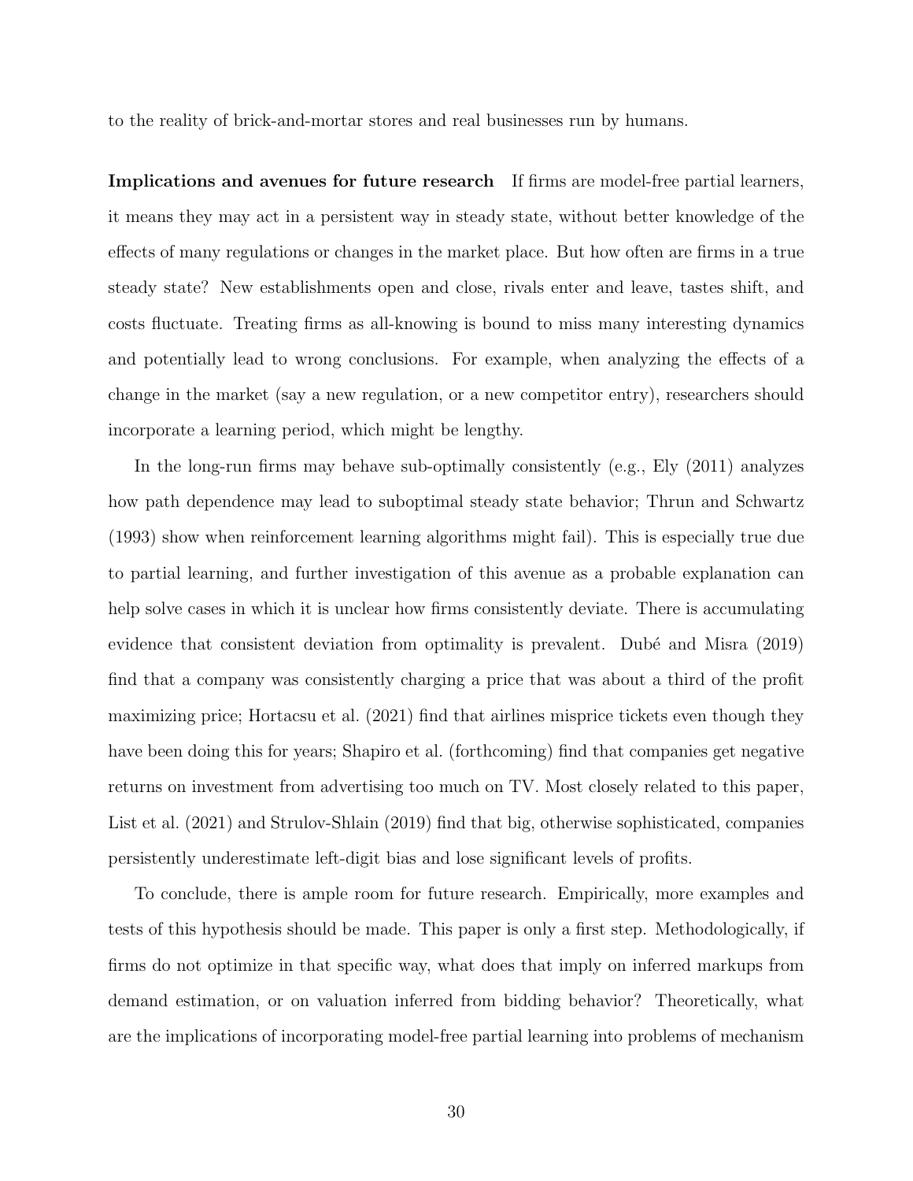to the reality of brick-and-mortar stores and real businesses run by humans.

**Implications and avenues for future research** If firms are model-free partial learners, it means they may act in a persistent way in steady state, without better knowledge of the effects of many regulations or changes in the market place. But how often are firms in a true steady state? New establishments open and close, rivals enter and leave, tastes shift, and costs fluctuate. Treating firms as all-knowing is bound to miss many interesting dynamics and potentially lead to wrong conclusions. For example, when analyzing the effects of a change in the market (say a new regulation, or a new competitor entry), researchers should incorporate a learning period, which might be lengthy.

In the long-run firms may behave sub-optimally consistently (e.g., Ely (2011) analyzes how path dependence may lead to suboptimal steady state behavior; Thrun and Schwartz (1993) show when reinforcement learning algorithms might fail). This is especially true due to partial learning, and further investigation of this avenue as a probable explanation can help solve cases in which it is unclear how firms consistently deviate. There is accumulating evidence that consistent deviation from optimality is prevalent. Dubé and Misra (2019) find that a company was consistently charging a price that was about a third of the profit maximizing price; Hortacsu et al. (2021) find that airlines misprice tickets even though they have been doing this for years; Shapiro et al. (forthcoming) find that companies get negative returns on investment from advertising too much on TV. Most closely related to this paper, List et al. (2021) and Strulov-Shlain (2019) find that big, otherwise sophisticated, companies persistently underestimate left-digit bias and lose significant levels of profits.

To conclude, there is ample room for future research. Empirically, more examples and tests of this hypothesis should be made. This paper is only a first step. Methodologically, if firms do not optimize in that specific way, what does that imply on inferred markups from demand estimation, or on valuation inferred from bidding behavior? Theoretically, what are the implications of incorporating model-free partial learning into problems of mechanism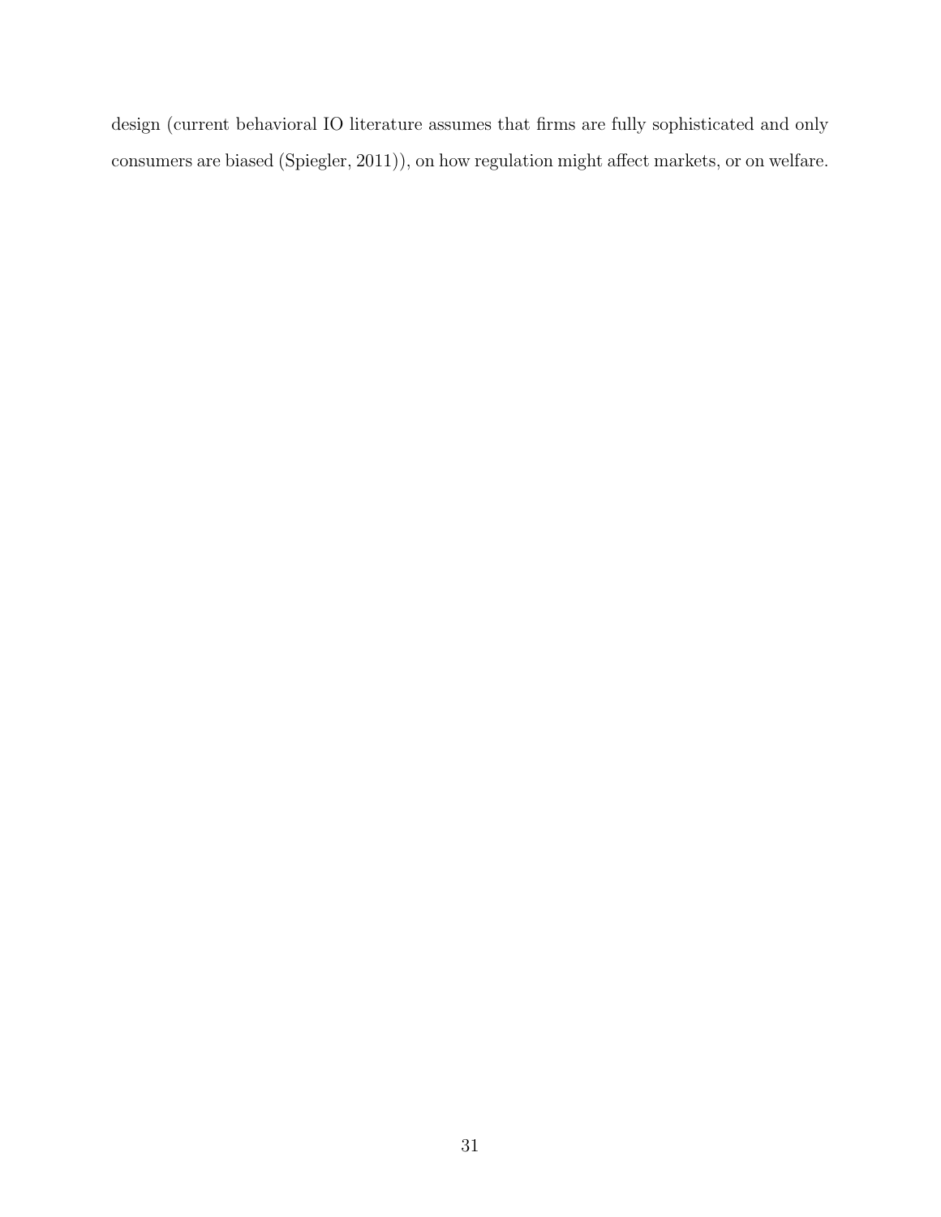design (current behavioral IO literature assumes that firms are fully sophisticated and only consumers are biased (Spiegler, 2011)), on how regulation might affect markets, or on welfare.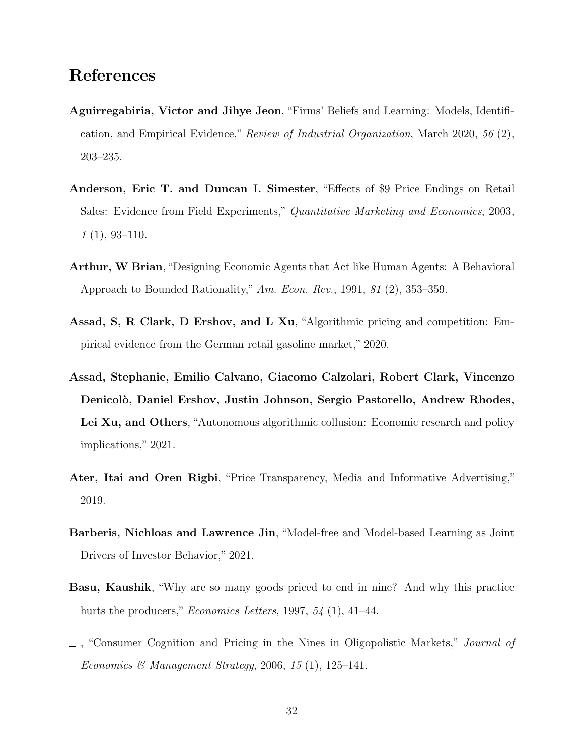# References

**Aguirregabiria, Victor and Jihye Jeon**, "Firms' Beliefs and Learning: Models, Identification, and Empirical Evidence," *Review of Industrial Organization*, March 2020, *56* (2), 203–235.

**Anderson, Eric T. and Duncan I. Simester**, "Effects of $9 Price Endings on Retail Sales: Evidence from Field Experiments," *Quantitative Marketing and Economics*, 2003, *1* (1), 93–110.

**Arthur, W Brian**, "Designing Economic Agents that Act like Human Agents: A Behavioral Approach to Bounded Rationality," *Am. Econ. Rev.*, 1991, *81* (2), 353–359.

**Assad, S, R Clark, D Ershov, and L Xu**, "Algorithmic pricing and competition: Empirical evidence from the German retail gasoline market," 2020.

**Assad, Stephanie, Emilio Calvano, Giacomo Calzolari, Robert Clark, Vincenzo Denicolò, Daniel Ershov, Justin Johnson, Sergio Pastorello, Andrew Rhodes, Lei Xu, and Others**, "Autonomous algorithmic collusion: Economic research and policy implications," 2021.

**Ater, Itai and Oren Rigbi**, "Price Transparency, Media and Informative Advertising," 2019.

**Barberis, Nichloas and Lawrence Jin**, "Model-free and Model-based Learning as Joint Drivers of Investor Behavior," 2021.

**Basu, Kaushik**, "Why are so many goods priced to end in nine? And why this practice hurts the producers," *Economics Letters*, 1997, *54* (1), 41–44.

\_ , "Consumer Cognition and Pricing in the Nines in Oligopolistic Markets," *Journal of Economics & Management Strategy*, 2006, *15* (1), 125–141.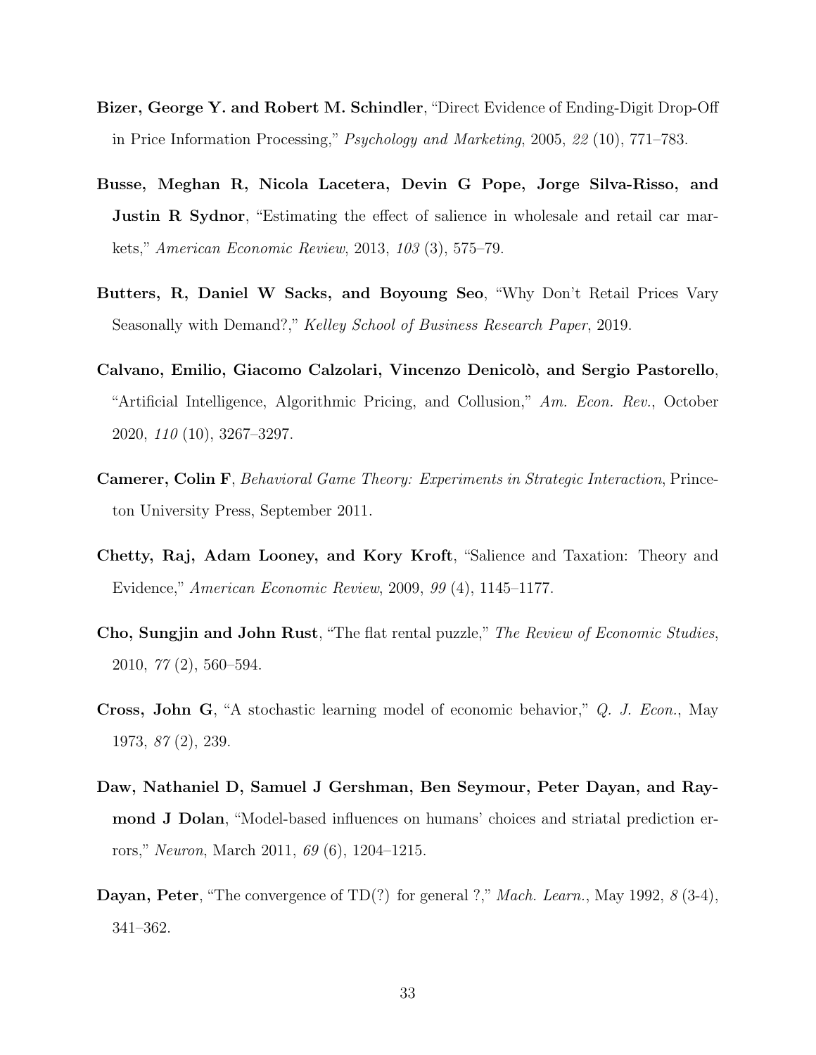**Bizer, George Y. and Robert M. Schindler**, "Direct Evidence of Ending-Digit Drop-Off in Price Information Processing," *Psychology and Marketing*, 2005, *22* (10), 771–783.

**Busse, Meghan R, Nicola Lacetera, Devin G Pope, Jorge Silva-Risso, and Justin R Sydnor**, "Estimating the effect of salience in wholesale and retail car markets," *American Economic Review*, 2013, *103* (3), 575–79.

**Butters, R, Daniel W Sacks, and Boyoung Seo**, "Why Don't Retail Prices Vary Seasonally with Demand?," *Kelley School of Business Research Paper*, 2019.

**Calvano, Emilio, Giacomo Calzolari, Vincenzo Denicolò, and Sergio Pastorello**, "Artificial Intelligence, Algorithmic Pricing, and Collusion," *Am. Econ. Rev.*, October 2020, *110* (10), 3267–3297.

**Camerer, Colin F**, *Behavioral Game Theory: Experiments in Strategic Interaction*, Princeton University Press, September 2011.

**Chetty, Raj, Adam Looney, and Kory Kroft**, "Salience and Taxation: Theory and Evidence," *American Economic Review*, 2009, *99* (4), 1145–1177.

**Cho, Sungjin and John Rust**, "The flat rental puzzle," *The Review of Economic Studies*, 2010, *77* (2), 560–594.

**Cross, John G**, "A stochastic learning model of economic behavior," *Q. J. Econ.*, May 1973, *87* (2), 239.

**Daw, Nathaniel D, Samuel J Gershman, Ben Seymour, Peter Dayan, and Raymond J Dolan**, "Model-based influences on humans' choices and striatal prediction errors," *Neuron*, March 2011, *69* (6), 1204–1215.

**Dayan, Peter**, "The convergence of TD(?) for general ?," *Mach. Learn.*, May 1992, *8* (3-4), 341–362.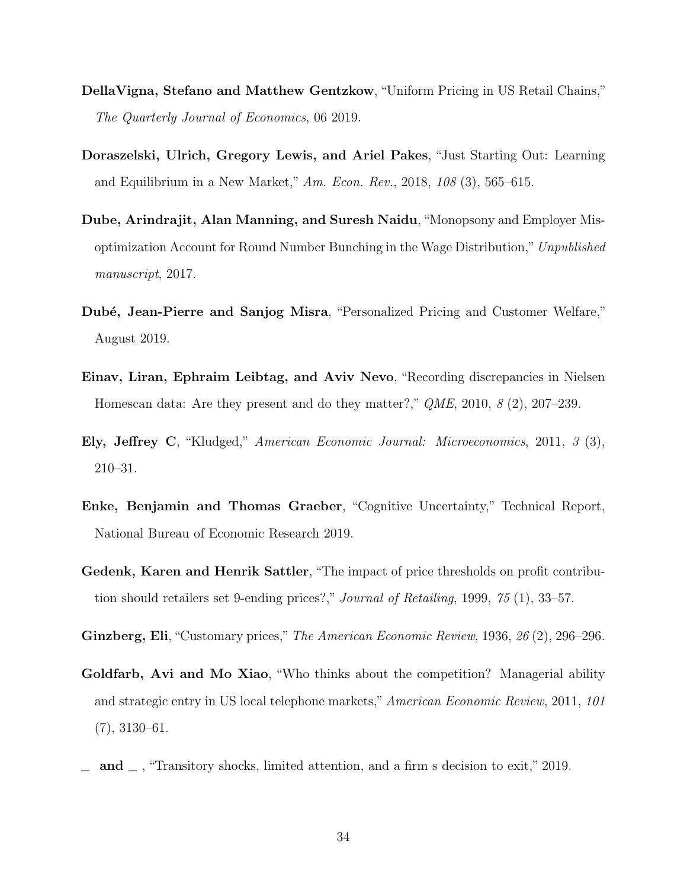**DellaVigna, Stefano and Matthew Gentzkow**, "Uniform Pricing in US Retail Chains," *The Quarterly Journal of Economics*, 06 2019.

**Doraszelski, Ulrich, Gregory Lewis, and Ariel Pakes**, "Just Starting Out: Learning and Equilibrium in a New Market," *Am. Econ. Rev.*, 2018, *108* (3), 565–615.

**Dube, Arindrajit, Alan Manning, and Suresh Naidu**, "Monopsony and Employer Mis-optimization Account for Round Number Bunching in the Wage Distribution," *Unpublished manuscript*, 2017.

**Dubé, Jean-Pierre and Sanjog Misra**, "Personalized Pricing and Customer Welfare," August 2019.

**Einav, Liran, Ephraim Leibtag, and Aviv Nevo**, "Recording discrepancies in Nielsen Homescan data: Are they present and do they matter?," *QME*, 2010, *8* (2), 207–239.

**Ely, Jeffrey C**, "Kludged," *American Economic Journal: Microeconomics*, 2011, *3* (3), 210–31.

**Enke, Benjamin and Thomas Graeber**, "Cognitive Uncertainty," Technical Report, National Bureau of Economic Research 2019.

**Gedenk, Karen and Henrik Sattler**, "The impact of price thresholds on profit contribution should retailers set 9-ending prices?," *Journal of Retailing*, 1999, *75* (1), 33–57.

**Ginzberg, Eli**, "Customary prices," *The American Economic Review*, 1936, *26* (2), 296–296.

**Goldfarb, Avi and Mo Xiao**, "Who thinks about the competition? Managerial ability and strategic entry in US local telephone markets," *American Economic Review*, 2011, *101* (7), 3130–61.

**_ and _** , "Transitory shocks, limited attention, and a firm s decision to exit," 2019.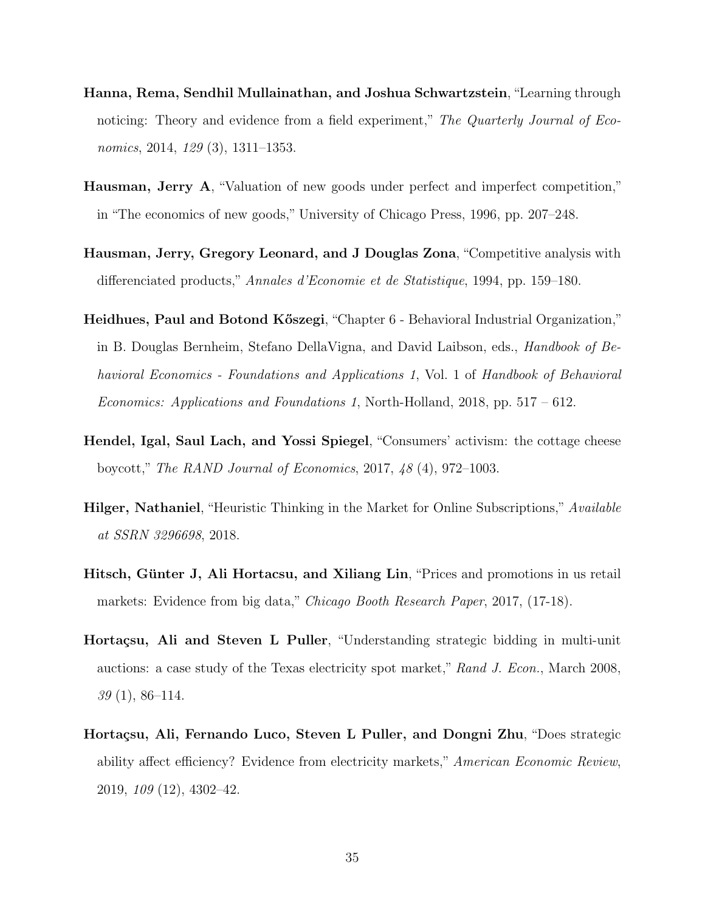**Hanna, Rema, Sendhil Mullainathan, and Joshua Schwartzstein**, "Learning through noticing: Theory and evidence from a field experiment," *The Quarterly Journal of Economics*, 2014, *129* (3), 1311–1353.

**Hausman, Jerry A**, "Valuation of new goods under perfect and imperfect competition," in "The economics of new goods," University of Chicago Press, 1996, pp. 207–248.

**Hausman, Jerry, Gregory Leonard, and J Douglas Zona**, "Competitive analysis with differenciated products," *Annales d'Economie et de Statistique*, 1994, pp. 159–180.

**Heidhues, Paul and Botond Kőszegi**, "Chapter 6 - Behavioral Industrial Organization," in B. Douglas Bernheim, Stefano DellaVigna, and David Laibson, eds., *Handbook of Behavioral Economics - Foundations and Applications 1*, Vol. 1 of *Handbook of Behavioral Economics: Applications and Foundations 1*, North-Holland, 2018, pp. 517 – 612.

**Hendel, Igal, Saul Lach, and Yossi Spiegel**, "Consumers' activism: the cottage cheese boycott," *The RAND Journal of Economics*, 2017, *48* (4), 972–1003.

**Hilger, Nathaniel**, "Heuristic Thinking in the Market for Online Subscriptions," *Available at SSRN 3296698*, 2018.

**Hitsch, Günter J, Ali Hortacsu, and Xiliang Lin**, "Prices and promotions in us retail markets: Evidence from big data," *Chicago Booth Research Paper*, 2017, (17-18).

**Hortaçsu, Ali and Steven L Puller**, "Understanding strategic bidding in multi-unit auctions: a case study of the Texas electricity spot market," *Rand J. Econ.*, March 2008, *39* (1), 86–114.

**Hortaçsu, Ali, Fernando Luco, Steven L Puller, and Dongni Zhu**, "Does strategic ability affect efficiency? Evidence from electricity markets," *American Economic Review*, 2019, *109* (12), 4302–42.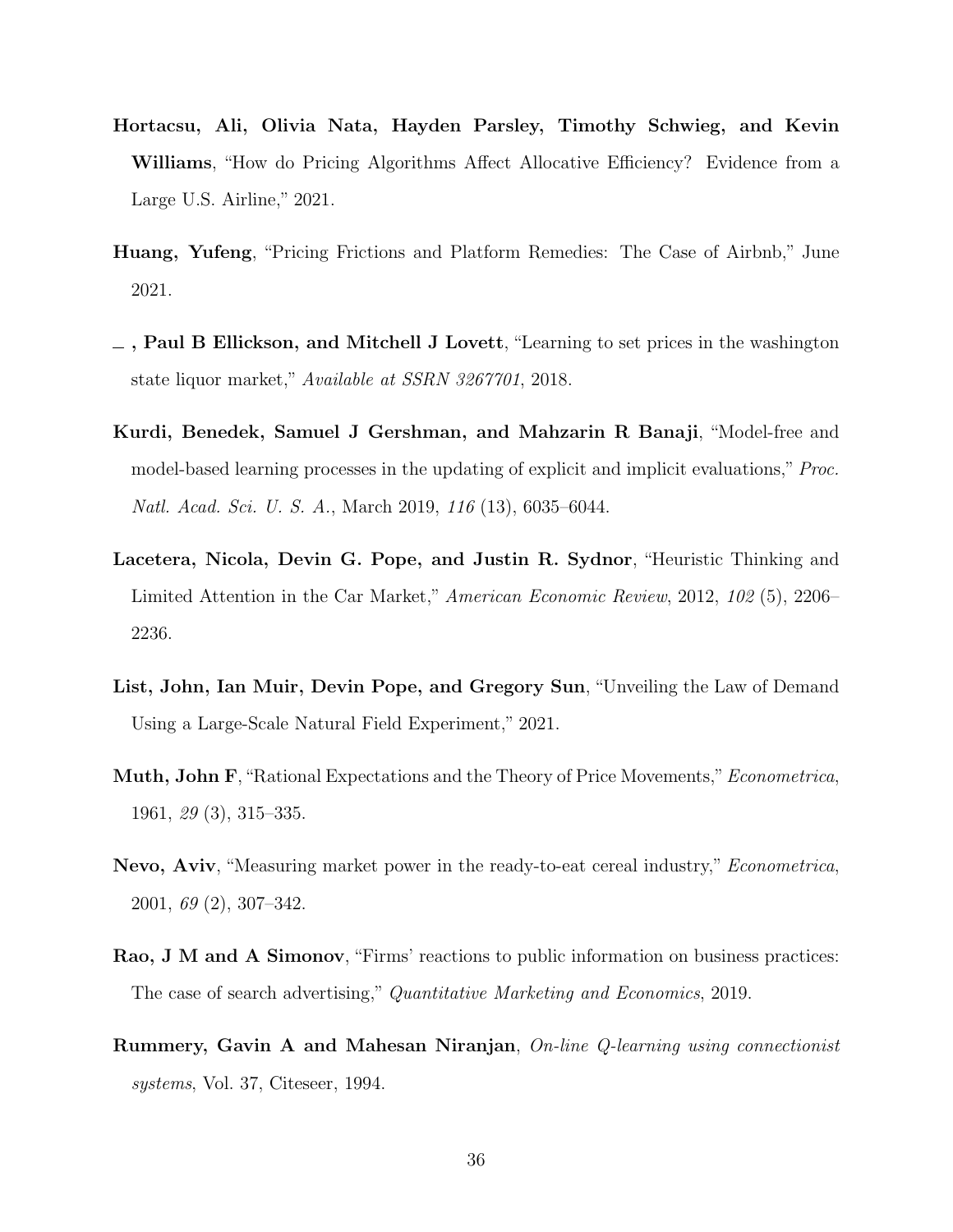**Hortacsu, Ali, Olivia Nata, Hayden Parsley, Timothy Schwieg, and Kevin Williams**, "How do Pricing Algorithms Affect Allocative Efficiency? Evidence from a Large U.S. Airline," 2021.

**Huang, Yufeng**, "Pricing Frictions and Platform Remedies: The Case of Airbnb," June 2021.

**\_ , Paul B Ellickson, and Mitchell J Lovett**, "Learning to set prices in the washington state liquor market," *Available at SSRN 3267701*, 2018.

**Kurdi, Benedek, Samuel J Gershman, and Mahzarin R Banaji**, "Model-free and model-based learning processes in the updating of explicit and implicit evaluations," *Proc. Natl. Acad. Sci. U. S. A.*, March 2019, *116* (13), 6035–6044.

**Lacetera, Nicola, Devin G. Pope, and Justin R. Sydnor**, "Heuristic Thinking and Limited Attention in the Car Market," *American Economic Review*, 2012, *102* (5), 2206–2236.

**List, John, Ian Muir, Devin Pope, and Gregory Sun**, "Unveiling the Law of Demand Using a Large-Scale Natural Field Experiment," 2021.

**Muth, John F**, "Rational Expectations and the Theory of Price Movements," *Econometrica*, 1961, *29* (3), 315–335.

**Nevo, Aviv**, "Measuring market power in the ready-to-eat cereal industry," *Econometrica*, 2001, *69* (2), 307–342.

**Rao, J M and A Simonov**, "Firms' reactions to public information on business practices: The case of search advertising," *Quantitative Marketing and Economics*, 2019.

**Rummery, Gavin A and Mahesan Niranjan**, *On-line Q-learning using connectionist systems*, Vol. 37, Citeseer, 1994.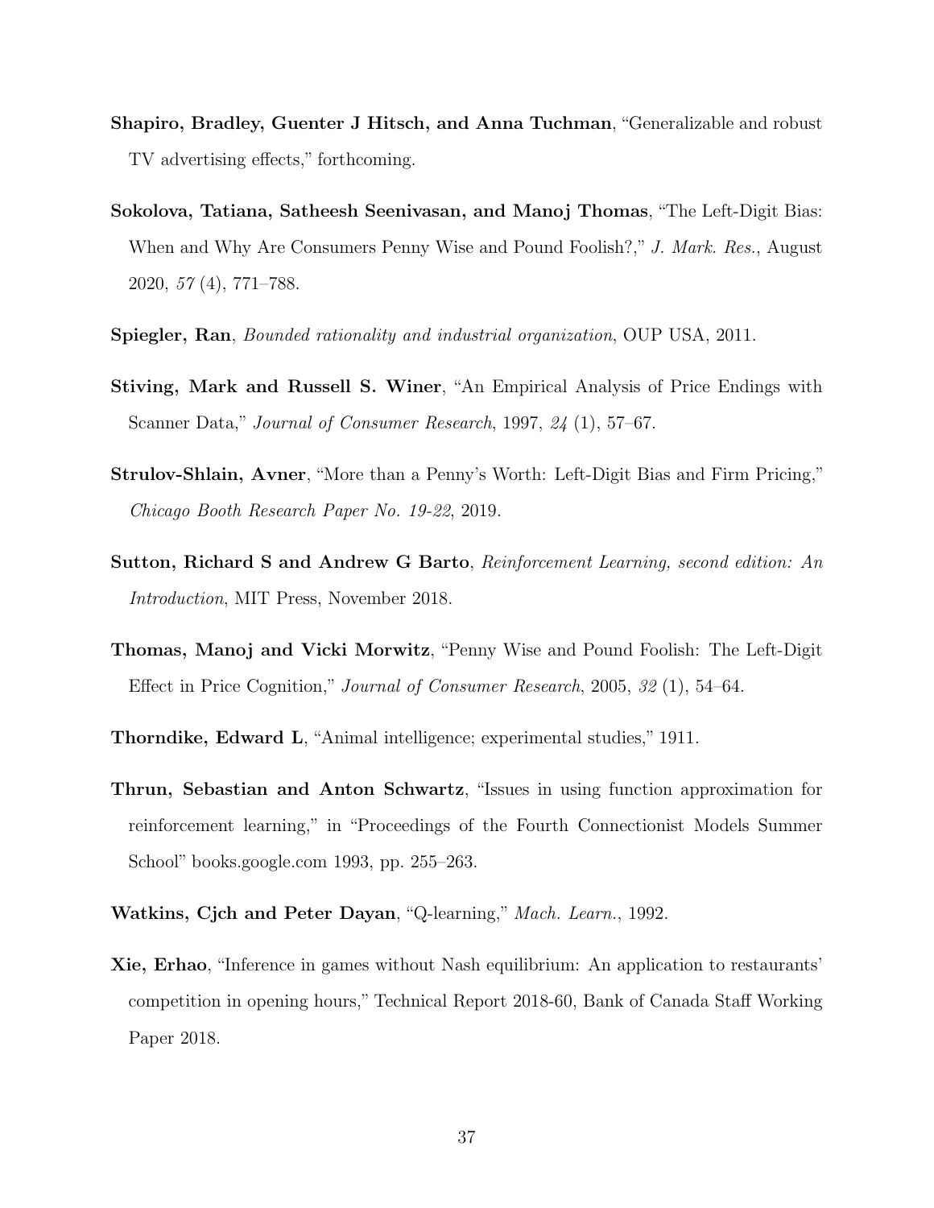**Shapiro, Bradley, Guenter J Hitsch, and Anna Tuchman**, "Generalizable and robust TV advertising effects," forthcoming.

**Sokolova, Tatiana, Satheesh Seenivasan, and Manoj Thomas**, "The Left-Digit Bias: When and Why Are Consumers Penny Wise and Pound Foolish?," *J. Mark. Res.*, August 2020, *57* (4), 771–788.

**Spiegler, Ran**, *Bounded rationality and industrial organization*, OUP USA, 2011.

**Stiving, Mark and Russell S. Winer**, "An Empirical Analysis of Price Endings with Scanner Data," *Journal of Consumer Research*, 1997, *24* (1), 57–67.

**Strulov-Shlain, Avner**, "More than a Penny's Worth: Left-Digit Bias and Firm Pricing," *Chicago Booth Research Paper No. 19-22*, 2019.

**Sutton, Richard S and Andrew G Barto**, *Reinforcement Learning, second edition: An Introduction*, MIT Press, November 2018.

**Thomas, Manoj and Vicki Morwitz**, "Penny Wise and Pound Foolish: The Left-Digit Effect in Price Cognition," *Journal of Consumer Research*, 2005, *32* (1), 54–64.

**Thorndike, Edward L**, "Animal intelligence; experimental studies," 1911.

**Thrun, Sebastian and Anton Schwartz**, "Issues in using function approximation for reinforcement learning," in "Proceedings of the Fourth Connectionist Models Summer School" books.google.com 1993, pp. 255–263.

**Watkins, Cjch and Peter Dayan**, "Q-learning," *Mach. Learn.*, 1992.

**Xie, Erhao**, "Inference in games without Nash equilibrium: An application to restaurants' competition in opening hours," Technical Report 2018-60, Bank of Canada Staff Working Paper 2018.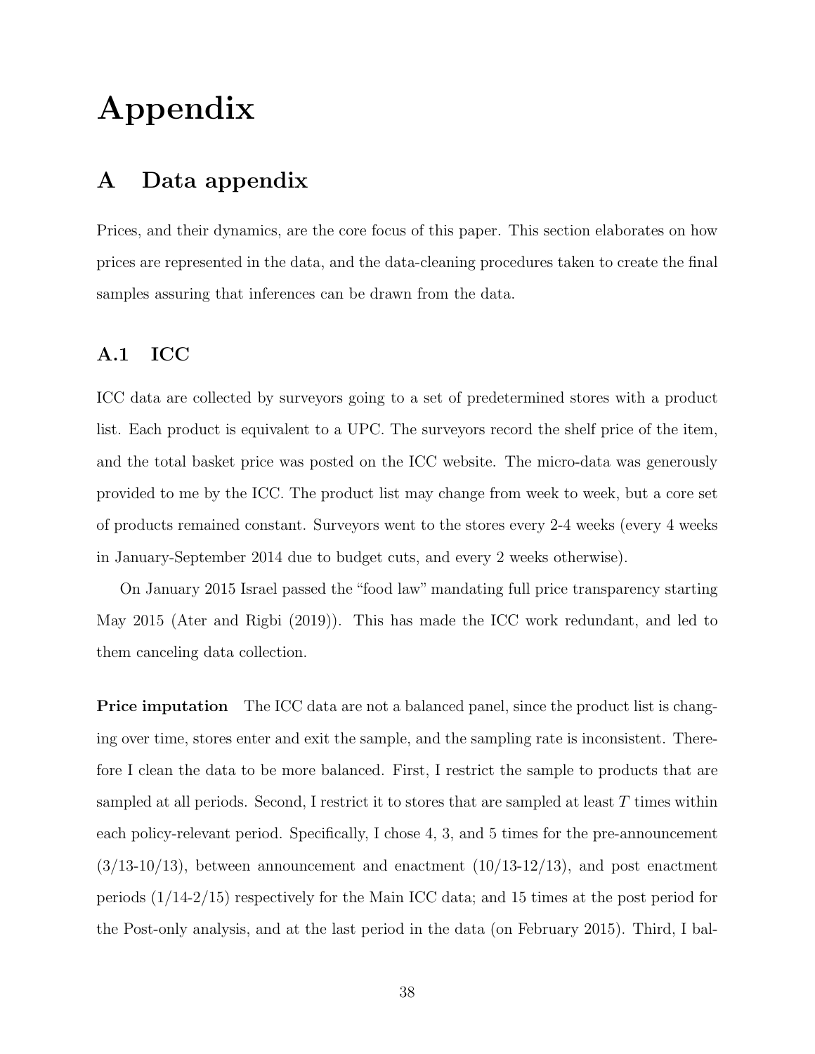# Appendix

## A Data appendix

Prices, and their dynamics, are the core focus of this paper. This section elaborates on how prices are represented in the data, and the data-cleaning procedures taken to create the final samples assuring that inferences can be drawn from the data.

### A.1 ICC

ICC data are collected by surveyors going to a set of predetermined stores with a product list. Each product is equivalent to a UPC. The surveyors record the shelf price of the item, and the total basket price was posted on the ICC website. The micro-data was generously provided to me by the ICC. The product list may change from week to week, but a core set of products remained constant. Surveyors went to the stores every 2-4 weeks (every 4 weeks in January-September 2014 due to budget cuts, and every 2 weeks otherwise).

On January 2015 Israel passed the "food law" mandating full price transparency starting May 2015 (Ater and Rigbi (2019)). This has made the ICC work redundant, and led to them canceling data collection.

**Price imputation** The ICC data are not a balanced panel, since the product list is changing over time, stores enter and exit the sample, and the sampling rate is inconsistent. Therefore I clean the data to be more balanced. First, I restrict the sample to products that are sampled at all periods. Second, I restrict it to stores that are sampled at least $T$ times within each policy-relevant period. Specifically, I chose 4, 3, and 5 times for the pre-announcement (3/13-10/13), between announcement and enactment (10/13-12/13), and post enactment periods (1/14-2/15) respectively for the Main ICC data; and 15 times at the post period for the Post-only analysis, and at the last period in the data (on February 2015). Third, I bal-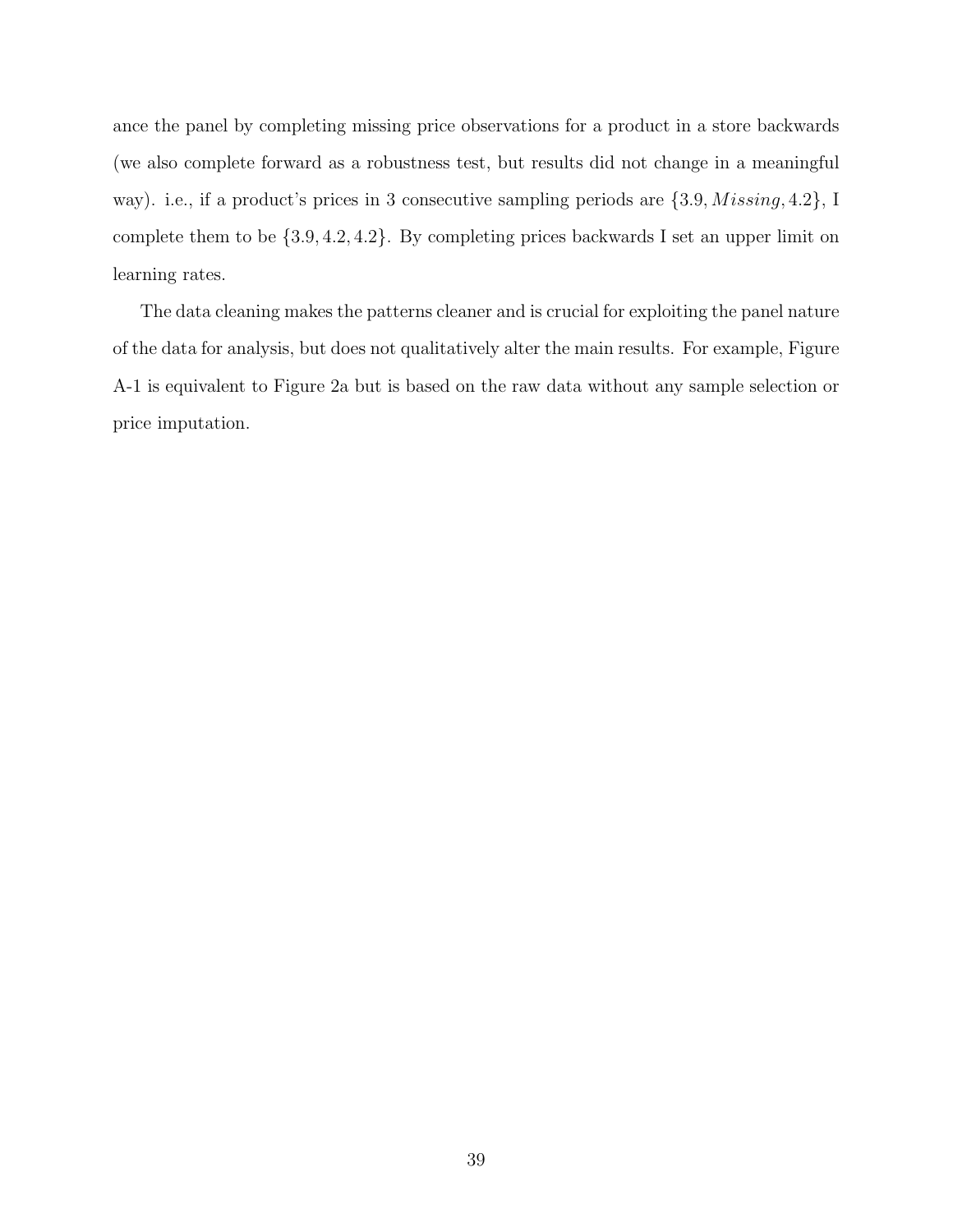ance the panel by completing missing price observations for a product in a store backwards (we also complete forward as a robustness test, but results did not change in a meaningful way). i.e., if a product's prices in 3 consecutive sampling periods are $\{3.9, Missing, 4.2\}$, I complete them to be $\{3.9, 4.2, 4.2\}$. By completing prices backwards I set an upper limit on learning rates.

The data cleaning makes the patterns cleaner and is crucial for exploiting the panel nature of the data for analysis, but does not qualitatively alter the main results. For example, Figure A-1 is equivalent to Figure 2a but is based on the raw data without any sample selection or price imputation.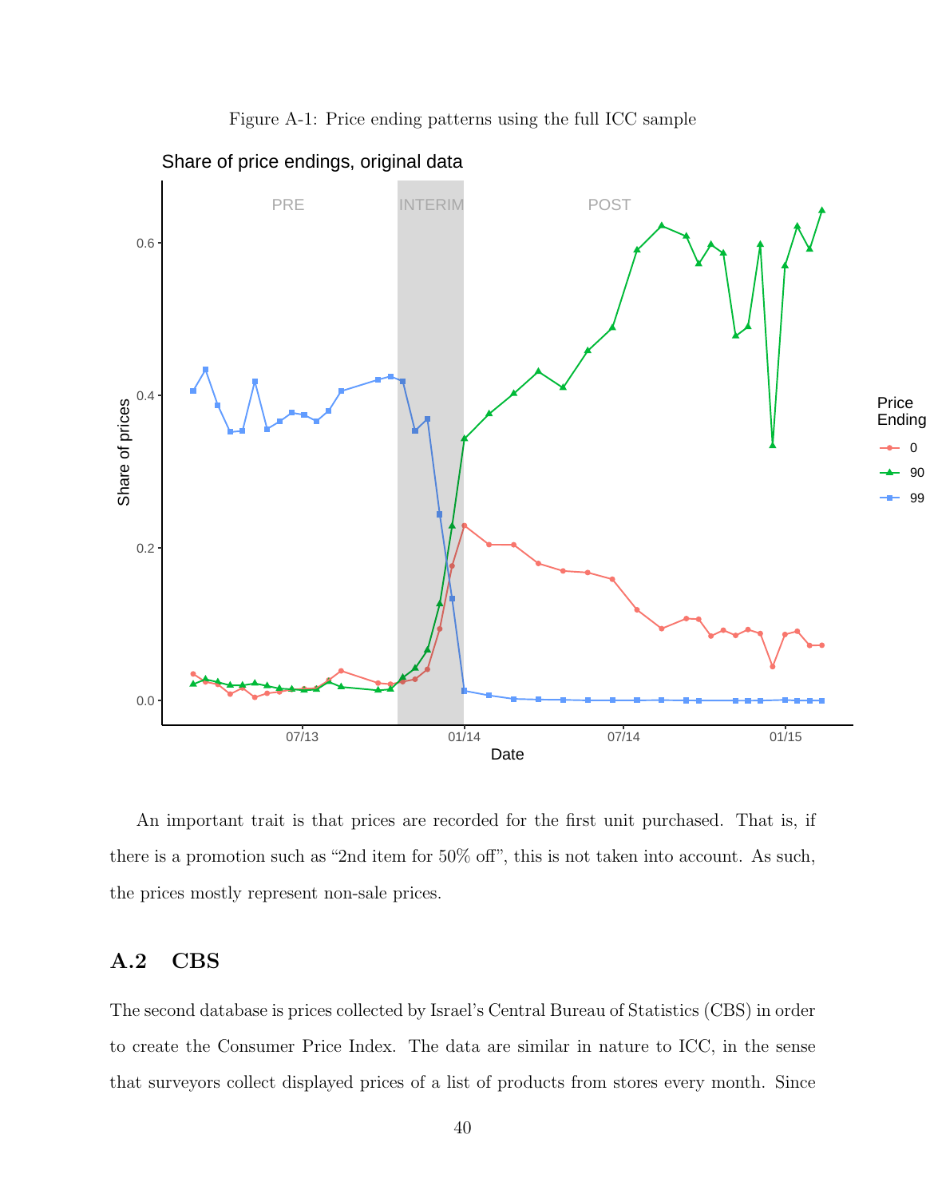Figure A-1: Price ending patterns using the full ICC sample

An important trait is that prices are recorded for the first unit purchased. That is, if there is a promotion such as “2nd item for 50% off”, this is not taken into account. As such, the prices mostly represent non-sale prices.

## A.2 CBS

The second database is prices collected by Israel’s Central Bureau of Statistics (CBS) in order to create the Consumer Price Index. The data are similar in nature to ICC, in the sense that surveyors collect displayed prices of a list of products from stores every month. Since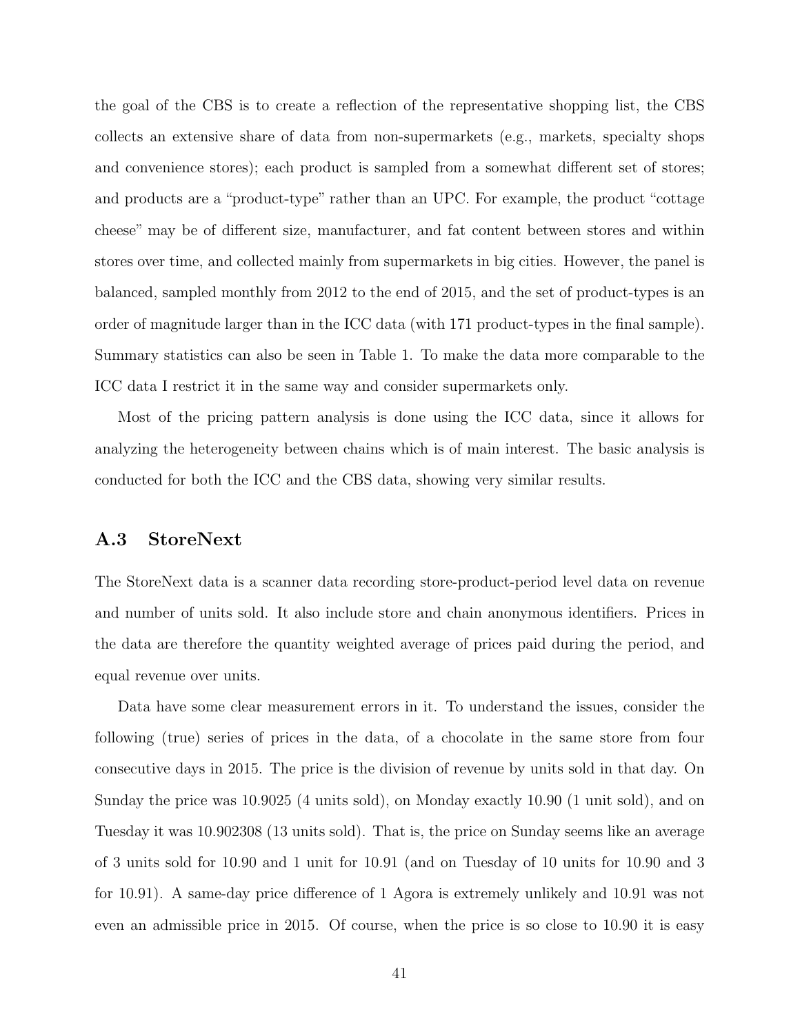the goal of the CBS is to create a reflection of the representative shopping list, the CBS collects an extensive share of data from non-supermarkets (e.g., markets, specialty shops and convenience stores); each product is sampled from a somewhat different set of stores; and products are a "product-type" rather than an UPC. For example, the product "cottage cheese" may be of different size, manufacturer, and fat content between stores and within stores over time, and collected mainly from supermarkets in big cities. However, the panel is balanced, sampled monthly from 2012 to the end of 2015, and the set of product-types is an order of magnitude larger than in the ICC data (with 171 product-types in the final sample). Summary statistics can also be seen in Table 1. To make the data more comparable to the ICC data I restrict it in the same way and consider supermarkets only.

Most of the pricing pattern analysis is done using the ICC data, since it allows for analyzing the heterogeneity between chains which is of main interest. The basic analysis is conducted for both the ICC and the CBS data, showing very similar results.

## A.3 StoreNext

The StoreNext data is a scanner data recording store-product-period level data on revenue and number of units sold. It also include store and chain anonymous identifiers. Prices in the data are therefore the quantity weighted average of prices paid during the period, and equal revenue over units.

Data have some clear measurement errors in it. To understand the issues, consider the following (true) series of prices in the data, of a chocolate in the same store from four consecutive days in 2015. The price is the division of revenue by units sold in that day. On Sunday the price was 10.9025 (4 units sold), on Monday exactly 10.90 (1 unit sold), and on Tuesday it was 10.902308 (13 units sold). That is, the price on Sunday seems like an average of 3 units sold for 10.90 and 1 unit for 10.91 (and on Tuesday of 10 units for 10.90 and 3 for 10.91). A same-day price difference of 1 Agora is extremely unlikely and 10.91 was not even an admissible price in 2015. Of course, when the price is so close to 10.90 it is easy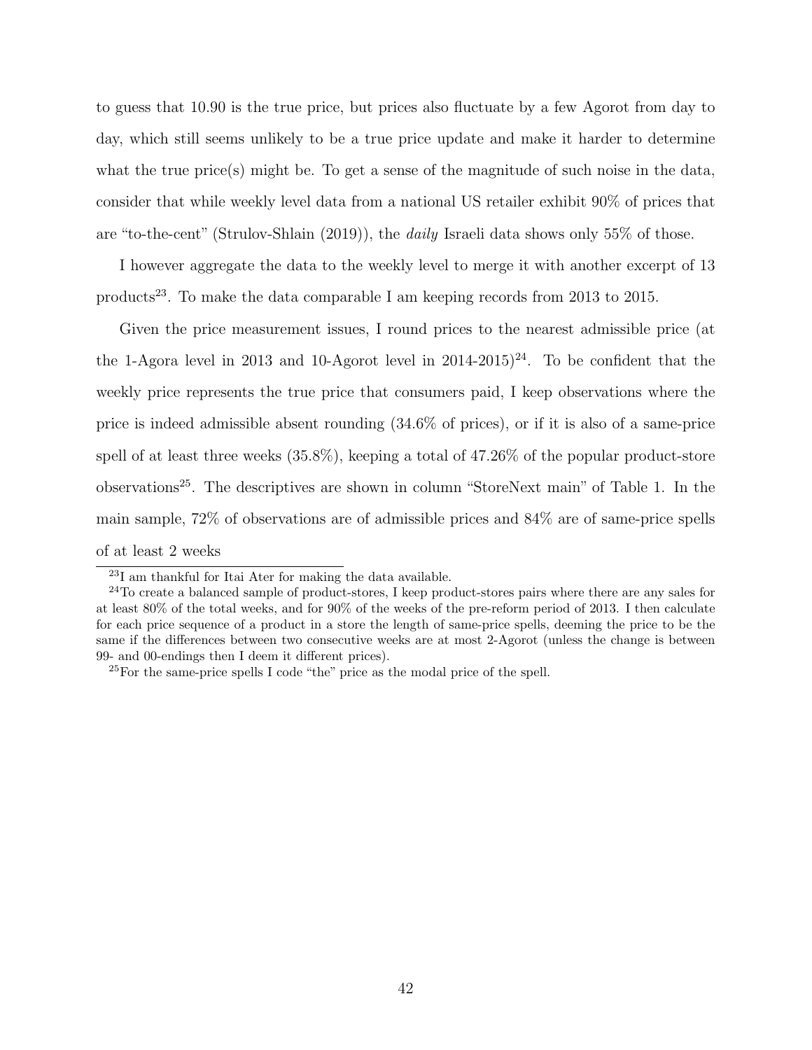to guess that 10.90 is the true price, but prices also fluctuate by a few Agorot from day to day, which still seems unlikely to be a true price update and make it harder to determine what the true price(s) might be. To get a sense of the magnitude of such noise in the data, consider that while weekly level data from a national US retailer exhibit 90% of prices that are "to-the-cent" (Strulov-Shlain (2019)), the *daily* Israeli data shows only 55% of those.

I however aggregate the data to the weekly level to merge it with another excerpt of 13 products[23]. To make the data comparable I am keeping records from 2013 to 2015.

Given the price measurement issues, I round prices to the nearest admissible price (at the 1-Agora level in 2013 and 10-Agorot level in 2014-2015)[24]. To be confident that the weekly price represents the true price that consumers paid, I keep observations where the price is indeed admissible absent rounding (34.6% of prices), or if it is also of a same-price spell of at least three weeks (35.8%), keeping a total of 47.26% of the popular product-store observations[25]. The descriptives are shown in column "StoreNext main" of Table 1. In the main sample, 72% of observations are of admissible prices and 84% are of same-price spells of at least 2 weeks

[23] I am thankful for Itai Ater for making the data available.

[24] To create a balanced sample of product-stores, I keep product-stores pairs where there are any sales for at least 80% of the total weeks, and for 90% of the weeks of the pre-reform period of 2013. I then calculate for each price sequence of a product in a store the length of same-price spells, deeming the price to be the same if the differences between two consecutive weeks are at most 2-Agorot (unless the change is between 99- and 00-endings then I deem it different prices).

[25] For the same-price spells I code "the" price as the modal price of the spell.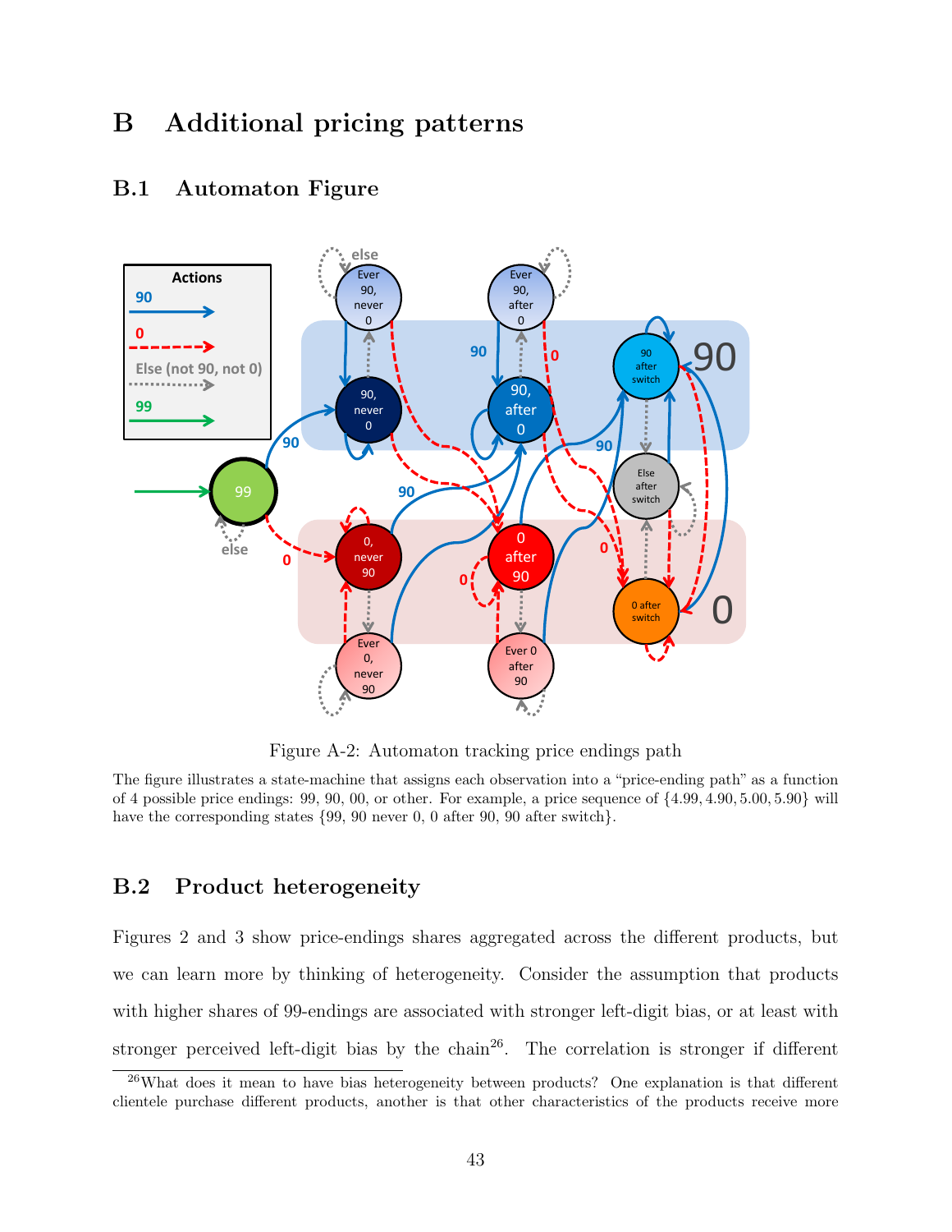# B Additional pricing patterns

## B.1 Automaton Figure

Figure A-2: Automaton tracking price endings path

The figure illustrates a state-machine that assigns each observation into a "price-ending path" as a function of 4 possible price endings: 99, 90, 00, or other. For example, a price sequence of $\{4.99, 4.90, 5.00, 5.90\}$ will have the corresponding states {99, 90 never 0, 0 after 90, 90 after switch}.

## B.2 Product heterogeneity

Figures 2 and 3 show price-endings shares aggregated across the different products, but we can learn more by thinking of heterogeneity. Consider the assumption that products with higher shares of 99-endings are associated with stronger left-digit bias, or at least with stronger perceived left-digit bias by the chain[26]. The correlation is stronger if different

[26] What does it mean to have bias heterogeneity between products? One explanation is that different clientele purchase different products, another is that other characteristics of the products receive more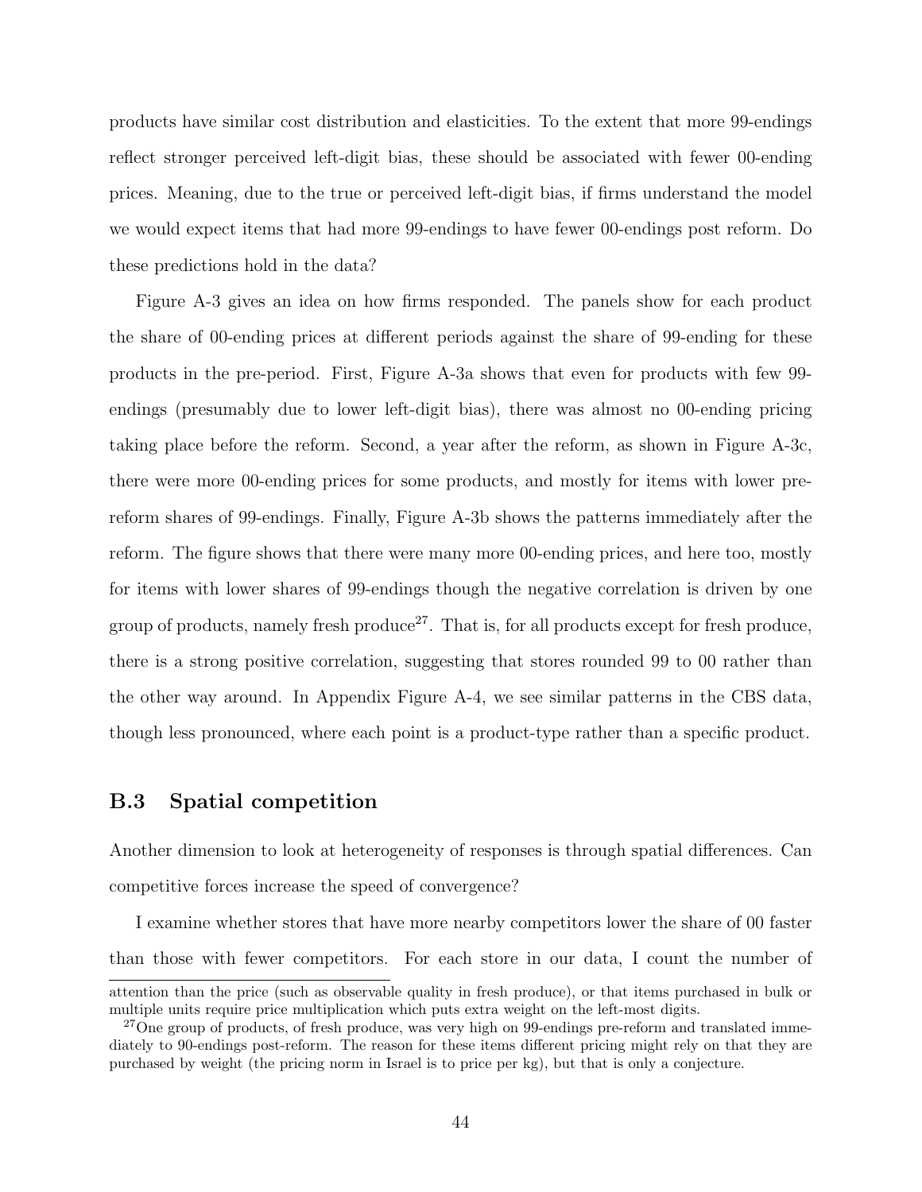products have similar cost distribution and elasticities. To the extent that more 99-endings reflect stronger perceived left-digit bias, these should be associated with fewer 00-ending prices. Meaning, due to the true or perceived left-digit bias, if firms understand the model we would expect items that had more 99-endings to have fewer 00-endings post reform. Do these predictions hold in the data?

Figure A-3 gives an idea on how firms responded. The panels show for each product the share of 00-ending prices at different periods against the share of 99-ending for these products in the pre-period. First, Figure A-3a shows that even for products with few 99-endings (presumably due to lower left-digit bias), there was almost no 00-ending pricing taking place before the reform. Second, a year after the reform, as shown in Figure A-3c, there were more 00-ending prices for some products, and mostly for items with lower pre-reform shares of 99-endings. Finally, Figure A-3b shows the patterns immediately after the reform. The figure shows that there were many more 00-ending prices, and here too, mostly for items with lower shares of 99-endings though the negative correlation is driven by one group of products, namely fresh produce[27]. That is, for all products except for fresh produce, there is a strong positive correlation, suggesting that stores rounded 99 to 00 rather than the other way around. In Appendix Figure A-4, we see similar patterns in the CBS data, though less pronounced, where each point is a product-type rather than a specific product.

## B.3 Spatial competition

Another dimension to look at heterogeneity of responses is through spatial differences. Can competitive forces increase the speed of convergence?

I examine whether stores that have more nearby competitors lower the share of 00 faster than those with fewer competitors. For each store in our data, I count the number of

attention than the price (such as observable quality in fresh produce), or that items purchased in bulk or multiple units require price multiplication which puts extra weight on the left-most digits.

[27]One group of products, of fresh produce, was very high on 99-endings pre-reform and translated immediately to 90-endings post-reform. The reason for these items different pricing might rely on that they are purchased by weight (the pricing norm in Israel is to price per kg), but that is only a conjecture.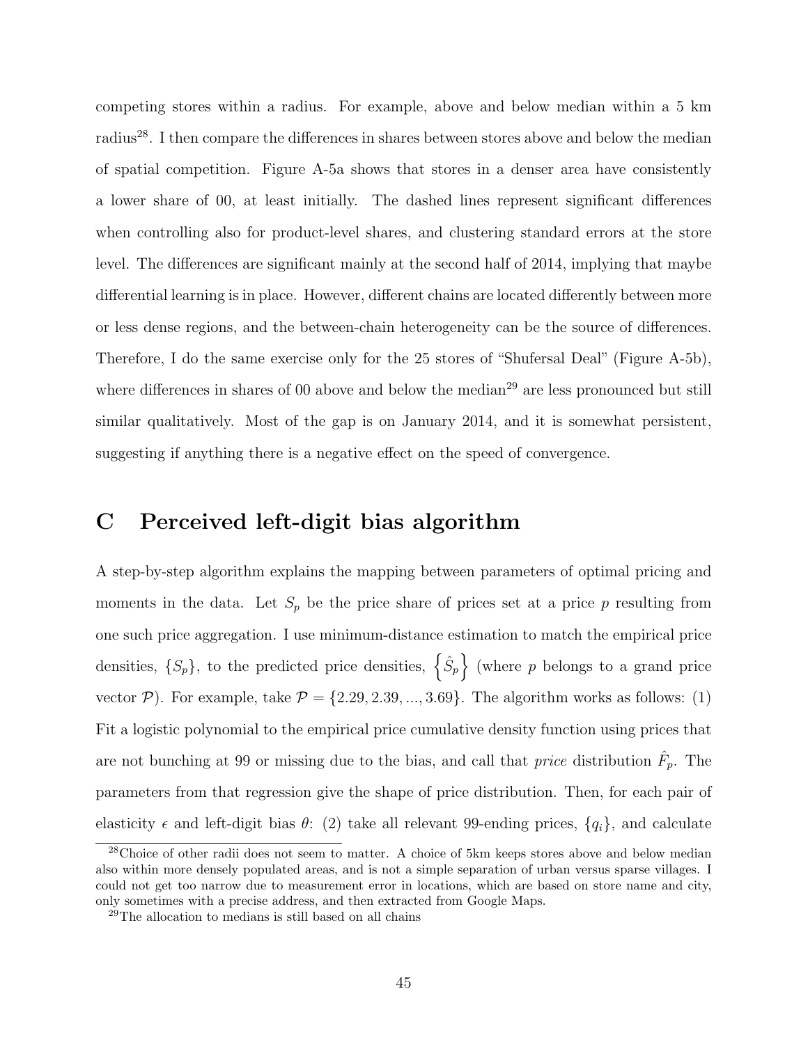competing stores within a radius. For example, above and below median within a 5 km radius[28]. I then compare the differences in shares between stores above and below the median of spatial competition. Figure A-5a shows that stores in a denser area have consistently a lower share of 00, at least initially. The dashed lines represent significant differences when controlling also for product-level shares, and clustering standard errors at the store level. The differences are significant mainly at the second half of 2014, implying that maybe differential learning is in place. However, different chains are located differently between more or less dense regions, and the between-chain heterogeneity can be the source of differences. Therefore, I do the same exercise only for the 25 stores of "Shufersal Deal" (Figure A-5b), where differences in shares of 00 above and below the median[29] are less pronounced but still similar qualitatively. Most of the gap is on January 2014, and it is somewhat persistent, suggesting if anything there is a negative effect on the speed of convergence.

# C Perceived left-digit bias algorithm

A step-by-step algorithm explains the mapping between parameters of optimal pricing and moments in the data. Let $S_p$ be the price share of prices set at a price $p$ resulting from one such price aggregation. I use minimum-distance estimation to match the empirical price densities, $\{S_p\}$, to the predicted price densities, $\left\{\hat{S}_p\right\}$ (where $p$ belongs to a grand price vector $\mathcal{P}$). For example, take $\mathcal{P} = \{2.29, 2.39, ..., 3.69\}$. The algorithm works as follows: (1) Fit a logistic polynomial to the empirical price cumulative density function using prices that are not bunching at 99 or missing due to the bias, and call that *price* distribution $\hat{F}_p$. The parameters from that regression give the shape of price distribution. Then, for each pair of elasticity $\epsilon$ and left-digit bias $\theta$: (2) take all relevant 99-ending prices, $\{q_i\}$, and calculate

[28] Choice of other radii does not seem to matter. A choice of 5km keeps stores above and below median also within more densely populated areas, and is not a simple separation of urban versus sparse villages. I could not get too narrow due to measurement error in locations, which are based on store name and city, only sometimes with a precise address, and then extracted from Google Maps.

[29] The allocation to medians is still based on all chains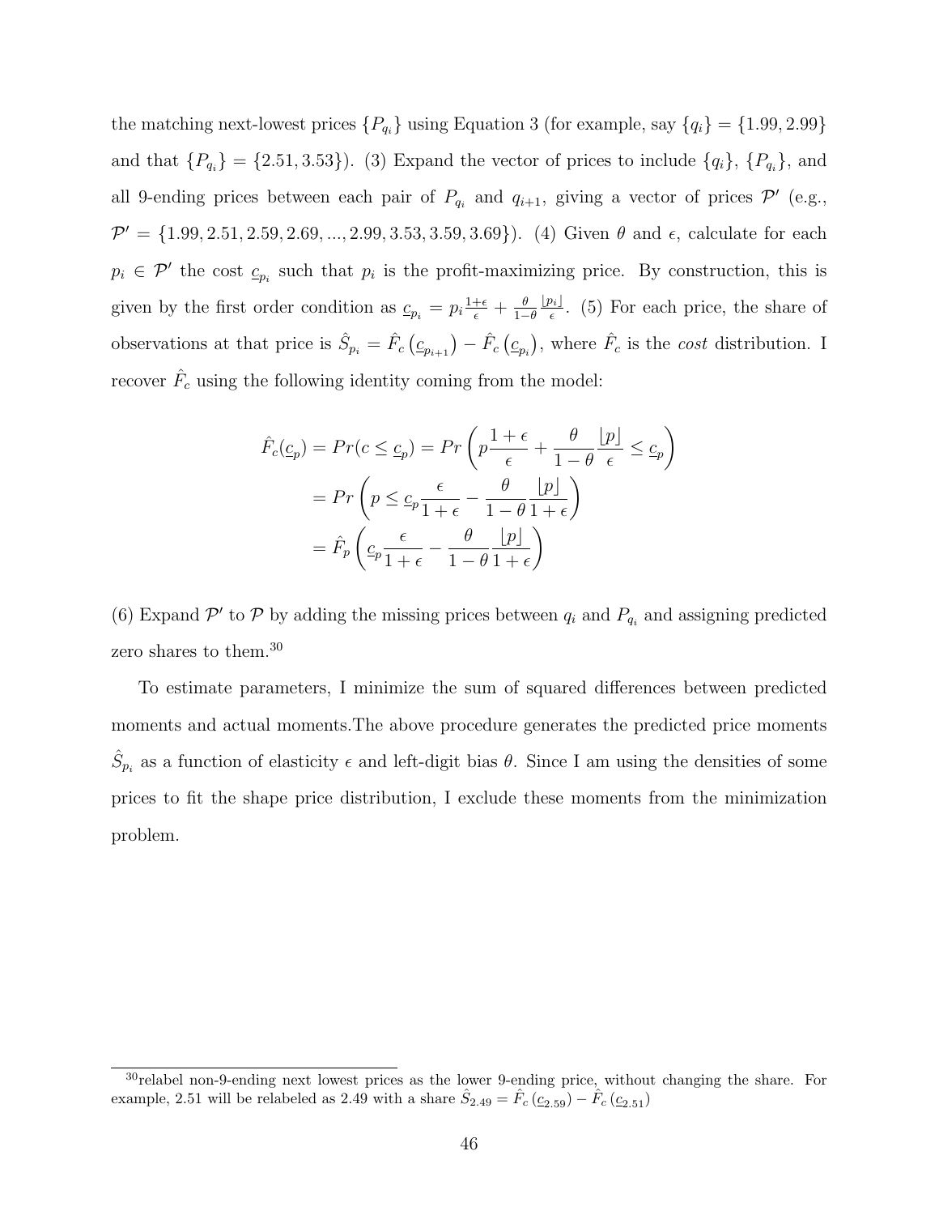the matching next-lowest prices $\{P_{q_i}\}$ using Equation 3 (for example, say $\{q_i\} = \{1.99, 2.99\}$ and that $\{P_{q_i}\} = \{2.51, 3.53\}$). (3) Expand the vector of prices to include $\{q_i\}$, $\{P_{q_i}\}$, and all 9-ending prices between each pair of $P_{q_i}$ and $q_{i+1}$, giving a vector of prices $\mathcal{P}'$ (e.g., $\mathcal{P}' = \{1.99, 2.51, 2.59, 2.69, ..., 2.99, 3.53, 3.59, 3.69\}$). (4) Given $\theta$ and $\epsilon$, calculate for each $p_i \in \mathcal{P}'$ the cost $\underline{c}_{p_i}$ such that $p_i$ is the profit-maximizing price. By construction, this is given by the first order condition as $\underline{c}_{p_i} = p_i \frac{1+\epsilon}{\epsilon} + \frac{\theta}{1-\theta}\frac{\lfloor p_i \rfloor}{\epsilon}$. (5) For each price, the share of observations at that price is $\hat{S}_{p_i} = \hat{F}_c\left(\underline{c}_{p_{i+1}}\right) - \hat{F}_c\left(\underline{c}_{p_i}\right)$, where $\hat{F}_c$ is the *cost* distribution. I recover $\hat{F}_c$ using the following identity coming from the model:

$$
\begin{aligned}
\hat{F}_c(\underline{c}_p) = Pr(c \leq \underline{c}_p) &= Pr\left(p\frac{1+\epsilon}{\epsilon} + \frac{\theta}{1-\theta}\frac{\lfloor p \rfloor}{\epsilon} \leq \underline{c}_p\right) \\
&= Pr\left(p \leq \underline{c}_p \frac{\epsilon}{1+\epsilon} - \frac{\theta}{1-\theta}\frac{\lfloor p \rfloor}{1+\epsilon}\right) \\
&= \hat{F}_p\left(\underline{c}_p \frac{\epsilon}{1+\epsilon} - \frac{\theta}{1-\theta}\frac{\lfloor p \rfloor}{1+\epsilon}\right)
\end{aligned}
$$

(6) Expand $\mathcal{P}'$ to $\mathcal{P}$ by adding the missing prices between $q_i$ and $P_{q_i}$ and assigning predicted zero shares to them.[30]

To estimate parameters, I minimize the sum of squared differences between predicted moments and actual moments.The above procedure generates the predicted price moments $\hat{S}_{p_i}$ as a function of elasticity $\epsilon$ and left-digit bias $\theta$. Since I am using the densities of some prices to fit the shape price distribution, I exclude these moments from the minimization problem.

[30] relabel non-9-ending next lowest prices as the lower 9-ending price, without changing the share. For example, 2.51 will be relabeled as 2.49 with a share $\hat{S}_{2.49} = \hat{F}_c\left(\underline{c}_{2.59}\right) - \hat{F}_c\left(\underline{c}_{2.51}\right)$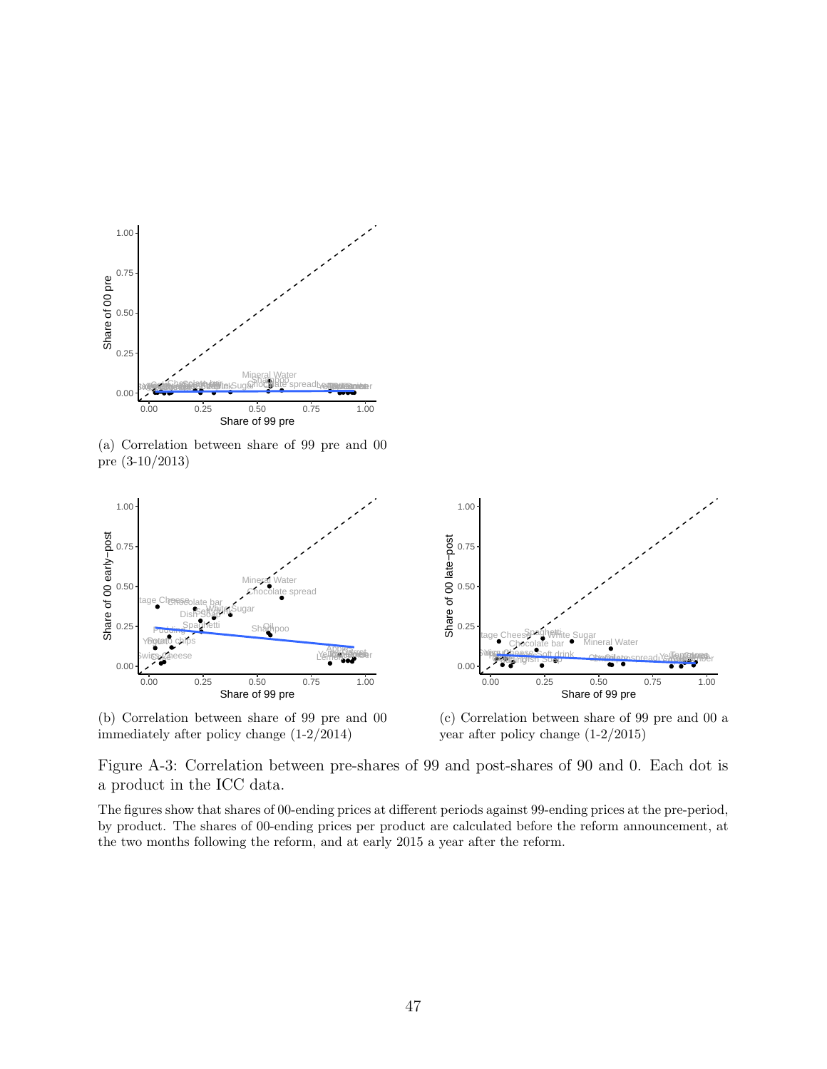(a) Correlation between share of 99 pre and 00 pre (3-10/2013)

(b) Correlation between share of 99 pre and 00 immediately after policy change (1-2/2014)

(c) Correlation between share of 99 pre and 00 a year after policy change (1-2/2015)

Figure A-3: Correlation between pre-shares of 99 and post-shares of 90 and 0. Each dot is a product in the ICC data.

The figures show that shares of 00-ending prices at different periods against 99-ending prices at the pre-period, by product. The shares of 00-ending prices per product are calculated before the reform announcement, at the two months following the reform, and at early 2015 a year after the reform.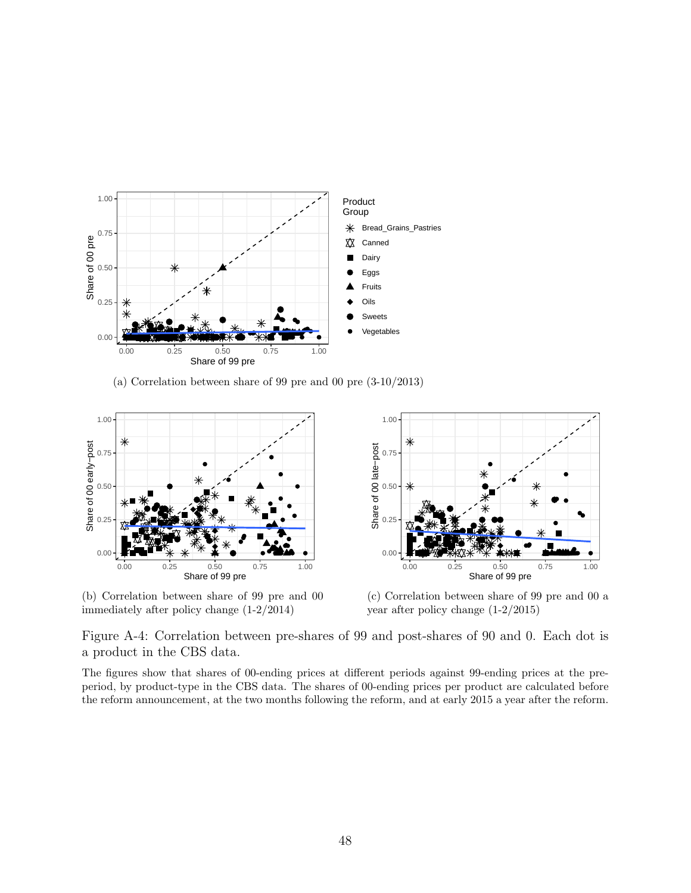(a) Correlation between share of 99 pre and 00 pre (3-10/2013)

(b) Correlation between share of 99 pre and 00 immediately after policy change (1-2/2014)

(c) Correlation between share of 99 pre and 00 a year after policy change (1-2/2015)

Figure A-4: Correlation between pre-shares of 99 and post-shares of 90 and 0. Each dot is a product in the CBS data.

The figures show that shares of 00-ending prices at different periods against 99-ending prices at the pre-period, by product-type in the CBS data. The shares of 00-ending prices per product are calculated before the reform announcement, at the two months following the reform, and at early 2015 a year after the reform.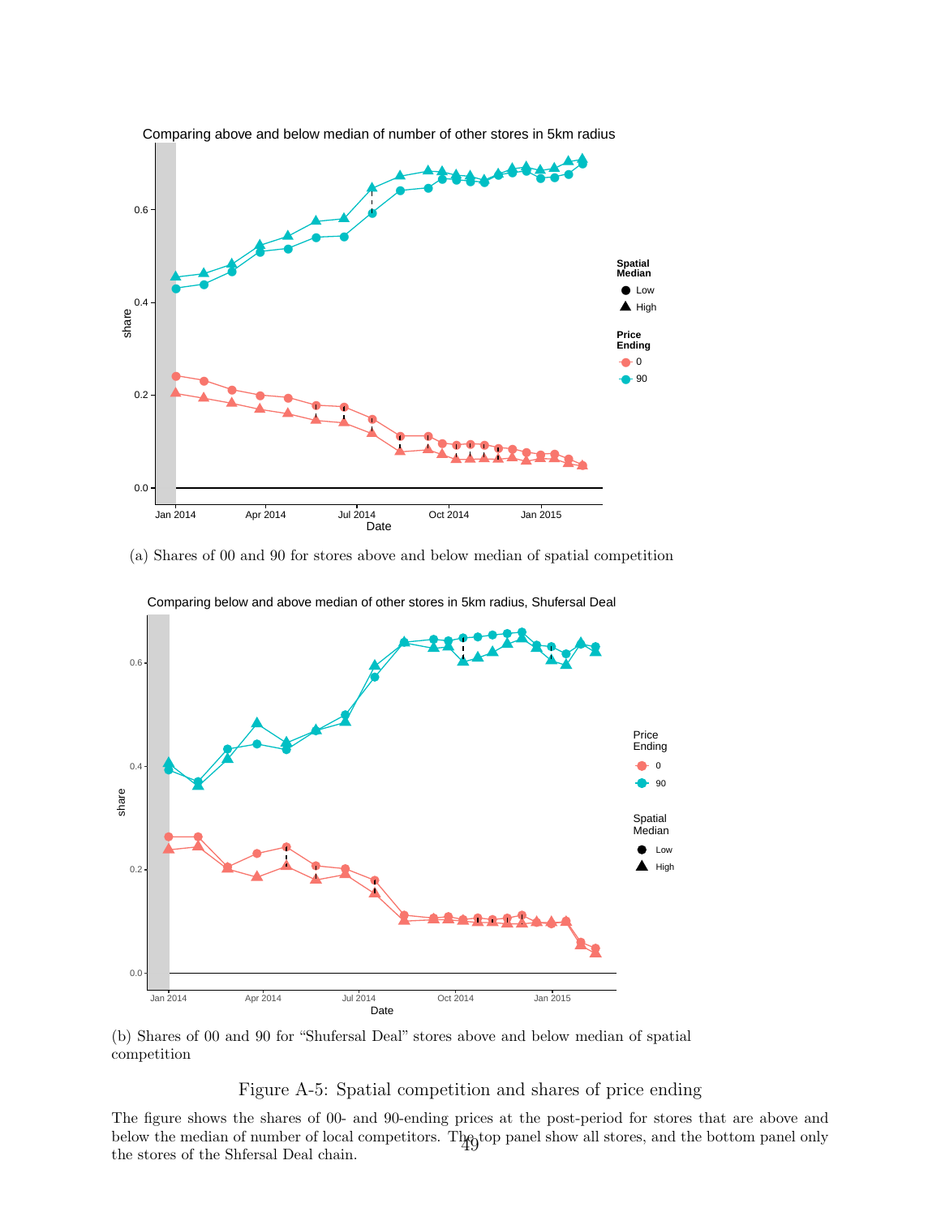Comparing above and below median of number of other stores in 5km radius

share

0.6
0.4
0.2
0.0

Jan 2014
Apr 2014
Jul 2014
Oct 2014
Jan 2015

Date

Spatial Median
Low
High

Price Ending
0
90

(a) Shares of 00 and 90 for stores above and below median of spatial competition

Comparing below and above median of other stores in 5km radius, Shufersal Deal

share

0.6
0.4
0.2
0.0

Jan 2014
Apr 2014
Jul 2014
Oct 2014
Jan 2015

Date

Price Ending
0
90

Spatial Median
Low
High

(b) Shares of 00 and 90 for "Shufersal Deal" stores above and below median of spatial competition

Figure A-5: Spatial competition and shares of price ending

The figure shows the shares of 00- and 90-ending prices at the post-period for stores that are above and below the median of number of local competitors. The top panel show all stores, and the bottom panel only the stores of the Shfersal Deal chain.